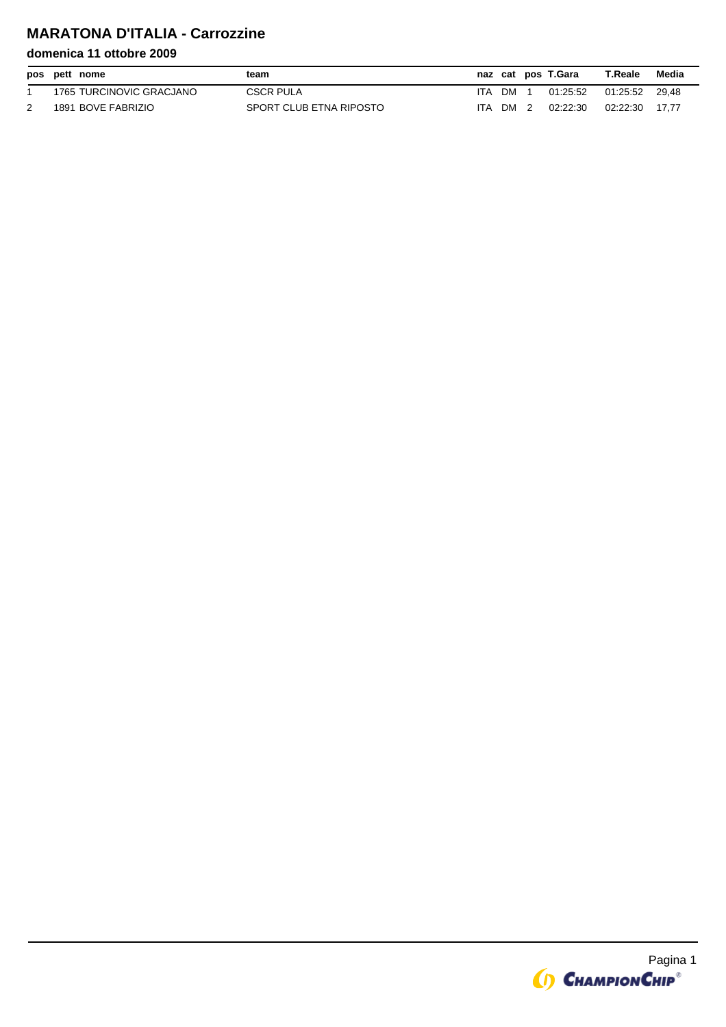# MARATONA D'ITALIA - Carrozzine

### domenica 11 ottobre 2009

| pos | pett | nome | team | naz | cat | pos | T.Gara | T.Reale | Media |
|---|---|---|---|---|---|---|---|---|---|
| 1 | 1765 | TURCINOVIC GRACJANO | CSCR PULA | ITA | DM | 1 | 01:25:52 | 01:25:52 | 29,48 |
| 2 | 1891 | BOVE FABRIZIO | SPORT CLUB ETNA RIPOSTO | ITA | DM | 2 | 02:22:30 | 02:22:30 | 17,77 |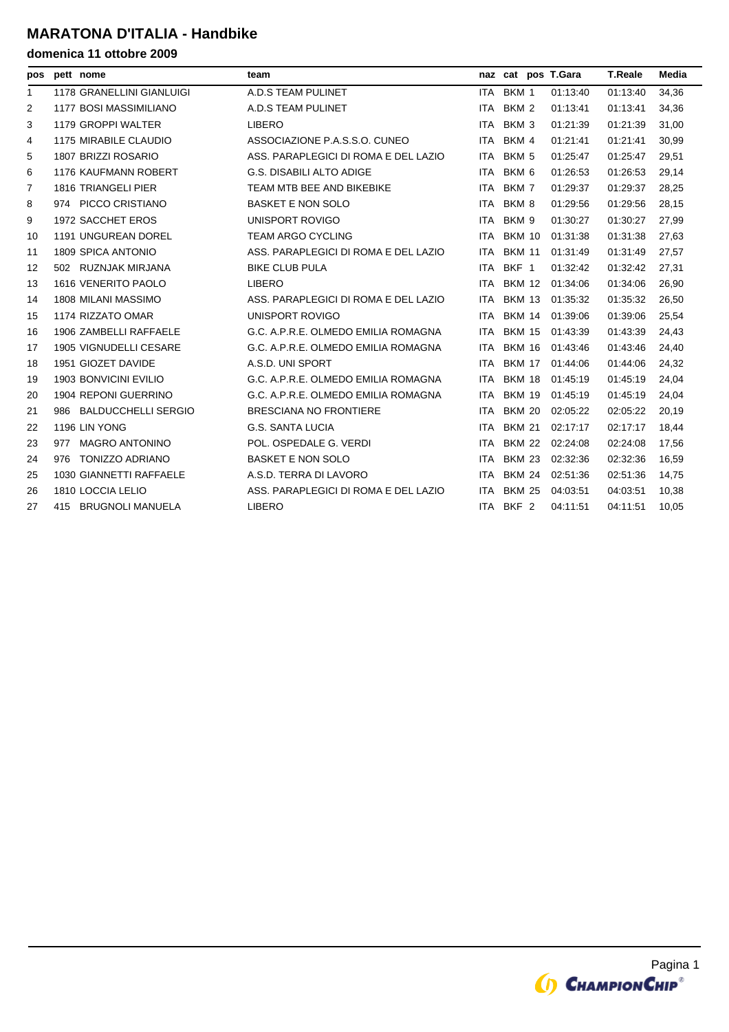# MARATONA D'ITALIA - Handbike

## domenica 11 ottobre 2009

| pos | pett | nome | team | naz | cat | pos | T.Gara | T.Reale | Media |
|---|---|---|---|---|---|---|---|---|---|
| 1 | 1178 | GRANELLINI GIANLUIGI | A.D.S TEAM PULINET | ITA | BKM | 1 | 01:13:40 | 01:13:40 | 34,36 |
| 2 | 1177 | BOSI MASSIMILIANO | A.D.S TEAM PULINET | ITA | BKM | 2 | 01:13:41 | 01:13:41 | 34,36 |
| 3 | 1179 | GROPPI WALTER | LIBERO | ITA | BKM | 3 | 01:21:39 | 01:21:39 | 31,00 |
| 4 | 1175 | MIRABILE CLAUDIO | ASSOCIAZIONE P.A.S.S.O. CUNEO | ITA | BKM | 4 | 01:21:41 | 01:21:41 | 30,99 |
| 5 | 1807 | BRIZZI ROSARIO | ASS. PARAPLEGICI DI ROMA E DEL LAZIO | ITA | BKM | 5 | 01:25:47 | 01:25:47 | 29,51 |
| 6 | 1176 | KAUFMANN ROBERT | G.S. DISABILI ALTO ADIGE | ITA | BKM | 6 | 01:26:53 | 01:26:53 | 29,14 |
| 7 | 1816 | TRIANGELI PIER | TEAM MTB BEE AND BIKEBIKE | ITA | BKM | 7 | 01:29:37 | 01:29:37 | 28,25 |
| 8 | 974 | PICCO CRISTIANO | BASKET E NON SOLO | ITA | BKM | 8 | 01:29:56 | 01:29:56 | 28,15 |
| 9 | 1972 | SACCHET EROS | UNISPORT ROVIGO | ITA | BKM | 9 | 01:30:27 | 01:30:27 | 27,99 |
| 10 | 1191 | UNGUREAN DOREL | TEAM ARGO CYCLING | ITA | BKM | 10 | 01:31:38 | 01:31:38 | 27,63 |
| 11 | 1809 | SPICA ANTONIO | ASS. PARAPLEGICI DI ROMA E DEL LAZIO | ITA | BKM | 11 | 01:31:49 | 01:31:49 | 27,57 |
| 12 | 502 | RUZNJAK MIRJANA | BIKE CLUB PULA | ITA | BKF | 1 | 01:32:42 | 01:32:42 | 27,31 |
| 13 | 1616 | VENERITO PAOLO | LIBERO | ITA | BKM | 12 | 01:34:06 | 01:34:06 | 26,90 |
| 14 | 1808 | MILANI MASSIMO | ASS. PARAPLEGICI DI ROMA E DEL LAZIO | ITA | BKM | 13 | 01:35:32 | 01:35:32 | 26,50 |
| 15 | 1174 | RIZZATO OMAR | UNISPORT ROVIGO | ITA | BKM | 14 | 01:39:06 | 01:39:06 | 25,54 |
| 16 | 1906 | ZAMBELLI RAFFAELE | G.C. A.P.R.E. OLMEDO EMILIA ROMAGNA | ITA | BKM | 15 | 01:43:39 | 01:43:39 | 24,43 |
| 17 | 1905 | VIGNUDELLI CESARE | G.C. A.P.R.E. OLMEDO EMILIA ROMAGNA | ITA | BKM | 16 | 01:43:46 | 01:43:46 | 24,40 |
| 18 | 1951 | GIOZET DAVIDE | A.S.D. UNI SPORT | ITA | BKM | 17 | 01:44:06 | 01:44:06 | 24,32 |
| 19 | 1903 | BONVICINI EVILIO | G.C. A.P.R.E. OLMEDO EMILIA ROMAGNA | ITA | BKM | 18 | 01:45:19 | 01:45:19 | 24,04 |
| 20 | 1904 | REPONI GUERRINO | G.C. A.P.R.E. OLMEDO EMILIA ROMAGNA | ITA | BKM | 19 | 01:45:19 | 01:45:19 | 24,04 |
| 21 | 986 | BALDUCCHELLI SERGIO | BRESCIANA NO FRONTIERE | ITA | BKM | 20 | 02:05:22 | 02:05:22 | 20,19 |
| 22 | 1196 | LIN YONG | G.S. SANTA LUCIA | ITA | BKM | 21 | 02:17:17 | 02:17:17 | 18,44 |
| 23 | 977 | MAGRO ANTONINO | POL. OSPEDALE G. VERDI | ITA | BKM | 22 | 02:24:08 | 02:24:08 | 17,56 |
| 24 | 976 | TONIZZO ADRIANO | BASKET E NON SOLO | ITA | BKM | 23 | 02:32:36 | 02:32:36 | 16,59 |
| 25 | 1030 | GIANNETTI RAFFAELE | A.S.D. TERRA DI LAVORO | ITA | BKM | 24 | 02:51:36 | 02:51:36 | 14,75 |
| 26 | 1810 | LOCCIA LELIO | ASS. PARAPLEGICI DI ROMA E DEL LAZIO | ITA | BKM | 25 | 04:03:51 | 04:03:51 | 10,38 |
| 27 | 415 | BRUGNOLI MANUELA | LIBERO | ITA | BKF | 2 | 04:11:51 | 04:11:51 | 10,05 |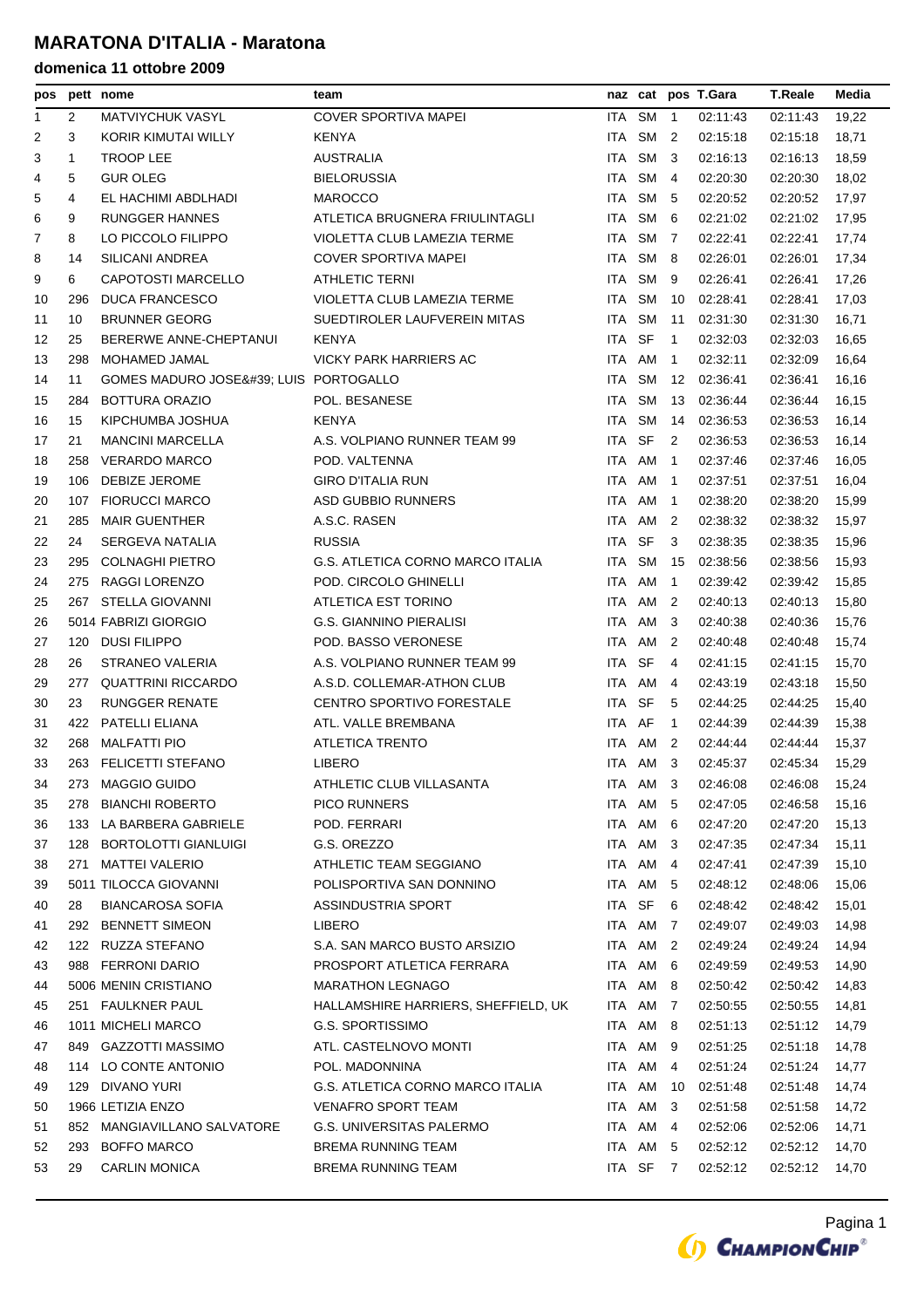# MARATONA D'ITALIA - Maratona

## domenica 11 ottobre 2009

| pos | pett | nome | team | naz | cat | pos | T.Gara | T.Reale | Media |
|---|---|---|---|---|---|---|---|---|---|
| 1 | 2 | MATVIYCHUK VASYL | COVER SPORTIVA MAPEI | ITA | SM | 1 | 02:11:43 | 02:11:43 | 19,22 |
| 2 | 3 | KORIR KIMUTAI WILLY | KENYA | ITA | SM | 2 | 02:15:18 | 02:15:18 | 18,71 |
| 3 | 1 | TROOP LEE | AUSTRALIA | ITA | SM | 3 | 02:16:13 | 02:16:13 | 18,59 |
| 4 | 5 | GUR OLEG | BIELORUSSIA | ITA | SM | 4 | 02:20:30 | 02:20:30 | 18,02 |
| 5 | 4 | EL HACHIMI ABDLHADI | MAROCCO | ITA | SM | 5 | 02:20:52 | 02:20:52 | 17,97 |
| 6 | 9 | RUNGGER HANNES | ATLETICA BRUGNERA FRIULINTAGLI | ITA | SM | 6 | 02:21:02 | 02:21:02 | 17,95 |
| 7 | 8 | LO PICCOLO FILIPPO | VIOLETTA CLUB LAMEZIA TERME | ITA | SM | 7 | 02:22:41 | 02:22:41 | 17,74 |
| 8 | 14 | SILICANI ANDREA | COVER SPORTIVA MAPEI | ITA | SM | 8 | 02:26:01 | 02:26:01 | 17,34 |
| 9 | 6 | CAPOTOSTI MARCELLO | ATHLETIC TERNI | ITA | SM | 9 | 02:26:41 | 02:26:41 | 17,26 |
| 10 | 296 | DUCA FRANCESCO | VIOLETTA CLUB LAMEZIA TERME | ITA | SM | 10 | 02:28:41 | 02:28:41 | 17,03 |
| 11 | 10 | BRUNNER GEORG | SUEDTIROLER LAUFVEREIN MITAS | ITA | SM | 11 | 02:31:30 | 02:31:30 | 16,71 |
| 12 | 25 | BERERWE ANNE-CHEPTANUI | KENYA | ITA | SF | 1 | 02:32:03 | 02:32:03 | 16,65 |
| 13 | 298 | MOHAMED JAMAL | VICKY PARK HARRIERS AC | ITA | AM | 1 | 02:32:11 | 02:32:09 | 16,64 |
| 14 | 11 | GOMES MADURO JOSE&#39; LUIS | PORTOGALLO | ITA | SM | 12 | 02:36:41 | 02:36:41 | 16,16 |
| 15 | 284 | BOTTURA ORAZIO | POL. BESANESE | ITA | SM | 13 | 02:36:44 | 02:36:44 | 16,15 |
| 16 | 15 | KIPCHUMBA JOSHUA | KENYA | ITA | SM | 14 | 02:36:53 | 02:36:53 | 16,14 |
| 17 | 21 | MANCINI MARCELLA | A.S. VOLPIANO RUNNER TEAM 99 | ITA | SF | 2 | 02:36:53 | 02:36:53 | 16,14 |
| 18 | 258 | VERARDO MARCO | POD. VALTENNA | ITA | AM | 1 | 02:37:46 | 02:37:46 | 16,05 |
| 19 | 106 | DEBIZE JEROME | GIRO D'ITALIA RUN | ITA | AM | 1 | 02:37:51 | 02:37:51 | 16,04 |
| 20 | 107 | FIORUCCI MARCO | ASD GUBBIO RUNNERS | ITA | AM | 1 | 02:38:20 | 02:38:20 | 15,99 |
| 21 | 285 | MAIR GUENTHER | A.S.C. RASEN | ITA | AM | 2 | 02:38:32 | 02:38:32 | 15,97 |
| 22 | 24 | SERGEVA NATALIA | RUSSIA | ITA | SF | 3 | 02:38:35 | 02:38:35 | 15,96 |
| 23 | 295 | COLNAGHI PIETRO | G.S. ATLETICA CORNO MARCO ITALIA | ITA | SM | 15 | 02:38:56 | 02:38:56 | 15,93 |
| 24 | 275 | RAGGI LORENZO | POD. CIRCOLO GHINELLI | ITA | AM | 1 | 02:39:42 | 02:39:42 | 15,85 |
| 25 | 267 | STELLA GIOVANNI | ATLETICA EST TORINO | ITA | AM | 2 | 02:40:13 | 02:40:13 | 15,80 |
| 26 | 5014 | FABRIZI GIORGIO | G.S. GIANNINO PIERALISI | ITA | AM | 3 | 02:40:38 | 02:40:36 | 15,76 |
| 27 | 120 | DUSI FILIPPO | POD. BASSO VERONESE | ITA | AM | 2 | 02:40:48 | 02:40:48 | 15,74 |
| 28 | 26 | STRANEO VALERIA | A.S. VOLPIANO RUNNER TEAM 99 | ITA | SF | 4 | 02:41:15 | 02:41:15 | 15,70 |
| 29 | 277 | QUATTRINI RICCARDO | A.S.D. COLLEMAR-ATHON CLUB | ITA | AM | 4 | 02:43:19 | 02:43:18 | 15,50 |
| 30 | 23 | RUNGGER RENATE | CENTRO SPORTIVO FORESTALE | ITA | SF | 5 | 02:44:25 | 02:44:25 | 15,40 |
| 31 | 422 | PATELLI ELIANA | ATL. VALLE BREMBANA | ITA | AF | 1 | 02:44:39 | 02:44:39 | 15,38 |
| 32 | 268 | MALFATTI PIO | ATLETICA TRENTO | ITA | AM | 2 | 02:44:44 | 02:44:44 | 15,37 |
| 33 | 263 | FELICETTI STEFANO | LIBERO | ITA | AM | 3 | 02:45:37 | 02:45:34 | 15,29 |
| 34 | 273 | MAGGIO GUIDO | ATHLETIC CLUB VILLASANTA | ITA | AM | 3 | 02:46:08 | 02:46:08 | 15,24 |
| 35 | 278 | BIANCHI ROBERTO | PICO RUNNERS | ITA | AM | 5 | 02:47:05 | 02:46:58 | 15,16 |
| 36 | 133 | LA BARBERA GABRIELE | POD. FERRARI | ITA | AM | 6 | 02:47:20 | 02:47:20 | 15,13 |
| 37 | 128 | BORTOLOTTI GIANLUIGI | G.S. OREZZO | ITA | AM | 3 | 02:47:35 | 02:47:34 | 15,11 |
| 38 | 271 | MATTEI VALERIO | ATHLETIC TEAM SEGGIANO | ITA | AM | 4 | 02:47:41 | 02:47:39 | 15,10 |
| 39 | 5011 | TILOCCA GIOVANNI | POLISPORTIVA SAN DONNINO | ITA | AM | 5 | 02:48:12 | 02:48:06 | 15,06 |
| 40 | 28 | BIANCAROSA SOFIA | ASSINDUSTRIA SPORT | ITA | SF | 6 | 02:48:42 | 02:48:42 | 15,01 |
| 41 | 292 | BENNETT SIMEON | LIBERO | ITA | AM | 7 | 02:49:07 | 02:49:03 | 14,98 |
| 42 | 122 | RUZZA STEFANO | S.A. SAN MARCO BUSTO ARSIZIO | ITA | AM | 2 | 02:49:24 | 02:49:24 | 14,94 |
| 43 | 988 | FERRONI DARIO | PROSPORT ATLETICA FERRARA | ITA | AM | 6 | 02:49:59 | 02:49:53 | 14,90 |
| 44 | 5006 | MENIN CRISTIANO | MARATHON LEGNAGO | ITA | AM | 8 | 02:50:42 | 02:50:42 | 14,83 |
| 45 | 251 | FAULKNER PAUL | HALLAMSHIRE HARRIERS, SHEFFIELD, UK | ITA | AM | 7 | 02:50:55 | 02:50:55 | 14,81 |
| 46 | 1011 | MICHELI MARCO | G.S. SPORTISSIMO | ITA | AM | 8 | 02:51:13 | 02:51:12 | 14,79 |
| 47 | 849 | GAZZOTTI MASSIMO | ATL. CASTELNOVO MONTI | ITA | AM | 9 | 02:51:25 | 02:51:18 | 14,78 |
| 48 | 114 | LO CONTE ANTONIO | POL. MADONNINA | ITA | AM | 4 | 02:51:24 | 02:51:24 | 14,77 |
| 49 | 129 | DIVANO YURI | G.S. ATLETICA CORNO MARCO ITALIA | ITA | AM | 10 | 02:51:48 | 02:51:48 | 14,74 |
| 50 | 1966 | LETIZIA ENZO | VENAFRO SPORT TEAM | ITA | AM | 3 | 02:51:58 | 02:51:58 | 14,72 |
| 51 | 852 | MANGIAVILLANO SALVATORE | G.S. UNIVERSITAS PALERMO | ITA | AM | 4 | 02:52:06 | 02:52:06 | 14,71 |
| 52 | 293 | BOFFO MARCO | BREMA RUNNING TEAM | ITA | AM | 5 | 02:52:12 | 02:52:12 | 14,70 |
| 53 | 29 | CARLIN MONICA | BREMA RUNNING TEAM | ITA | SF | 7 | 02:52:12 | 02:52:12 | 14,70 |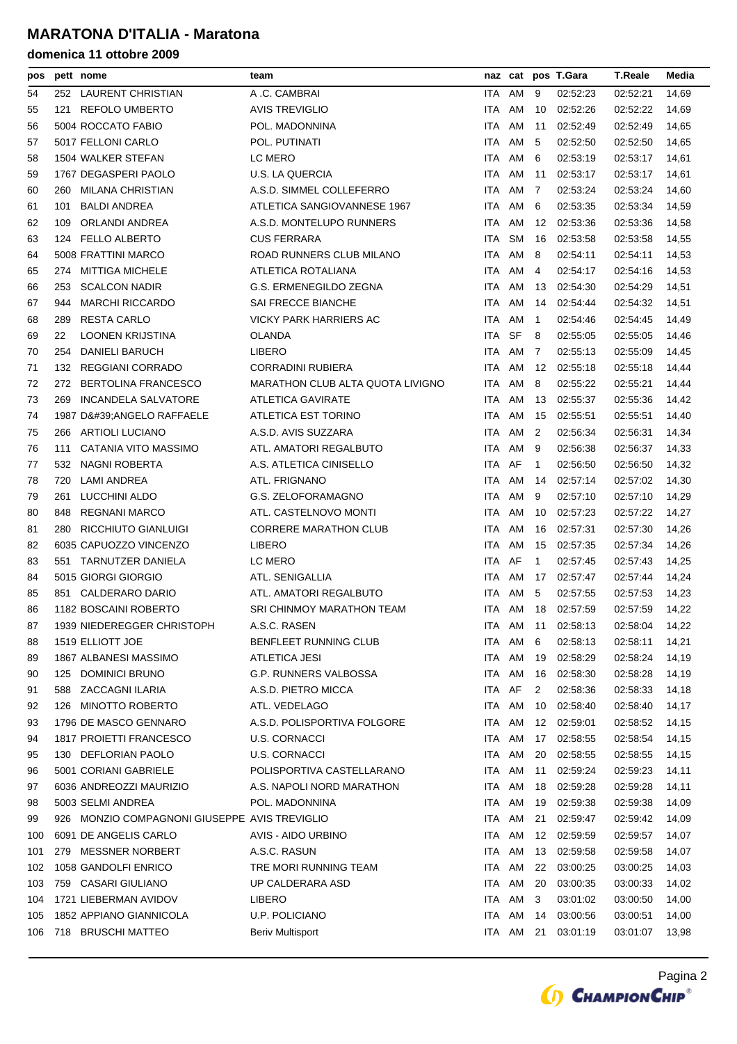# MARATONA D'ITALIA - Maratona

## domenica 11 ottobre 2009

| pos | pett | nome | team | naz | cat | pos | T.Gara | T.Reale | Media |
|---|---|---|---|---|---|---|---|---|---|
| 54 | 252 | LAURENT CHRISTIAN | A .C. CAMBRAI | ITA | AM | 9 | 02:52:23 | 02:52:21 | 14,69 |
| 55 | 121 | REFOLO UMBERTO | AVIS TREVIGLIO | ITA | AM | 10 | 02:52:26 | 02:52:22 | 14,69 |
| 56 | 5004 | ROCCATO FABIO | POL. MADONNINA | ITA | AM | 11 | 02:52:49 | 02:52:49 | 14,65 |
| 57 | 5017 | FELLONI CARLO | POL. PUTINATI | ITA | AM | 5 | 02:52:50 | 02:52:50 | 14,65 |
| 58 | 1504 | WALKER STEFAN | LC MERO | ITA | AM | 6 | 02:53:19 | 02:53:17 | 14,61 |
| 59 | 1767 | DEGASPERI PAOLO | U.S. LA QUERCIA | ITA | AM | 11 | 02:53:17 | 02:53:17 | 14,61 |
| 60 | 260 | MILANA CHRISTIAN | A.S.D. SIMMEL COLLEFERRO | ITA | AM | 7 | 02:53:24 | 02:53:24 | 14,60 |
| 61 | 101 | BALDI ANDREA | ATLETICA SANGIOVANNESE 1967 | ITA | AM | 6 | 02:53:35 | 02:53:34 | 14,59 |
| 62 | 109 | ORLANDI ANDREA | A.S.D. MONTELUPO RUNNERS | ITA | AM | 12 | 02:53:36 | 02:53:36 | 14,58 |
| 63 | 124 | FELLO ALBERTO | CUS FERRARA | ITA | SM | 16 | 02:53:58 | 02:53:58 | 14,55 |
| 64 | 5008 | FRATTINI MARCO | ROAD RUNNERS CLUB MILANO | ITA | AM | 8 | 02:54:11 | 02:54:11 | 14,53 |
| 65 | 274 | MITTIGA MICHELE | ATLETICA ROTALIANA | ITA | AM | 4 | 02:54:17 | 02:54:16 | 14,53 |
| 66 | 253 | SCALCON NADIR | G.S. ERMENEGILDO ZEGNA | ITA | AM | 13 | 02:54:30 | 02:54:29 | 14,51 |
| 67 | 944 | MARCHI RICCARDO | SAI FRECCE BIANCHE | ITA | AM | 14 | 02:54:44 | 02:54:32 | 14,51 |
| 68 | 289 | RESTA CARLO | VICKY PARK HARRIERS AC | ITA | AM | 1 | 02:54:46 | 02:54:45 | 14,49 |
| 69 | 22 | LOONEN KRIJSTINA | OLANDA | ITA | SF | 8 | 02:55:05 | 02:55:05 | 14,46 |
| 70 | 254 | DANIELI BARUCH | LIBERO | ITA | AM | 7 | 02:55:13 | 02:55:09 | 14,45 |
| 71 | 132 | REGGIANI CORRADO | CORRADINI RUBIERA | ITA | AM | 12 | 02:55:18 | 02:55:18 | 14,44 |
| 72 | 272 | BERTOLINA FRANCESCO | MARATHON CLUB ALTA QUOTA LIVIGNO | ITA | AM | 8 | 02:55:22 | 02:55:21 | 14,44 |
| 73 | 269 | INCANDELA SALVATORE | ATLETICA GAVIRATE | ITA | AM | 13 | 02:55:37 | 02:55:36 | 14,42 |
| 74 | 1987 | D&#39;ANGELO RAFFAELE | ATLETICA EST TORINO | ITA | AM | 15 | 02:55:51 | 02:55:51 | 14,40 |
| 75 | 266 | ARTIOLI LUCIANO | A.S.D. AVIS SUZZARA | ITA | AM | 2 | 02:56:34 | 02:56:31 | 14,34 |
| 76 | 111 | CATANIA VITO MASSIMO | ATL. AMATORI REGALBUTO | ITA | AM | 9 | 02:56:38 | 02:56:37 | 14,33 |
| 77 | 532 | NAGNI ROBERTA | A.S. ATLETICA CINISELLO | ITA | AF | 1 | 02:56:50 | 02:56:50 | 14,32 |
| 78 | 720 | LAMI ANDREA | ATL. FRIGNANO | ITA | AM | 14 | 02:57:14 | 02:57:02 | 14,30 |
| 79 | 261 | LUCCHINI ALDO | G.S. ZELOFORAMAGNO | ITA | AM | 9 | 02:57:10 | 02:57:10 | 14,29 |
| 80 | 848 | REGNANI MARCO | ATL. CASTELNOVO MONTI | ITA | AM | 10 | 02:57:23 | 02:57:22 | 14,27 |
| 81 | 280 | RICCHIUTO GIANLUIGI | CORRERE MARATHON CLUB | ITA | AM | 16 | 02:57:31 | 02:57:30 | 14,26 |
| 82 | 6035 | CAPUOZZO VINCENZO | LIBERO | ITA | AM | 15 | 02:57:35 | 02:57:34 | 14,26 |
| 83 | 551 | TARNUTZER DANIELA | LC MERO | ITA | AF | 1 | 02:57:45 | 02:57:43 | 14,25 |
| 84 | 5015 | GIORGI GIORGIO | ATL. SENIGALLIA | ITA | AM | 17 | 02:57:47 | 02:57:44 | 14,24 |
| 85 | 851 | CALDERARO DARIO | ATL. AMATORI REGALBUTO | ITA | AM | 5 | 02:57:55 | 02:57:53 | 14,23 |
| 86 | 1182 | BOSCAINI ROBERTO | SRI CHINMOY MARATHON TEAM | ITA | AM | 18 | 02:57:59 | 02:57:59 | 14,22 |
| 87 | 1939 | NIEDEREGGER CHRISTOPH | A.S.C. RASEN | ITA | AM | 11 | 02:58:13 | 02:58:04 | 14,22 |
| 88 | 1519 | ELLIOTT JOE | BENFLEET RUNNING CLUB | ITA | AM | 6 | 02:58:13 | 02:58:11 | 14,21 |
| 89 | 1867 | ALBANESI MASSIMO | ATLETICA JESI | ITA | AM | 19 | 02:58:29 | 02:58:24 | 14,19 |
| 90 | 125 | DOMINICI BRUNO | G.P. RUNNERS VALBOSSA | ITA | AM | 16 | 02:58:30 | 02:58:28 | 14,19 |
| 91 | 588 | ZACCAGNI ILARIA | A.S.D. PIETRO MICCA | ITA | AF | 2 | 02:58:36 | 02:58:33 | 14,18 |
| 92 | 126 | MINOTTO ROBERTO | ATL. VEDELAGO | ITA | AM | 10 | 02:58:40 | 02:58:40 | 14,17 |
| 93 | 1796 | DE MASCO GENNARO | A.S.D. POLISPORTIVA FOLGORE | ITA | AM | 12 | 02:59:01 | 02:58:52 | 14,15 |
| 94 | 1817 | PROIETTI FRANCESCO | U.S. CORNACCI | ITA | AM | 17 | 02:58:55 | 02:58:54 | 14,15 |
| 95 | 130 | DEFLORIAN PAOLO | U.S. CORNACCI | ITA | AM | 20 | 02:58:55 | 02:58:55 | 14,15 |
| 96 | 5001 | CORIANI GABRIELE | POLISPORTIVA CASTELLARANO | ITA | AM | 11 | 02:59:24 | 02:59:23 | 14,11 |
| 97 | 6036 | ANDREOZZI MAURIZIO | A.S. NAPOLI NORD MARATHON | ITA | AM | 18 | 02:59:28 | 02:59:28 | 14,11 |
| 98 | 5003 | SELMI ANDREA | POL. MADONNINA | ITA | AM | 19 | 02:59:38 | 02:59:38 | 14,09 |
| 99 | 926 | MONZIO COMPAGNONI GIUSEPPE | AVIS TREVIGLIO | ITA | AM | 21 | 02:59:47 | 02:59:42 | 14,09 |
| 100 | 6091 | DE ANGELIS CARLO | AVIS - AIDO URBINO | ITA | AM | 12 | 02:59:59 | 02:59:57 | 14,07 |
| 101 | 279 | MESSNER NORBERT | A.S.C. RASUN | ITA | AM | 13 | 02:59:58 | 02:59:58 | 14,07 |
| 102 | 1058 | GANDOLFI ENRICO | TRE MORI RUNNING TEAM | ITA | AM | 22 | 03:00:25 | 03:00:25 | 14,03 |
| 103 | 759 | CASARI GIULIANO | UP CALDERARA ASD | ITA | AM | 20 | 03:00:35 | 03:00:33 | 14,02 |
| 104 | 1721 | LIEBERMAN AVIDOV | LIBERO | ITA | AM | 3 | 03:01:02 | 03:00:50 | 14,00 |
| 105 | 1852 | APPIANO GIANNICOLA | U.P. POLICIANO | ITA | AM | 14 | 03:00:56 | 03:00:51 | 14,00 |
| 106 | 718 | BRUSCHI MATTEO | Beriv Multisport | ITA | AM | 21 | 03:01:19 | 03:01:07 | 13,98 |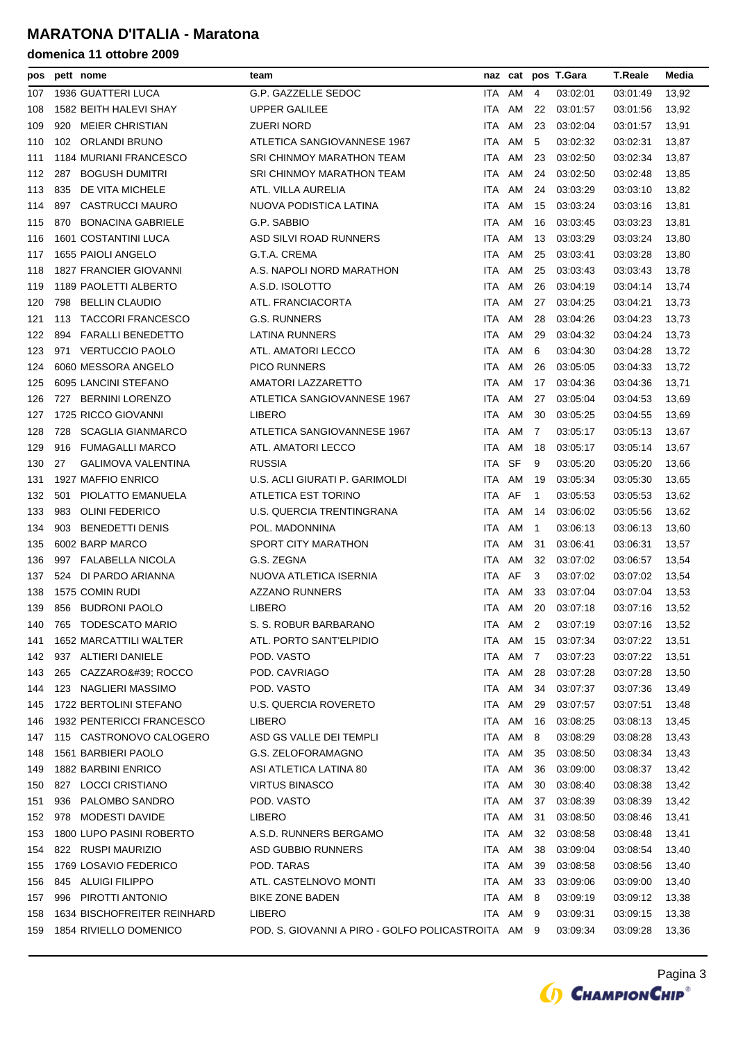# MARATONA D'ITALIA - Maratona

## domenica 11 ottobre 2009

| pos | pett | nome | team | naz | cat | pos | T.Gara | T.Reale | Media |
|---|---|---|---|---|---|---|---|---|---|
| 107 | 1936 | GUATTERI LUCA | G.P. GAZZELLE SEDOC | ITA | AM | 4 | 03:02:01 | 03:01:49 | 13,92 |
| 108 | 1582 | BEITH HALEVI SHAY | UPPER GALILEE | ITA | AM | 22 | 03:01:57 | 03:01:56 | 13,92 |
| 109 | 920 | MEIER CHRISTIAN | ZUERI NORD | ITA | AM | 23 | 03:02:04 | 03:01:57 | 13,91 |
| 110 | 102 | ORLANDI BRUNO | ATLETICA SANGIOVANNESE 1967 | ITA | AM | 5 | 03:02:32 | 03:02:31 | 13,87 |
| 111 | 1184 | MURIANI FRANCESCO | SRI CHINMOY MARATHON TEAM | ITA | AM | 23 | 03:02:50 | 03:02:34 | 13,87 |
| 112 | 287 | BOGUSH DUMITRI | SRI CHINMOY MARATHON TEAM | ITA | AM | 24 | 03:02:50 | 03:02:48 | 13,85 |
| 113 | 835 | DE VITA MICHELE | ATL. VILLA AURELIA | ITA | AM | 24 | 03:03:29 | 03:03:10 | 13,82 |
| 114 | 897 | CASTRUCCI MAURO | NUOVA PODISTICA LATINA | ITA | AM | 15 | 03:03:24 | 03:03:16 | 13,81 |
| 115 | 870 | BONACINA GABRIELE | G.P. SABBIO | ITA | AM | 16 | 03:03:45 | 03:03:23 | 13,81 |
| 116 | 1601 | COSTANTINI LUCA | ASD SILVI ROAD RUNNERS | ITA | AM | 13 | 03:03:29 | 03:03:24 | 13,80 |
| 117 | 1655 | PAIOLI ANGELO | G.T.A. CREMA | ITA | AM | 25 | 03:03:41 | 03:03:28 | 13,80 |
| 118 | 1827 | FRANCIER GIOVANNI | A.S. NAPOLI NORD MARATHON | ITA | AM | 25 | 03:03:43 | 03:03:43 | 13,78 |
| 119 | 1189 | PAOLETTI ALBERTO | A.S.D. ISOLOTTO | ITA | AM | 26 | 03:04:19 | 03:04:14 | 13,74 |
| 120 | 798 | BELLIN CLAUDIO | ATL. FRANCIACORTA | ITA | AM | 27 | 03:04:25 | 03:04:21 | 13,73 |
| 121 | 113 | TACCORI FRANCESCO | G.S. RUNNERS | ITA | AM | 28 | 03:04:26 | 03:04:23 | 13,73 |
| 122 | 894 | FARALLI BENEDETTO | LATINA RUNNERS | ITA | AM | 29 | 03:04:32 | 03:04:24 | 13,73 |
| 123 | 971 | VERTUCCIO PAOLO | ATL. AMATORI LECCO | ITA | AM | 6 | 03:04:30 | 03:04:28 | 13,72 |
| 124 | 6060 | MESSORA ANGELO | PICO RUNNERS | ITA | AM | 26 | 03:05:05 | 03:04:33 | 13,72 |
| 125 | 6095 | LANCINI STEFANO | AMATORI LAZZARETTO | ITA | AM | 17 | 03:04:36 | 03:04:36 | 13,71 |
| 126 | 727 | BERNINI LORENZO | ATLETICA SANGIOVANNESE 1967 | ITA | AM | 27 | 03:05:04 | 03:04:53 | 13,69 |
| 127 | 1725 | RICCO GIOVANNI | LIBERO | ITA | AM | 30 | 03:05:25 | 03:04:55 | 13,69 |
| 128 | 728 | SCAGLIA GIANMARCO | ATLETICA SANGIOVANNESE 1967 | ITA | AM | 7 | 03:05:17 | 03:05:13 | 13,67 |
| 129 | 916 | FUMAGALLI MARCO | ATL. AMATORI LECCO | ITA | AM | 18 | 03:05:17 | 03:05:14 | 13,67 |
| 130 | 27 | GALIMOVA VALENTINA | RUSSIA | ITA | SF | 9 | 03:05:20 | 03:05:20 | 13,66 |
| 131 | 1927 | MAFFIO ENRICO | U.S. ACLI GIURATI P. GARIMOLDI | ITA | AM | 19 | 03:05:34 | 03:05:30 | 13,65 |
| 132 | 501 | PIOLATTO EMANUELA | ATLETICA EST TORINO | ITA | AF | 1 | 03:05:53 | 03:05:53 | 13,62 |
| 133 | 983 | OLINI FEDERICO | U.S. QUERCIA TRENTINGRANA | ITA | AM | 14 | 03:06:02 | 03:05:56 | 13,62 |
| 134 | 903 | BENEDETTI DENIS | POL. MADONNINA | ITA | AM | 1 | 03:06:13 | 03:06:13 | 13,60 |
| 135 | 6002 | BARP MARCO | SPORT CITY MARATHON | ITA | AM | 31 | 03:06:41 | 03:06:31 | 13,57 |
| 136 | 997 | FALABELLA NICOLA | G.S. ZEGNA | ITA | AM | 32 | 03:07:02 | 03:06:57 | 13,54 |
| 137 | 524 | DI PARDO ARIANNA | NUOVA ATLETICA ISERNIA | ITA | AF | 3 | 03:07:02 | 03:07:02 | 13,54 |
| 138 | 1575 | COMIN RUDI | AZZANO RUNNERS | ITA | AM | 33 | 03:07:04 | 03:07:04 | 13,53 |
| 139 | 856 | BUDRONI PAOLO | LIBERO | ITA | AM | 20 | 03:07:18 | 03:07:16 | 13,52 |
| 140 | 765 | TODESCATO MARIO | S. S. ROBUR BARBARANO | ITA | AM | 2 | 03:07:19 | 03:07:16 | 13,52 |
| 141 | 1652 | MARCATTILI WALTER | ATL. PORTO SANT'ELPIDIO | ITA | AM | 15 | 03:07:34 | 03:07:22 | 13,51 |
| 142 | 937 | ALTIERI DANIELE | POD. VASTO | ITA | AM | 7 | 03:07:23 | 03:07:22 | 13,51 |
| 143 | 265 | CAZZARO&#39; ROCCO | POD. CAVRIAGO | ITA | AM | 28 | 03:07:28 | 03:07:28 | 13,50 |
| 144 | 123 | NAGLIERI MASSIMO | POD. VASTO | ITA | AM | 34 | 03:07:37 | 03:07:36 | 13,49 |
| 145 | 1722 | BERTOLINI STEFANO | U.S. QUERCIA ROVERETO | ITA | AM | 29 | 03:07:57 | 03:07:51 | 13,48 |
| 146 | 1932 | PENTERICCI FRANCESCO | LIBERO | ITA | AM | 16 | 03:08:25 | 03:08:13 | 13,45 |
| 147 | 115 | CASTRONOVO CALOGERO | ASD GS VALLE DEI TEMPLI | ITA | AM | 8 | 03:08:29 | 03:08:28 | 13,43 |
| 148 | 1561 | BARBIERI PAOLO | G.S. ZELOFORAMAGNO | ITA | AM | 35 | 03:08:50 | 03:08:34 | 13,43 |
| 149 | 1882 | BARBINI ENRICO | ASI ATLETICA LATINA 80 | ITA | AM | 36 | 03:09:00 | 03:08:37 | 13,42 |
| 150 | 827 | LOCCI CRISTIANO | VIRTUS BINASCO | ITA | AM | 30 | 03:08:40 | 03:08:38 | 13,42 |
| 151 | 936 | PALOMBO SANDRO | POD. VASTO | ITA | AM | 37 | 03:08:39 | 03:08:39 | 13,42 |
| 152 | 978 | MODESTI DAVIDE | LIBERO | ITA | AM | 31 | 03:08:50 | 03:08:46 | 13,41 |
| 153 | 1800 | LUPO PASINI ROBERTO | A.S.D. RUNNERS BERGAMO | ITA | AM | 32 | 03:08:58 | 03:08:48 | 13,41 |
| 154 | 822 | RUSPI MAURIZIO | ASD GUBBIO RUNNERS | ITA | AM | 38 | 03:09:04 | 03:08:54 | 13,40 |
| 155 | 1769 | LOSAVIO FEDERICO | POD. TARAS | ITA | AM | 39 | 03:08:58 | 03:08:56 | 13,40 |
| 156 | 845 | ALUIGI FILIPPO | ATL. CASTELNOVO MONTI | ITA | AM | 33 | 03:09:06 | 03:09:00 | 13,40 |
| 157 | 996 | PIROTTI ANTONIO | BIKE ZONE BADEN | ITA | AM | 8 | 03:09:19 | 03:09:12 | 13,38 |
| 158 | 1634 | BISCHOFREITER REINHARD | LIBERO | ITA | AM | 9 | 03:09:31 | 03:09:15 | 13,38 |
| 159 | 1854 | RIVIELLO DOMENICO | POD. S. GIOVANNI A PIRO - GOLFO POLICASTRO | ITA | AM | 9 | 03:09:34 | 03:09:28 | 13,36 |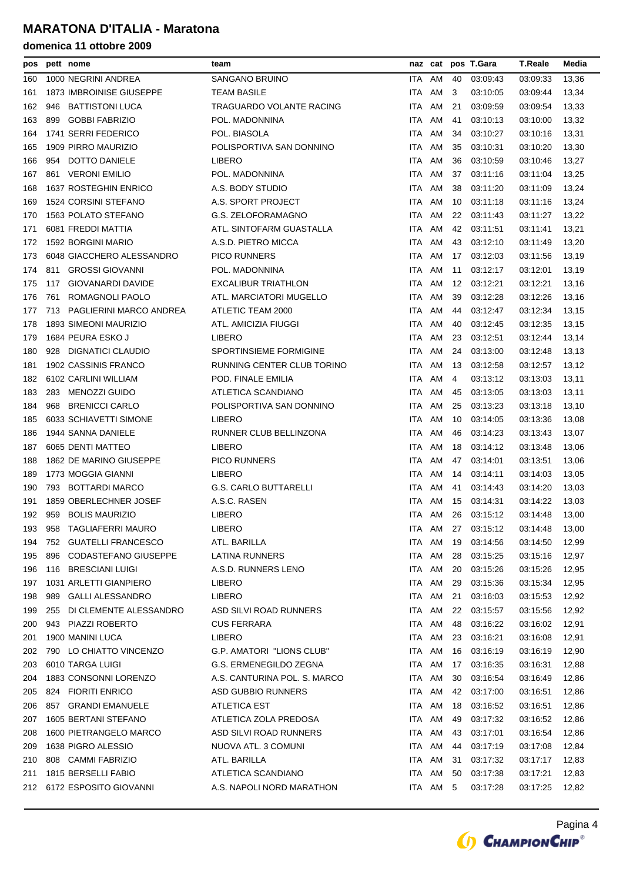# MARATONA D'ITALIA - Maratona

## domenica 11 ottobre 2009

| pos | pett | nome | team | naz | cat | pos | T.Gara | T.Reale | Media |
|---|---|---|---|---|---|---|---|---|---|
| 160 | 1000 | NEGRINI ANDREA | SANGANO BRUINO | ITA | AM | 40 | 03:09:43 | 03:09:33 | 13,36 |
| 161 | 1873 | IMBROINISE GIUSEPPE | TEAM BASILE | ITA | AM | 3 | 03:10:05 | 03:09:44 | 13,34 |
| 162 | 946 | BATTISTONI LUCA | TRAGUARDO VOLANTE RACING | ITA | AM | 21 | 03:09:59 | 03:09:54 | 13,33 |
| 163 | 899 | GOBBI FABRIZIO | POL. MADONNINA | ITA | AM | 41 | 03:10:13 | 03:10:00 | 13,32 |
| 164 | 1741 | SERRI FEDERICO | POL. BIASOLA | ITA | AM | 34 | 03:10:27 | 03:10:16 | 13,31 |
| 165 | 1909 | PIRRO MAURIZIO | POLISPORTIVA SAN DONNINO | ITA | AM | 35 | 03:10:31 | 03:10:20 | 13,30 |
| 166 | 954 | DOTTO DANIELE | LIBERO | ITA | AM | 36 | 03:10:59 | 03:10:46 | 13,27 |
| 167 | 861 | VERONI EMILIO | POL. MADONNINA | ITA | AM | 37 | 03:11:16 | 03:11:04 | 13,25 |
| 168 | 1637 | ROSTEGHIN ENRICO | A.S. BODY STUDIO | ITA | AM | 38 | 03:11:20 | 03:11:09 | 13,24 |
| 169 | 1524 | CORSINI STEFANO | A.S. SPORT PROJECT | ITA | AM | 10 | 03:11:18 | 03:11:16 | 13,24 |
| 170 | 1563 | POLATO STEFANO | G.S. ZELOFORAMAGNO | ITA | AM | 22 | 03:11:43 | 03:11:27 | 13,22 |
| 171 | 6081 | FREDDI MATTIA | ATL. SINTOFARM GUASTALLA | ITA | AM | 42 | 03:11:51 | 03:11:41 | 13,21 |
| 172 | 1592 | BORGINI MARIO | A.S.D. PIETRO MICCA | ITA | AM | 43 | 03:12:10 | 03:11:49 | 13,20 |
| 173 | 6048 | GIACCHERO ALESSANDRO | PICO RUNNERS | ITA | AM | 17 | 03:12:03 | 03:11:56 | 13,19 |
| 174 | 811 | GROSSI GIOVANNI | POL. MADONNINA | ITA | AM | 11 | 03:12:17 | 03:12:01 | 13,19 |
| 175 | 117 | GIOVANARDI DAVIDE | EXCALIBUR TRIATHLON | ITA | AM | 12 | 03:12:21 | 03:12:21 | 13,16 |
| 176 | 761 | ROMAGNOLI PAOLO | ATL. MARCIATORI MUGELLO | ITA | AM | 39 | 03:12:28 | 03:12:26 | 13,16 |
| 177 | 713 | PAGLIERINI MARCO ANDREA | ATLETIC TEAM 2000 | ITA | AM | 44 | 03:12:47 | 03:12:34 | 13,15 |
| 178 | 1893 | SIMEONI MAURIZIO | ATL. AMICIZIA FIUGGI | ITA | AM | 40 | 03:12:45 | 03:12:35 | 13,15 |
| 179 | 1684 | PEURA ESKO J | LIBERO | ITA | AM | 23 | 03:12:51 | 03:12:44 | 13,14 |
| 180 | 928 | DIGNATICI CLAUDIO | SPORTINSIEME FORMIGINE | ITA | AM | 24 | 03:13:00 | 03:12:48 | 13,13 |
| 181 | 1902 | CASSINIS FRANCO | RUNNING CENTER CLUB TORINO | ITA | AM | 13 | 03:12:58 | 03:12:57 | 13,12 |
| 182 | 6102 | CARLINI WILLIAM | POD. FINALE EMILIA | ITA | AM | 4 | 03:13:12 | 03:13:03 | 13,11 |
| 183 | 283 | MENOZZI GUIDO | ATLETICA SCANDIANO | ITA | AM | 45 | 03:13:05 | 03:13:03 | 13,11 |
| 184 | 968 | BRENICCI CARLO | POLISPORTIVA SAN DONNINO | ITA | AM | 25 | 03:13:23 | 03:13:18 | 13,10 |
| 185 | 6033 | SCHIAVETTI SIMONE | LIBERO | ITA | AM | 10 | 03:14:05 | 03:13:36 | 13,08 |
| 186 | 1944 | SANNA DANIELE | RUNNER CLUB BELLINZONA | ITA | AM | 46 | 03:14:23 | 03:13:43 | 13,07 |
| 187 | 6065 | DENTI MATTEO | LIBERO | ITA | AM | 18 | 03:14:12 | 03:13:48 | 13,06 |
| 188 | 1862 | DE MARINO GIUSEPPE | PICO RUNNERS | ITA | AM | 47 | 03:14:01 | 03:13:51 | 13,06 |
| 189 | 1773 | MOGGIA GIANNI | LIBERO | ITA | AM | 14 | 03:14:11 | 03:14:03 | 13,05 |
| 190 | 793 | BOTTARDI MARCO | G.S. CARLO BUTTARELLI | ITA | AM | 41 | 03:14:43 | 03:14:20 | 13,03 |
| 191 | 1859 | OBERLECHNER JOSEF | A.S.C. RASEN | ITA | AM | 15 | 03:14:31 | 03:14:22 | 13,03 |
| 192 | 959 | BOLIS MAURIZIO | LIBERO | ITA | AM | 26 | 03:15:12 | 03:14:48 | 13,00 |
| 193 | 958 | TAGLIAFERRI MAURO | LIBERO | ITA | AM | 27 | 03:15:12 | 03:14:48 | 13,00 |
| 194 | 752 | GUATELLI FRANCESCO | ATL. BARILLA | ITA | AM | 19 | 03:14:56 | 03:14:50 | 12,99 |
| 195 | 896 | CODASTEFANO GIUSEPPE | LATINA RUNNERS | ITA | AM | 28 | 03:15:25 | 03:15:16 | 12,97 |
| 196 | 116 | BRESCIANI LUIGI | A.S.D. RUNNERS LENO | ITA | AM | 20 | 03:15:26 | 03:15:26 | 12,95 |
| 197 | 1031 | ARLETTI GIANPIERO | LIBERO | ITA | AM | 29 | 03:15:36 | 03:15:34 | 12,95 |
| 198 | 989 | GALLI ALESSANDRO | LIBERO | ITA | AM | 21 | 03:16:03 | 03:15:53 | 12,92 |
| 199 | 255 | DI CLEMENTE ALESSANDRO | ASD SILVI ROAD RUNNERS | ITA | AM | 22 | 03:15:57 | 03:15:56 | 12,92 |
| 200 | 943 | PIAZZI ROBERTO | CUS FERRARA | ITA | AM | 48 | 03:16:22 | 03:16:02 | 12,91 |
| 201 | 1900 | MANINI LUCA | LIBERO | ITA | AM | 23 | 03:16:21 | 03:16:08 | 12,91 |
| 202 | 790 | LO CHIATTO VINCENZO | G.P. AMATORI "LIONS CLUB" | ITA | AM | 16 | 03:16:19 | 03:16:19 | 12,90 |
| 203 | 6010 | TARGA LUIGI | G.S. ERMENEGILDO ZEGNA | ITA | AM | 17 | 03:16:35 | 03:16:31 | 12,88 |
| 204 | 1883 | CONSONNI LORENZO | A.S. CANTURINA POL. S. MARCO | ITA | AM | 30 | 03:16:54 | 03:16:49 | 12,86 |
| 205 | 824 | FIORITI ENRICO | ASD GUBBIO RUNNERS | ITA | AM | 42 | 03:17:00 | 03:16:51 | 12,86 |
| 206 | 857 | GRANDI EMANUELE | ATLETICA EST | ITA | AM | 18 | 03:16:52 | 03:16:51 | 12,86 |
| 207 | 1605 | BERTANI STEFANO | ATLETICA ZOLA PREDOSA | ITA | AM | 49 | 03:17:32 | 03:16:52 | 12,86 |
| 208 | 1600 | PIETRANGELO MARCO | ASD SILVI ROAD RUNNERS | ITA | AM | 43 | 03:17:01 | 03:16:54 | 12,86 |
| 209 | 1638 | PIGRO ALESSIO | NUOVA ATL. 3 COMUNI | ITA | AM | 44 | 03:17:19 | 03:17:08 | 12,84 |
| 210 | 808 | CAMMI FABRIZIO | ATL. BARILLA | ITA | AM | 31 | 03:17:32 | 03:17:17 | 12,83 |
| 211 | 1815 | BERSELLI FABIO | ATLETICA SCANDIANO | ITA | AM | 50 | 03:17:38 | 03:17:21 | 12,83 |
| 212 | 6172 | ESPOSITO GIOVANNI | A.S. NAPOLI NORD MARATHON | ITA | AM | 5 | 03:17:28 | 03:17:25 | 12,82 |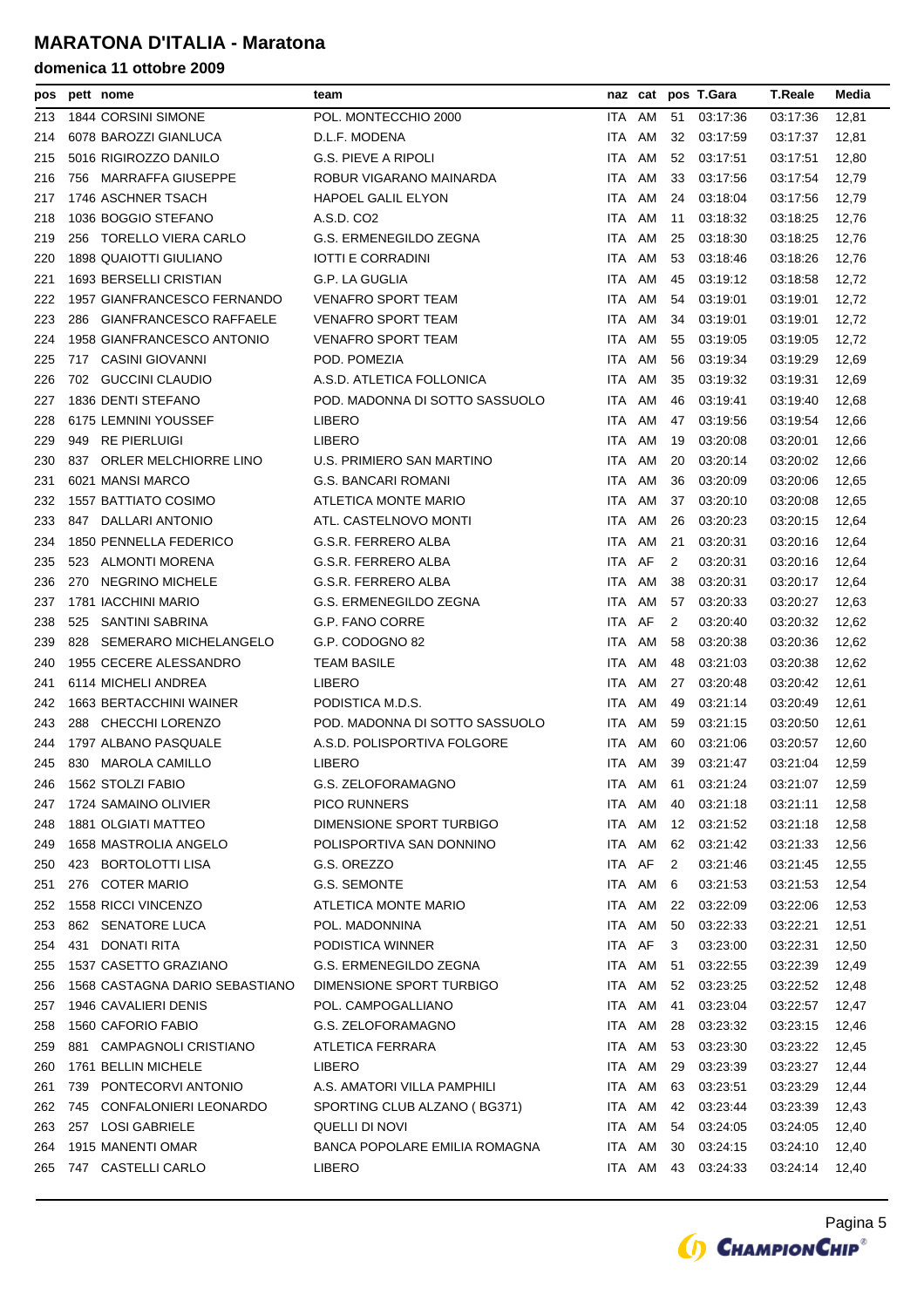# MARATONA D'ITALIA - Maratona

## domenica 11 ottobre 2009

| pos | pett | nome | team | naz | cat | pos | T.Gara | T.Reale | Media |
|---|---|---|---|---|---|---|---|---|---|
| 213 | 1844 | CORSINI SIMONE | POL. MONTECCHIO 2000 | ITA | AM | 51 | 03:17:36 | 03:17:36 | 12,81 |
| 214 | 6078 | BAROZZI GIANLUCA | D.L.F. MODENA | ITA | AM | 32 | 03:17:59 | 03:17:37 | 12,81 |
| 215 | 5016 | RIGIROZZO DANILO | G.S. PIEVE A RIPOLI | ITA | AM | 52 | 03:17:51 | 03:17:51 | 12,80 |
| 216 | 756 | MARRAFFA GIUSEPPE | ROBUR VIGARANO MAINARDA | ITA | AM | 33 | 03:17:56 | 03:17:54 | 12,79 |
| 217 | 1746 | ASCHNER TSACH | HAPOEL GALIL ELYON | ITA | AM | 24 | 03:18:04 | 03:17:56 | 12,79 |
| 218 | 1036 | BOGGIO STEFANO | A.S.D. CO2 | ITA | AM | 11 | 03:18:32 | 03:18:25 | 12,76 |
| 219 | 256 | TORELLO VIERA CARLO | G.S. ERMENEGILDO ZEGNA | ITA | AM | 25 | 03:18:30 | 03:18:25 | 12,76 |
| 220 | 1898 | QUAIOTTI GIULIANO | IOTTI E CORRADINI | ITA | AM | 53 | 03:18:46 | 03:18:26 | 12,76 |
| 221 | 1693 | BERSELLI CRISTIAN | G.P. LA GUGLIA | ITA | AM | 45 | 03:19:12 | 03:18:58 | 12,72 |
| 222 | 1957 | GIANFRANCESCO FERNANDO | VENAFRO SPORT TEAM | ITA | AM | 54 | 03:19:01 | 03:19:01 | 12,72 |
| 223 | 286 | GIANFRANCESCO RAFFAELE | VENAFRO SPORT TEAM | ITA | AM | 34 | 03:19:01 | 03:19:01 | 12,72 |
| 224 | 1958 | GIANFRANCESCO ANTONIO | VENAFRO SPORT TEAM | ITA | AM | 55 | 03:19:05 | 03:19:05 | 12,72 |
| 225 | 717 | CASINI GIOVANNI | POD. POMEZIA | ITA | AM | 56 | 03:19:34 | 03:19:29 | 12,69 |
| 226 | 702 | GUCCINI CLAUDIO | A.S.D. ATLETICA FOLLONICA | ITA | AM | 35 | 03:19:32 | 03:19:31 | 12,69 |
| 227 | 1836 | DENTI STEFANO | POD. MADONNA DI SOTTO SASSUOLO | ITA | AM | 46 | 03:19:41 | 03:19:40 | 12,68 |
| 228 | 6175 | LEMNINI YOUSSEF | LIBERO | ITA | AM | 47 | 03:19:56 | 03:19:54 | 12,66 |
| 229 | 949 | RE PIERLUIGI | LIBERO | ITA | AM | 19 | 03:20:08 | 03:20:01 | 12,66 |
| 230 | 837 | ORLER MELCHIORRE LINO | U.S. PRIMIERO SAN MARTINO | ITA | AM | 20 | 03:20:14 | 03:20:02 | 12,66 |
| 231 | 6021 | MANSI MARCO | G.S. BANCARI ROMANI | ITA | AM | 36 | 03:20:09 | 03:20:06 | 12,65 |
| 232 | 1557 | BATTIATO COSIMO | ATLETICA MONTE MARIO | ITA | AM | 37 | 03:20:10 | 03:20:08 | 12,65 |
| 233 | 847 | DALLARI ANTONIO | ATL. CASTELNOVO MONTI | ITA | AM | 26 | 03:20:23 | 03:20:15 | 12,64 |
| 234 | 1850 | PENNELLA FEDERICO | G.S.R. FERRERO ALBA | ITA | AM | 21 | 03:20:31 | 03:20:16 | 12,64 |
| 235 | 523 | ALMONTI MORENA | G.S.R. FERRERO ALBA | ITA | AF | 2 | 03:20:31 | 03:20:16 | 12,64 |
| 236 | 270 | NEGRINO MICHELE | G.S.R. FERRERO ALBA | ITA | AM | 38 | 03:20:31 | 03:20:17 | 12,64 |
| 237 | 1781 | IACCHINI MARIO | G.S. ERMENEGILDO ZEGNA | ITA | AM | 57 | 03:20:33 | 03:20:27 | 12,63 |
| 238 | 525 | SANTINI SABRINA | G.P. FANO CORRE | ITA | AF | 2 | 03:20:40 | 03:20:32 | 12,62 |
| 239 | 828 | SEMERARO MICHELANGELO | G.P. CODOGNO 82 | ITA | AM | 58 | 03:20:38 | 03:20:36 | 12,62 |
| 240 | 1955 | CECERE ALESSANDRO | TEAM BASILE | ITA | AM | 48 | 03:21:03 | 03:20:38 | 12,62 |
| 241 | 6114 | MICHELI ANDREA | LIBERO | ITA | AM | 27 | 03:20:48 | 03:20:42 | 12,61 |
| 242 | 1663 | BERTACCHINI WAINER | PODISTICA M.D.S. | ITA | AM | 49 | 03:21:14 | 03:20:49 | 12,61 |
| 243 | 288 | CHECCHI LORENZO | POD. MADONNA DI SOTTO SASSUOLO | ITA | AM | 59 | 03:21:15 | 03:20:50 | 12,61 |
| 244 | 1797 | ALBANO PASQUALE | A.S.D. POLISPORTIVA FOLGORE | ITA | AM | 60 | 03:21:06 | 03:20:57 | 12,60 |
| 245 | 830 | MAROLA CAMILLO | LIBERO | ITA | AM | 39 | 03:21:47 | 03:21:04 | 12,59 |
| 246 | 1562 | STOLZI FABIO | G.S. ZELOFORAMAGNO | ITA | AM | 61 | 03:21:24 | 03:21:07 | 12,59 |
| 247 | 1724 | SAMAINO OLIVIER | PICO RUNNERS | ITA | AM | 40 | 03:21:18 | 03:21:11 | 12,58 |
| 248 | 1881 | OLGIATI MATTEO | DIMENSIONE SPORT TURBIGO | ITA | AM | 12 | 03:21:52 | 03:21:18 | 12,58 |
| 249 | 1658 | MASTROLIA ANGELO | POLISPORTIVA SAN DONNINO | ITA | AM | 62 | 03:21:42 | 03:21:33 | 12,56 |
| 250 | 423 | BORTOLOTTI LISA | G.S. OREZZO | ITA | AF | 2 | 03:21:46 | 03:21:45 | 12,55 |
| 251 | 276 | COTER MARIO | G.S. SEMONTE | ITA | AM | 6 | 03:21:53 | 03:21:53 | 12,54 |
| 252 | 1558 | RICCI VINCENZO | ATLETICA MONTE MARIO | ITA | AM | 22 | 03:22:09 | 03:22:06 | 12,53 |
| 253 | 862 | SENATORE LUCA | POL. MADONNINA | ITA | AM | 50 | 03:22:33 | 03:22:21 | 12,51 |
| 254 | 431 | DONATI RITA | PODISTICA WINNER | ITA | AF | 3 | 03:23:00 | 03:22:31 | 12,50 |
| 255 | 1537 | CASETTO GRAZIANO | G.S. ERMENEGILDO ZEGNA | ITA | AM | 51 | 03:22:55 | 03:22:39 | 12,49 |
| 256 | 1568 | CASTAGNA DARIO SEBASTIANO | DIMENSIONE SPORT TURBIGO | ITA | AM | 52 | 03:23:25 | 03:22:52 | 12,48 |
| 257 | 1946 | CAVALIERI DENIS | POL. CAMPOGALLIANO | ITA | AM | 41 | 03:23:04 | 03:22:57 | 12,47 |
| 258 | 1560 | CAFORIO FABIO | G.S. ZELOFORAMAGNO | ITA | AM | 28 | 03:23:32 | 03:23:15 | 12,46 |
| 259 | 881 | CAMPAGNOLI CRISTIANO | ATLETICA FERRARA | ITA | AM | 53 | 03:23:30 | 03:23:22 | 12,45 |
| 260 | 1761 | BELLIN MICHELE | LIBERO | ITA | AM | 29 | 03:23:39 | 03:23:27 | 12,44 |
| 261 | 739 | PONTECORVI ANTONIO | A.S. AMATORI VILLA PAMPHILI | ITA | AM | 63 | 03:23:51 | 03:23:29 | 12,44 |
| 262 | 745 | CONFALONIERI LEONARDO | SPORTING CLUB ALZANO ( BG371) | ITA | AM | 42 | 03:23:44 | 03:23:39 | 12,43 |
| 263 | 257 | LOSI GABRIELE | QUELLI DI NOVI | ITA | AM | 54 | 03:24:05 | 03:24:05 | 12,40 |
| 264 | 1915 | MANENTI OMAR | BANCA POPOLARE EMILIA ROMAGNA | ITA | AM | 30 | 03:24:15 | 03:24:10 | 12,40 |
| 265 | 747 | CASTELLI CARLO | LIBERO | ITA | AM | 43 | 03:24:33 | 03:24:14 | 12,40 |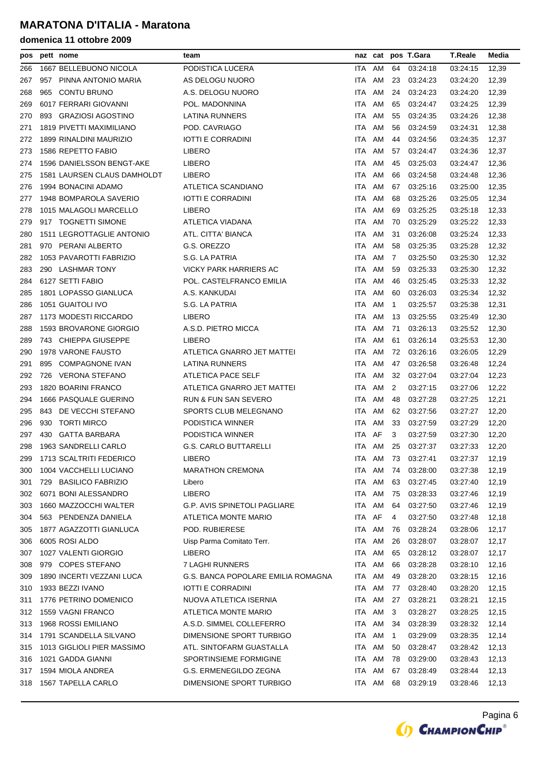# MARATONA D'ITALIA - Maratona

## domenica 11 ottobre 2009

| pos | pett | nome | team | naz | cat | pos | T.Gara | T.Reale | Media |
|---|---|---|---|---|---|---|---|---|---|
| 266 | 1667 | BELLEBUONO NICOLA | PODISTICA LUCERA | ITA | AM | 64 | 03:24:18 | 03:24:15 | 12,39 |
| 267 | 957 | PINNA ANTONIO MARIA | AS DELOGU NUORO | ITA | AM | 23 | 03:24:23 | 03:24:20 | 12,39 |
| 268 | 965 | CONTU BRUNO | A.S. DELOGU NUORO | ITA | AM | 24 | 03:24:23 | 03:24:20 | 12,39 |
| 269 | 6017 | FERRARI GIOVANNI | POL. MADONNINA | ITA | AM | 65 | 03:24:47 | 03:24:25 | 12,39 |
| 270 | 893 | GRAZIOSI AGOSTINO | LATINA RUNNERS | ITA | AM | 55 | 03:24:35 | 03:24:26 | 12,38 |
| 271 | 1819 | PIVETTI MAXIMILIANO | POD. CAVRIAGO | ITA | AM | 56 | 03:24:59 | 03:24:31 | 12,38 |
| 272 | 1899 | RINALDINI MAURIZIO | IOTTI E CORRADINI | ITA | AM | 44 | 03:24:56 | 03:24:35 | 12,37 |
| 273 | 1586 | REPETTO FABIO | LIBERO | ITA | AM | 57 | 03:24:47 | 03:24:36 | 12,37 |
| 274 | 1596 | DANIELSSON BENGT-AKE | LIBERO | ITA | AM | 45 | 03:25:03 | 03:24:47 | 12,36 |
| 275 | 1581 | LAURSEN CLAUS DAMHOLDT | LIBERO | ITA | AM | 66 | 03:24:58 | 03:24:48 | 12,36 |
| 276 | 1994 | BONACINI ADAMO | ATLETICA SCANDIANO | ITA | AM | 67 | 03:25:16 | 03:25:00 | 12,35 |
| 277 | 1948 | BOMPAROLA SAVERIO | IOTTI E CORRADINI | ITA | AM | 68 | 03:25:26 | 03:25:05 | 12,34 |
| 278 | 1015 | MALAGOLI MARCELLO | LIBERO | ITA | AM | 69 | 03:25:25 | 03:25:18 | 12,33 |
| 279 | 917 | TOGNETTI SIMONE | ATLETICA VIADANA | ITA | AM | 70 | 03:25:29 | 03:25:22 | 12,33 |
| 280 | 1511 | LEGROTTAGLIE ANTONIO | ATL. CITTA' BIANCA | ITA | AM | 31 | 03:26:08 | 03:25:24 | 12,33 |
| 281 | 970 | PERANI ALBERTO | G.S. OREZZO | ITA | AM | 58 | 03:25:35 | 03:25:28 | 12,32 |
| 282 | 1053 | PAVAROTTI FABRIZIO | S.G. LA PATRIA | ITA | AM | 7 | 03:25:50 | 03:25:30 | 12,32 |
| 283 | 290 | LASHMAR TONY | VICKY PARK HARRIERS AC | ITA | AM | 59 | 03:25:33 | 03:25:30 | 12,32 |
| 284 | 6127 | SETTI FABIO | POL. CASTELFRANCO EMILIA | ITA | AM | 46 | 03:25:45 | 03:25:33 | 12,32 |
| 285 | 1801 | LOPASSO GIANLUCA | A.S. KANKUDAI | ITA | AM | 60 | 03:26:03 | 03:25:34 | 12,32 |
| 286 | 1051 | GUAITOLI IVO | S.G. LA PATRIA | ITA | AM | 1 | 03:25:57 | 03:25:38 | 12,31 |
| 287 | 1173 | MODESTI RICCARDO | LIBERO | ITA | AM | 13 | 03:25:55 | 03:25:49 | 12,30 |
| 288 | 1593 | BROVARONE GIORGIO | A.S.D. PIETRO MICCA | ITA | AM | 71 | 03:26:13 | 03:25:52 | 12,30 |
| 289 | 743 | CHIEPPA GIUSEPPE | LIBERO | ITA | AM | 61 | 03:26:14 | 03:25:53 | 12,30 |
| 290 | 1978 | VARONE FAUSTO | ATLETICA GNARRO JET MATTEI | ITA | AM | 72 | 03:26:16 | 03:26:05 | 12,29 |
| 291 | 895 | COMPAGNONE IVAN | LATINA RUNNERS | ITA | AM | 47 | 03:26:58 | 03:26:48 | 12,24 |
| 292 | 726 | VERONA STEFANO | ATLETICA PACE SELF | ITA | AM | 32 | 03:27:04 | 03:27:04 | 12,23 |
| 293 | 1820 | BOARINI FRANCO | ATLETICA GNARRO JET MATTEI | ITA | AM | 2 | 03:27:15 | 03:27:06 | 12,22 |
| 294 | 1666 | PASQUALE GUERINO | RUN & FUN SAN SEVERO | ITA | AM | 48 | 03:27:28 | 03:27:25 | 12,21 |
| 295 | 843 | DE VECCHI STEFANO | SPORTS CLUB MELEGNANO | ITA | AM | 62 | 03:27:56 | 03:27:27 | 12,20 |
| 296 | 930 | TORTI MIRCO | PODISTICA WINNER | ITA | AM | 33 | 03:27:59 | 03:27:29 | 12,20 |
| 297 | 430 | GATTA BARBARA | PODISTICA WINNER | ITA | AF | 3 | 03:27:59 | 03:27:30 | 12,20 |
| 298 | 1963 | SANDRELLI CARLO | G.S. CARLO BUTTARELLI | ITA | AM | 25 | 03:27:37 | 03:27:33 | 12,20 |
| 299 | 1713 | SCALTRITI FEDERICO | LIBERO | ITA | AM | 73 | 03:27:41 | 03:27:37 | 12,19 |
| 300 | 1004 | VACCHELLI LUCIANO | MARATHON CREMONA | ITA | AM | 74 | 03:28:00 | 03:27:38 | 12,19 |
| 301 | 729 | BASILICO FABRIZIO | Libero | ITA | AM | 63 | 03:27:45 | 03:27:40 | 12,19 |
| 302 | 6071 | BONI ALESSANDRO | LIBERO | ITA | AM | 75 | 03:28:33 | 03:27:46 | 12,19 |
| 303 | 1660 | MAZZOCCHI WALTER | G.P. AVIS SPINETOLI PAGLIARE | ITA | AM | 64 | 03:27:50 | 03:27:46 | 12,19 |
| 304 | 563 | PENDENZA DANIELA | ATLETICA MONTE MARIO | ITA | AF | 4 | 03:27:50 | 03:27:48 | 12,18 |
| 305 | 1877 | AGAZZOTTI GIANLUCA | POD. RUBIERESE | ITA | AM | 76 | 03:28:24 | 03:28:06 | 12,17 |
| 306 | 6005 | ROSI ALDO | Uisp Parma Comitato Terr. | ITA | AM | 26 | 03:28:07 | 03:28:07 | 12,17 |
| 307 | 1027 | VALENTI GIORGIO | LIBERO | ITA | AM | 65 | 03:28:12 | 03:28:07 | 12,17 |
| 308 | 979 | COPES STEFANO | 7 LAGHI RUNNERS | ITA | AM | 66 | 03:28:28 | 03:28:10 | 12,16 |
| 309 | 1890 | INCERTI VEZZANI LUCA | G.S. BANCA POPOLARE EMILIA ROMAGNA | ITA | AM | 49 | 03:28:20 | 03:28:15 | 12,16 |
| 310 | 1933 | BEZZI IVANO | IOTTI E CORRADINI | ITA | AM | 77 | 03:28:40 | 03:28:20 | 12,15 |
| 311 | 1776 | PETRINO DOMENICO | NUOVA ATLETICA ISERNIA | ITA | AM | 27 | 03:28:21 | 03:28:21 | 12,15 |
| 312 | 1559 | VAGNI FRANCO | ATLETICA MONTE MARIO | ITA | AM | 3 | 03:28:27 | 03:28:25 | 12,15 |
| 313 | 1968 | ROSSI EMILIANO | A.S.D. SIMMEL COLLEFERRO | ITA | AM | 34 | 03:28:39 | 03:28:32 | 12,14 |
| 314 | 1791 | SCANDELLA SILVANO | DIMENSIONE SPORT TURBIGO | ITA | AM | 1 | 03:29:09 | 03:28:35 | 12,14 |
| 315 | 1013 | GIGLIOLI PIER MASSIMO | ATL. SINTOFARM GUASTALLA | ITA | AM | 50 | 03:28:47 | 03:28:42 | 12,13 |
| 316 | 1021 | GADDA GIANNI | SPORTINSIEME FORMIGINE | ITA | AM | 78 | 03:29:00 | 03:28:43 | 12,13 |
| 317 | 1594 | MIOLA ANDREA | G.S. ERMENEGILDO ZEGNA | ITA | AM | 67 | 03:28:49 | 03:28:44 | 12,13 |
| 318 | 1567 | TAPELLA CARLO | DIMENSIONE SPORT TURBIGO | ITA | AM | 68 | 03:29:19 | 03:28:46 | 12,13 |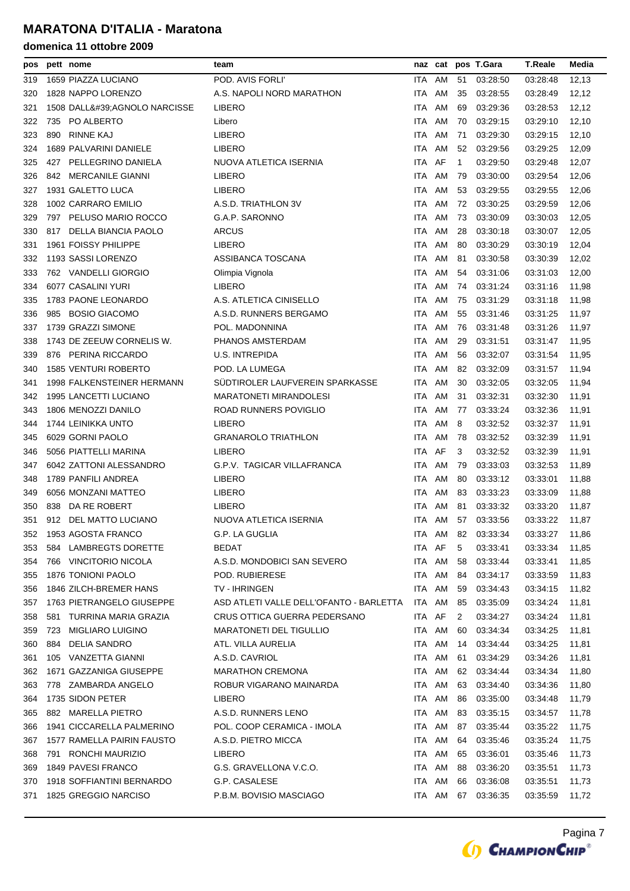# MARATONA D'ITALIA - Maratona

## domenica 11 ottobre 2009

| pos | pett | nome | team | naz | cat | pos | T.Gara | T.Reale | Media |
|---|---|---|---|---|---|---|---|---|---|
| 319 | 1659 | PIAZZA LUCIANO | POD. AVIS FORLI' | ITA | AM | 51 | 03:28:50 | 03:28:48 | 12,13 |
| 320 | 1828 | NAPPO LORENZO | A.S. NAPOLI NORD MARATHON | ITA | AM | 35 | 03:28:55 | 03:28:49 | 12,12 |
| 321 | 1508 | DALL&#39;AGNOLO NARCISSE | LIBERO | ITA | AM | 69 | 03:29:36 | 03:28:53 | 12,12 |
| 322 | 735 | PO ALBERTO | Libero | ITA | AM | 70 | 03:29:15 | 03:29:10 | 12,10 |
| 323 | 890 | RINNE KAJ | LIBERO | ITA | AM | 71 | 03:29:30 | 03:29:15 | 12,10 |
| 324 | 1689 | PALVARINI DANIELE | LIBERO | ITA | AM | 52 | 03:29:56 | 03:29:25 | 12,09 |
| 325 | 427 | PELLEGRINO DANIELA | NUOVA ATLETICA ISERNIA | ITA | AF | 1 | 03:29:50 | 03:29:48 | 12,07 |
| 326 | 842 | MERCANILE GIANNI | LIBERO | ITA | AM | 79 | 03:30:00 | 03:29:54 | 12,06 |
| 327 | 1931 | GALETTO LUCA | LIBERO | ITA | AM | 53 | 03:29:55 | 03:29:55 | 12,06 |
| 328 | 1002 | CARRARO EMILIO | A.S.D. TRIATHLON 3V | ITA | AM | 72 | 03:30:25 | 03:29:59 | 12,06 |
| 329 | 797 | PELUSO MARIO ROCCO | G.A.P. SARONNO | ITA | AM | 73 | 03:30:09 | 03:30:03 | 12,05 |
| 330 | 817 | DELLA BIANCIA PAOLO | ARCUS | ITA | AM | 28 | 03:30:18 | 03:30:07 | 12,05 |
| 331 | 1961 | FOISSY PHILIPPE | LIBERO | ITA | AM | 80 | 03:30:29 | 03:30:19 | 12,04 |
| 332 | 1193 | SASSI LORENZO | ASSIBANCA TOSCANA | ITA | AM | 81 | 03:30:58 | 03:30:39 | 12,02 |
| 333 | 762 | VANDELLI GIORGIO | Olimpia Vignola | ITA | AM | 54 | 03:31:06 | 03:31:03 | 12,00 |
| 334 | 6077 | CASALINI YURI | LIBERO | ITA | AM | 74 | 03:31:24 | 03:31:16 | 11,98 |
| 335 | 1783 | PAONE LEONARDO | A.S. ATLETICA CINISELLO | ITA | AM | 75 | 03:31:29 | 03:31:18 | 11,98 |
| 336 | 985 | BOSIO GIACOMO | A.S.D. RUNNERS BERGAMO | ITA | AM | 55 | 03:31:46 | 03:31:25 | 11,97 |
| 337 | 1739 | GRAZZI SIMONE | POL. MADONNINA | ITA | AM | 76 | 03:31:48 | 03:31:26 | 11,97 |
| 338 | 1743 | DE ZEEUW CORNELIS W. | PHANOS AMSTERDAM | ITA | AM | 29 | 03:31:51 | 03:31:47 | 11,95 |
| 339 | 876 | PERINA RICCARDO | U.S. INTREPIDA | ITA | AM | 56 | 03:32:07 | 03:31:54 | 11,95 |
| 340 | 1585 | VENTURI ROBERTO | POD. LA LUMEGA | ITA | AM | 82 | 03:32:09 | 03:31:57 | 11,94 |
| 341 | 1998 | FALKENSTEINER HERMANN | SÜDTIROLER LAUFVEREIN SPARKASSE | ITA | AM | 30 | 03:32:05 | 03:32:05 | 11,94 |
| 342 | 1995 | LANCETTI LUCIANO | MARATONETI MIRANDOLESI | ITA | AM | 31 | 03:32:31 | 03:32:30 | 11,91 |
| 343 | 1806 | MENOZZI DANILO | ROAD RUNNERS POVIGLIO | ITA | AM | 77 | 03:33:24 | 03:32:36 | 11,91 |
| 344 | 1744 | LEINIKKA UNTO | LIBERO | ITA | AM | 8 | 03:32:52 | 03:32:37 | 11,91 |
| 345 | 6029 | GORNI PAOLO | GRANAROLO TRIATHLON | ITA | AM | 78 | 03:32:52 | 03:32:39 | 11,91 |
| 346 | 5056 | PIATTELLI MARINA | LIBERO | ITA | AF | 3 | 03:32:52 | 03:32:39 | 11,91 |
| 347 | 6042 | ZATTONI ALESSANDRO | G.P.V. TAGICAR VILLAFRANCA | ITA | AM | 79 | 03:33:03 | 03:32:53 | 11,89 |
| 348 | 1789 | PANFILI ANDREA | LIBERO | ITA | AM | 80 | 03:33:12 | 03:33:01 | 11,88 |
| 349 | 6056 | MONZANI MATTEO | LIBERO | ITA | AM | 83 | 03:33:23 | 03:33:09 | 11,88 |
| 350 | 838 | DA RE ROBERT | LIBERO | ITA | AM | 81 | 03:33:32 | 03:33:20 | 11,87 |
| 351 | 912 | DEL MATTO LUCIANO | NUOVA ATLETICA ISERNIA | ITA | AM | 57 | 03:33:56 | 03:33:22 | 11,87 |
| 352 | 1953 | AGOSTA FRANCO | G.P. LA GUGLIA | ITA | AM | 82 | 03:33:34 | 03:33:27 | 11,86 |
| 353 | 584 | LAMBREGTS DORETTE | BEDAT | ITA | AF | 5 | 03:33:41 | 03:33:34 | 11,85 |
| 354 | 766 | VINCITORIO NICOLA | A.S.D. MONDOBICI SAN SEVERO | ITA | AM | 58 | 03:33:44 | 03:33:41 | 11,85 |
| 355 | 1876 | TONIONI PAOLO | POD. RUBIERESE | ITA | AM | 84 | 03:34:17 | 03:33:59 | 11,83 |
| 356 | 1846 | ZILCH-BREMER HANS | TV - IHRINGEN | ITA | AM | 59 | 03:34:43 | 03:34:15 | 11,82 |
| 357 | 1763 | PIETRANGELO GIUSEPPE | ASD ATLETI VALLE DELL'OFANTO - BARLETTA | ITA | AM | 85 | 03:35:09 | 03:34:24 | 11,81 |
| 358 | 581 | TURRINA MARIA GRAZIA | CRUS OTTICA GUERRA PEDERSANO | ITA | AF | 2 | 03:34:27 | 03:34:24 | 11,81 |
| 359 | 723 | MIGLIARO LUIGINO | MARATONETI DEL TIGULLIO | ITA | AM | 60 | 03:34:34 | 03:34:25 | 11,81 |
| 360 | 884 | DELIA SANDRO | ATL. VILLA AURELIA | ITA | AM | 14 | 03:34:44 | 03:34:25 | 11,81 |
| 361 | 105 | VANZETTA GIANNI | A.S.D. CAVRIOL | ITA | AM | 61 | 03:34:29 | 03:34:26 | 11,81 |
| 362 | 1671 | GAZZANIGA GIUSEPPE | MARATHON CREMONA | ITA | AM | 62 | 03:34:44 | 03:34:34 | 11,80 |
| 363 | 778 | ZAMBARDA ANGELO | ROBUR VIGARANO MAINARDA | ITA | AM | 63 | 03:34:40 | 03:34:36 | 11,80 |
| 364 | 1735 | SIDON PETER | LIBERO | ITA | AM | 86 | 03:35:00 | 03:34:48 | 11,79 |
| 365 | 882 | MARELLA PIETRO | A.S.D. RUNNERS LENO | ITA | AM | 83 | 03:35:15 | 03:34:57 | 11,78 |
| 366 | 1941 | CICCARELLA PALMERINO | POL. COOP CERAMICA - IMOLA | ITA | AM | 87 | 03:35:44 | 03:35:22 | 11,75 |
| 367 | 1577 | RAMELLA PAIRIN FAUSTO | A.S.D. PIETRO MICCA | ITA | AM | 64 | 03:35:46 | 03:35:24 | 11,75 |
| 368 | 791 | RONCHI MAURIZIO | LIBERO | ITA | AM | 65 | 03:36:01 | 03:35:46 | 11,73 |
| 369 | 1849 | PAVESI FRANCO | G.S. GRAVELLONA V.C.O. | ITA | AM | 88 | 03:36:20 | 03:35:51 | 11,73 |
| 370 | 1918 | SOFFIANTINI BERNARDO | G.P. CASALESE | ITA | AM | 66 | 03:36:08 | 03:35:51 | 11,73 |
| 371 | 1825 | GREGGIO NARCISO | P.B.M. BOVISIO MASCIAGO | ITA | AM | 67 | 03:36:35 | 03:35:59 | 11,72 |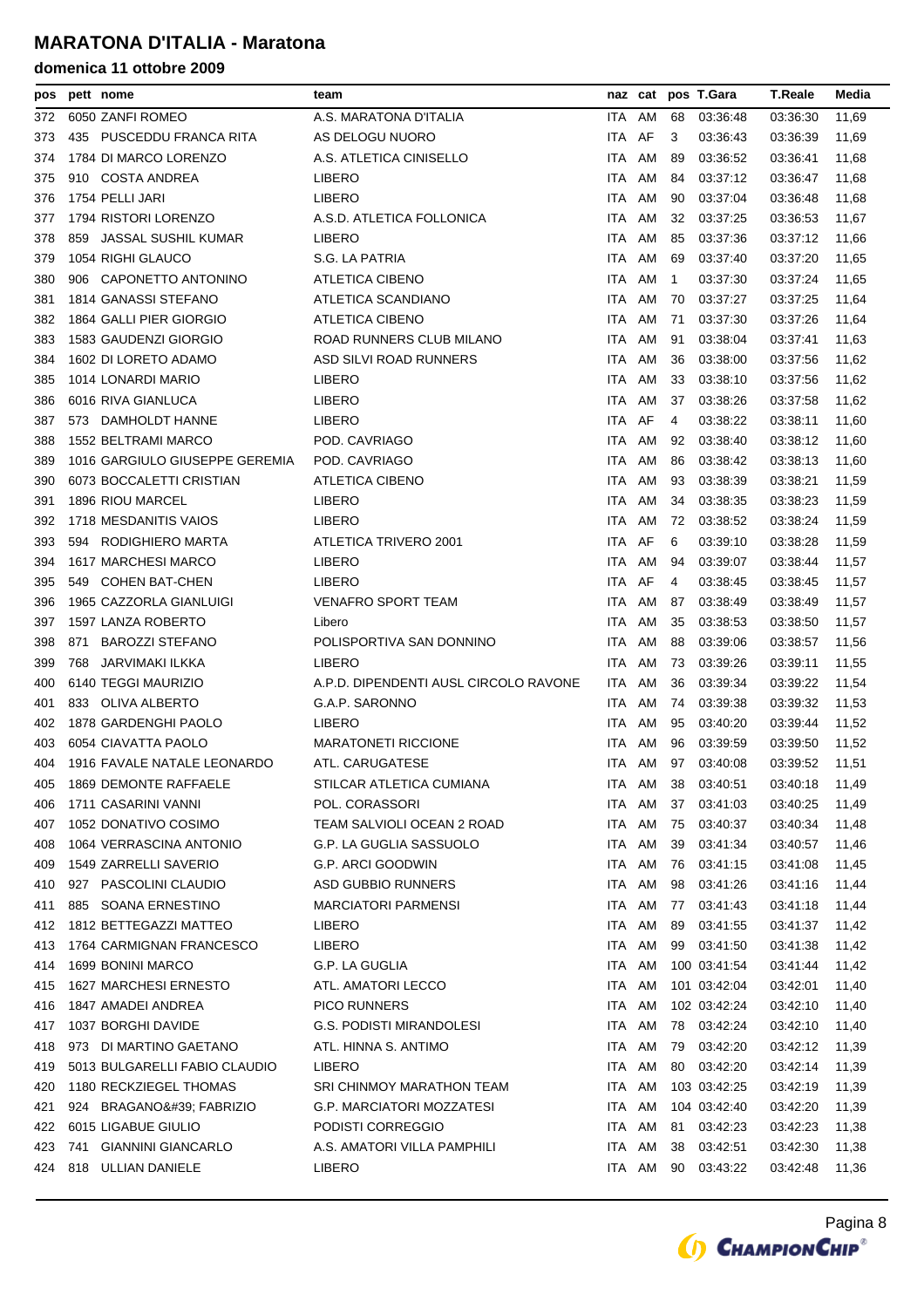# MARATONA D'ITALIA - Maratona

## domenica 11 ottobre 2009

| pos | pett | nome | team | naz | cat | pos | T.Gara | T.Reale | Media |
|---|---|---|---|---|---|---|---|---|---|
| 372 | 6050 | ZANFI ROMEO | A.S. MARATONA D'ITALIA | ITA | AM | 68 | 03:36:48 | 03:36:30 | 11,69 |
| 373 | 435 | PUSCEDDU FRANCA RITA | AS DELOGU NUORO | ITA | AF | 3 | 03:36:43 | 03:36:39 | 11,69 |
| 374 | 1784 | DI MARCO LORENZO | A.S. ATLETICA CINISELLO | ITA | AM | 89 | 03:36:52 | 03:36:41 | 11,68 |
| 375 | 910 | COSTA ANDREA | LIBERO | ITA | AM | 84 | 03:37:12 | 03:36:47 | 11,68 |
| 376 | 1754 | PELLI JARI | LIBERO | ITA | AM | 90 | 03:37:04 | 03:36:48 | 11,68 |
| 377 | 1794 | RISTORI LORENZO | A.S.D. ATLETICA FOLLONICA | ITA | AM | 32 | 03:37:25 | 03:36:53 | 11,67 |
| 378 | 859 | JASSAL SUSHIL KUMAR | LIBERO | ITA | AM | 85 | 03:37:36 | 03:37:12 | 11,66 |
| 379 | 1054 | RIGHI GLAUCO | S.G. LA PATRIA | ITA | AM | 69 | 03:37:40 | 03:37:20 | 11,65 |
| 380 | 906 | CAPONETTO ANTONINO | ATLETICA CIBENO | ITA | AM | 1 | 03:37:30 | 03:37:24 | 11,65 |
| 381 | 1814 | GANASSI STEFANO | ATLETICA SCANDIANO | ITA | AM | 70 | 03:37:27 | 03:37:25 | 11,64 |
| 382 | 1864 | GALLI PIER GIORGIO | ATLETICA CIBENO | ITA | AM | 71 | 03:37:30 | 03:37:26 | 11,64 |
| 383 | 1583 | GAUDENZI GIORGIO | ROAD RUNNERS CLUB MILANO | ITA | AM | 91 | 03:38:04 | 03:37:41 | 11,63 |
| 384 | 1602 | DI LORETO ADAMO | ASD SILVI ROAD RUNNERS | ITA | AM | 36 | 03:38:00 | 03:37:56 | 11,62 |
| 385 | 1014 | LONARDI MARIO | LIBERO | ITA | AM | 33 | 03:38:10 | 03:37:56 | 11,62 |
| 386 | 6016 | RIVA GIANLUCA | LIBERO | ITA | AM | 37 | 03:38:26 | 03:37:58 | 11,62 |
| 387 | 573 | DAMHOLDT HANNE | LIBERO | ITA | AF | 4 | 03:38:22 | 03:38:11 | 11,60 |
| 388 | 1552 | BELTRAMI MARCO | POD. CAVRIAGO | ITA | AM | 92 | 03:38:40 | 03:38:12 | 11,60 |
| 389 | 1016 | GARGIULO GIUSEPPE GEREMIA | POD. CAVRIAGO | ITA | AM | 86 | 03:38:42 | 03:38:13 | 11,60 |
| 390 | 6073 | BOCCALETTI CRISTIAN | ATLETICA CIBENO | ITA | AM | 93 | 03:38:39 | 03:38:21 | 11,59 |
| 391 | 1896 | RIOU MARCEL | LIBERO | ITA | AM | 34 | 03:38:35 | 03:38:23 | 11,59 |
| 392 | 1718 | MESDANITIS VAIOS | LIBERO | ITA | AM | 72 | 03:38:52 | 03:38:24 | 11,59 |
| 393 | 594 | RODIGHIERO MARTA | ATLETICA TRIVERO 2001 | ITA | AF | 6 | 03:39:10 | 03:38:28 | 11,59 |
| 394 | 1617 | MARCHESI MARCO | LIBERO | ITA | AM | 94 | 03:39:07 | 03:38:44 | 11,57 |
| 395 | 549 | COHEN BAT-CHEN | LIBERO | ITA | AF | 4 | 03:38:45 | 03:38:45 | 11,57 |
| 396 | 1965 | CAZZORLA GIANLUIGI | VENAFRO SPORT TEAM | ITA | AM | 87 | 03:38:49 | 03:38:49 | 11,57 |
| 397 | 1597 | LANZA ROBERTO | Libero | ITA | AM | 35 | 03:38:53 | 03:38:50 | 11,57 |
| 398 | 871 | BAROZZI STEFANO | POLISPORTIVA SAN DONNINO | ITA | AM | 88 | 03:39:06 | 03:38:57 | 11,56 |
| 399 | 768 | JARVIMAKI ILKKA | LIBERO | ITA | AM | 73 | 03:39:26 | 03:39:11 | 11,55 |
| 400 | 6140 | TEGGI MAURIZIO | A.P.D. DIPENDENTI AUSL CIRCOLO RAVONE | ITA | AM | 36 | 03:39:34 | 03:39:22 | 11,54 |
| 401 | 833 | OLIVA ALBERTO | G.A.P. SARONNO | ITA | AM | 74 | 03:39:38 | 03:39:32 | 11,53 |
| 402 | 1878 | GARDENGHI PAOLO | LIBERO | ITA | AM | 95 | 03:40:20 | 03:39:44 | 11,52 |
| 403 | 6054 | CIAVATTA PAOLO | MARATONETI RICCIONE | ITA | AM | 96 | 03:39:59 | 03:39:50 | 11,52 |
| 404 | 1916 | FAVALE NATALE LEONARDO | ATL. CARUGATESE | ITA | AM | 97 | 03:40:08 | 03:39:52 | 11,51 |
| 405 | 1869 | DEMONTE RAFFAELE | STILCAR ATLETICA CUMIANA | ITA | AM | 38 | 03:40:51 | 03:40:18 | 11,49 |
| 406 | 1711 | CASARINI VANNI | POL. CORASSORI | ITA | AM | 37 | 03:41:03 | 03:40:25 | 11,49 |
| 407 | 1052 | DONATIVO COSIMO | TEAM SALVIOLI OCEAN 2 ROAD | ITA | AM | 75 | 03:40:37 | 03:40:34 | 11,48 |
| 408 | 1064 | VERRASCINA ANTONIO | G.P. LA GUGLIA SASSUOLO | ITA | AM | 39 | 03:41:34 | 03:40:57 | 11,46 |
| 409 | 1549 | ZARRELLI SAVERIO | G.P. ARCI GOODWIN | ITA | AM | 76 | 03:41:15 | 03:41:08 | 11,45 |
| 410 | 927 | PASCOLINI CLAUDIO | ASD GUBBIO RUNNERS | ITA | AM | 98 | 03:41:26 | 03:41:16 | 11,44 |
| 411 | 885 | SOANA ERNESTINO | MARCIATORI PARMENSI | ITA | AM | 77 | 03:41:43 | 03:41:18 | 11,44 |
| 412 | 1812 | BETTEGAZZI MATTEO | LIBERO | ITA | AM | 89 | 03:41:55 | 03:41:37 | 11,42 |
| 413 | 1764 | CARMIGNAN FRANCESCO | LIBERO | ITA | AM | 99 | 03:41:50 | 03:41:38 | 11,42 |
| 414 | 1699 | BONINI MARCO | G.P. LA GUGLIA | ITA | AM | 100 | 03:41:54 | 03:41:44 | 11,42 |
| 415 | 1627 | MARCHESI ERNESTO | ATL. AMATORI LECCO | ITA | AM | 101 | 03:42:04 | 03:42:01 | 11,40 |
| 416 | 1847 | AMADEI ANDREA | PICO RUNNERS | ITA | AM | 102 | 03:42:24 | 03:42:10 | 11,40 |
| 417 | 1037 | BORGHI DAVIDE | G.S. PODISTI MIRANDOLESI | ITA | AM | 78 | 03:42:24 | 03:42:10 | 11,40 |
| 418 | 973 | DI MARTINO GAETANO | ATL. HINNA S. ANTIMO | ITA | AM | 79 | 03:42:20 | 03:42:12 | 11,39 |
| 419 | 5013 | BULGARELLI FABIO CLAUDIO | LIBERO | ITA | AM | 80 | 03:42:20 | 03:42:14 | 11,39 |
| 420 | 1180 | RECKZIEGEL THOMAS | SRI CHINMOY MARATHON TEAM | ITA | AM | 103 | 03:42:25 | 03:42:19 | 11,39 |
| 421 | 924 | BRAGANO&#39; FABRIZIO | G.P. MARCIATORI MOZZATESI | ITA | AM | 104 | 03:42:40 | 03:42:20 | 11,39 |
| 422 | 6015 | LIGABUE GIULIO | PODISTI CORREGGIO | ITA | AM | 81 | 03:42:23 | 03:42:23 | 11,38 |
| 423 | 741 | GIANNINI GIANCARLO | A.S. AMATORI VILLA PAMPHILI | ITA | AM | 38 | 03:42:51 | 03:42:30 | 11,38 |
| 424 | 818 | ULLIAN DANIELE | LIBERO | ITA | AM | 90 | 03:43:22 | 03:42:48 | 11,36 |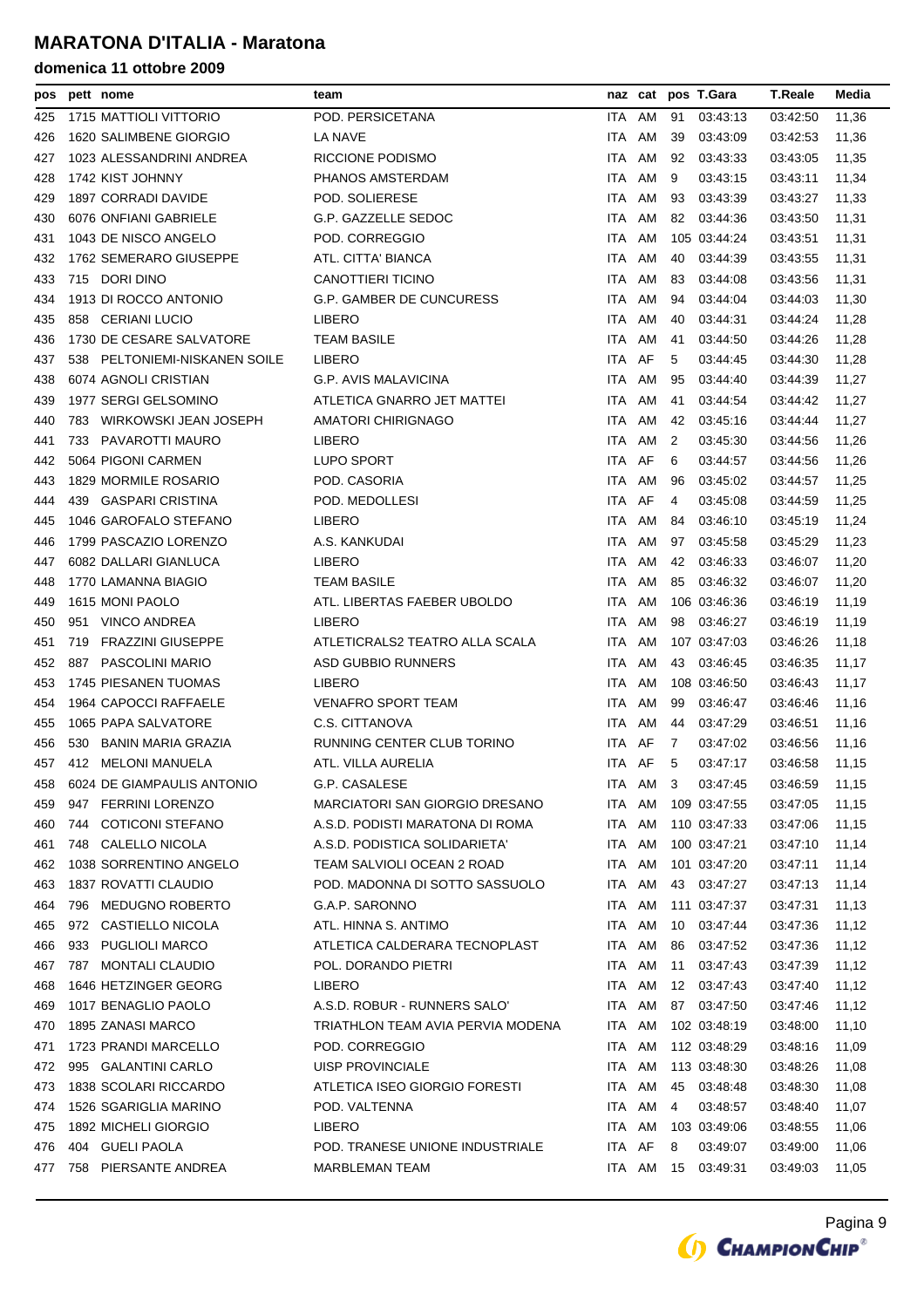# MARATONA D'ITALIA - Maratona

## domenica 11 ottobre 2009

| pos | pett | nome | team | naz | cat | pos | T.Gara | T.Reale | Media |
|---|---|---|---|---|---|---|---|---|---|
| 425 | 1715 | MATTIOLI VITTORIO | POD. PERSICETANA | ITA | AM | 91 | 03:43:13 | 03:42:50 | 11,36 |
| 426 | 1620 | SALIMBENE GIORGIO | LA NAVE | ITA | AM | 39 | 03:43:09 | 03:42:53 | 11,36 |
| 427 | 1023 | ALESSANDRINI ANDREA | RICCIONE PODISMO | ITA | AM | 92 | 03:43:33 | 03:43:05 | 11,35 |
| 428 | 1742 | KIST JOHNNY | PHANOS AMSTERDAM | ITA | AM | 9 | 03:43:15 | 03:43:11 | 11,34 |
| 429 | 1897 | CORRADI DAVIDE | POD. SOLIERESE | ITA | AM | 93 | 03:43:39 | 03:43:27 | 11,33 |
| 430 | 6076 | ONFIANI GABRIELE | G.P. GAZZELLE SEDOC | ITA | AM | 82 | 03:44:36 | 03:43:50 | 11,31 |
| 431 | 1043 | DE NISCO ANGELO | POD. CORREGGIO | ITA | AM | 105 | 03:44:24 | 03:43:51 | 11,31 |
| 432 | 1762 | SEMERARO GIUSEPPE | ATL. CITTA' BIANCA | ITA | AM | 40 | 03:44:39 | 03:43:55 | 11,31 |
| 433 | 715 | DORI DINO | CANOTTIERI TICINO | ITA | AM | 83 | 03:44:08 | 03:43:56 | 11,31 |
| 434 | 1913 | DI ROCCO ANTONIO | G.P. GAMBER DE CUNCURESS | ITA | AM | 94 | 03:44:04 | 03:44:03 | 11,30 |
| 435 | 858 | CERIANI LUCIO | LIBERO | ITA | AM | 40 | 03:44:31 | 03:44:24 | 11,28 |
| 436 | 1730 | DE CESARE SALVATORE | TEAM BASILE | ITA | AM | 41 | 03:44:50 | 03:44:26 | 11,28 |
| 437 | 538 | PELTONIEMI-NISKANEN SOILE | LIBERO | ITA | AF | 5 | 03:44:45 | 03:44:30 | 11,28 |
| 438 | 6074 | AGNOLI CRISTIAN | G.P. AVIS MALAVICINA | ITA | AM | 95 | 03:44:40 | 03:44:39 | 11,27 |
| 439 | 1977 | SERGI GELSOMINO | ATLETICA GNARRO JET MATTEI | ITA | AM | 41 | 03:44:54 | 03:44:42 | 11,27 |
| 440 | 783 | WIRKOWSKI JEAN JOSEPH | AMATORI CHIRIGNAGO | ITA | AM | 42 | 03:45:16 | 03:44:44 | 11,27 |
| 441 | 733 | PAVAROTTI MAURO | LIBERO | ITA | AM | 2 | 03:45:30 | 03:44:56 | 11,26 |
| 442 | 5064 | PIGONI CARMEN | LUPO SPORT | ITA | AF | 6 | 03:44:57 | 03:44:56 | 11,26 |
| 443 | 1829 | MORMILE ROSARIO | POD. CASORIA | ITA | AM | 96 | 03:45:02 | 03:44:57 | 11,25 |
| 444 | 439 | GASPARI CRISTINA | POD. MEDOLLESI | ITA | AF | 4 | 03:45:08 | 03:44:59 | 11,25 |
| 445 | 1046 | GAROFALO STEFANO | LIBERO | ITA | AM | 84 | 03:46:10 | 03:45:19 | 11,24 |
| 446 | 1799 | PASCAZIO LORENZO | A.S. KANKUDAI | ITA | AM | 97 | 03:45:58 | 03:45:29 | 11,23 |
| 447 | 6082 | DALLARI GIANLUCA | LIBERO | ITA | AM | 42 | 03:46:33 | 03:46:07 | 11,20 |
| 448 | 1770 | LAMANNA BIAGIO | TEAM BASILE | ITA | AM | 85 | 03:46:32 | 03:46:07 | 11,20 |
| 449 | 1615 | MONI PAOLO | ATL. LIBERTAS FAEBER UBOLDO | ITA | AM | 106 | 03:46:36 | 03:46:19 | 11,19 |
| 450 | 951 | VINCO ANDREA | LIBERO | ITA | AM | 98 | 03:46:27 | 03:46:19 | 11,19 |
| 451 | 719 | FRAZZINI GIUSEPPE | ATLETICRALS2 TEATRO ALLA SCALA | ITA | AM | 107 | 03:47:03 | 03:46:26 | 11,18 |
| 452 | 887 | PASCOLINI MARIO | ASD GUBBIO RUNNERS | ITA | AM | 43 | 03:46:45 | 03:46:35 | 11,17 |
| 453 | 1745 | PIESANEN TUOMAS | LIBERO | ITA | AM | 108 | 03:46:50 | 03:46:43 | 11,17 |
| 454 | 1964 | CAPOCCI RAFFAELE | VENAFRO SPORT TEAM | ITA | AM | 99 | 03:46:47 | 03:46:46 | 11,16 |
| 455 | 1065 | PAPA SALVATORE | C.S. CITTANOVA | ITA | AM | 44 | 03:47:29 | 03:46:51 | 11,16 |
| 456 | 530 | BANIN MARIA GRAZIA | RUNNING CENTER CLUB TORINO | ITA | AF | 7 | 03:47:02 | 03:46:56 | 11,16 |
| 457 | 412 | MELONI MANUELA | ATL. VILLA AURELIA | ITA | AF | 5 | 03:47:17 | 03:46:58 | 11,15 |
| 458 | 6024 | DE GIAMPAULIS ANTONIO | G.P. CASALESE | ITA | AM | 3 | 03:47:45 | 03:46:59 | 11,15 |
| 459 | 947 | FERRINI LORENZO | MARCIATORI SAN GIORGIO DRESANO | ITA | AM | 109 | 03:47:55 | 03:47:05 | 11,15 |
| 460 | 744 | COTICONI STEFANO | A.S.D. PODISTI MARATONA DI ROMA | ITA | AM | 110 | 03:47:33 | 03:47:06 | 11,15 |
| 461 | 748 | CALELLO NICOLA | A.S.D. PODISTICA SOLIDARIETA' | ITA | AM | 100 | 03:47:21 | 03:47:10 | 11,14 |
| 462 | 1038 | SORRENTINO ANGELO | TEAM SALVIOLI OCEAN 2 ROAD | ITA | AM | 101 | 03:47:20 | 03:47:11 | 11,14 |
| 463 | 1837 | ROVATTI CLAUDIO | POD. MADONNA DI SOTTO SASSUOLO | ITA | AM | 43 | 03:47:27 | 03:47:13 | 11,14 |
| 464 | 796 | MEDUGNO ROBERTO | G.A.P. SARONNO | ITA | AM | 111 | 03:47:37 | 03:47:31 | 11,13 |
| 465 | 972 | CASTIELLO NICOLA | ATL. HINNA S. ANTIMO | ITA | AM | 10 | 03:47:44 | 03:47:36 | 11,12 |
| 466 | 933 | PUGLIOLI MARCO | ATLETICA CALDERARA TECNOPLAST | ITA | AM | 86 | 03:47:52 | 03:47:36 | 11,12 |
| 467 | 787 | MONTALI CLAUDIO | POL. DORANDO PIETRI | ITA | AM | 11 | 03:47:43 | 03:47:39 | 11,12 |
| 468 | 1646 | HETZINGER GEORG | LIBERO | ITA | AM | 12 | 03:47:43 | 03:47:40 | 11,12 |
| 469 | 1017 | BENAGLIO PAOLO | A.S.D. ROBUR - RUNNERS SALO' | ITA | AM | 87 | 03:47:50 | 03:47:46 | 11,12 |
| 470 | 1895 | ZANASI MARCO | TRIATHLON TEAM AVIA PERVIA MODENA | ITA | AM | 102 | 03:48:19 | 03:48:00 | 11,10 |
| 471 | 1723 | PRANDI MARCELLO | POD. CORREGGIO | ITA | AM | 112 | 03:48:29 | 03:48:16 | 11,09 |
| 472 | 995 | GALANTINI CARLO | UISP PROVINCIALE | ITA | AM | 113 | 03:48:30 | 03:48:26 | 11,08 |
| 473 | 1838 | SCOLARI RICCARDO | ATLETICA ISEO GIORGIO FORESTI | ITA | AM | 45 | 03:48:48 | 03:48:30 | 11,08 |
| 474 | 1526 | SGARIGLIA MARINO | POD. VALTENNA | ITA | AM | 4 | 03:48:57 | 03:48:40 | 11,07 |
| 475 | 1892 | MICHELI GIORGIO | LIBERO | ITA | AM | 103 | 03:49:06 | 03:48:55 | 11,06 |
| 476 | 404 | GUELI PAOLA | POD. TRANESE UNIONE INDUSTRIALE | ITA | AF | 8 | 03:49:07 | 03:49:00 | 11,06 |
| 477 | 758 | PIERSANTE ANDREA | MARBLEMAN TEAM | ITA | AM | 15 | 03:49:31 | 03:49:03 | 11,05 |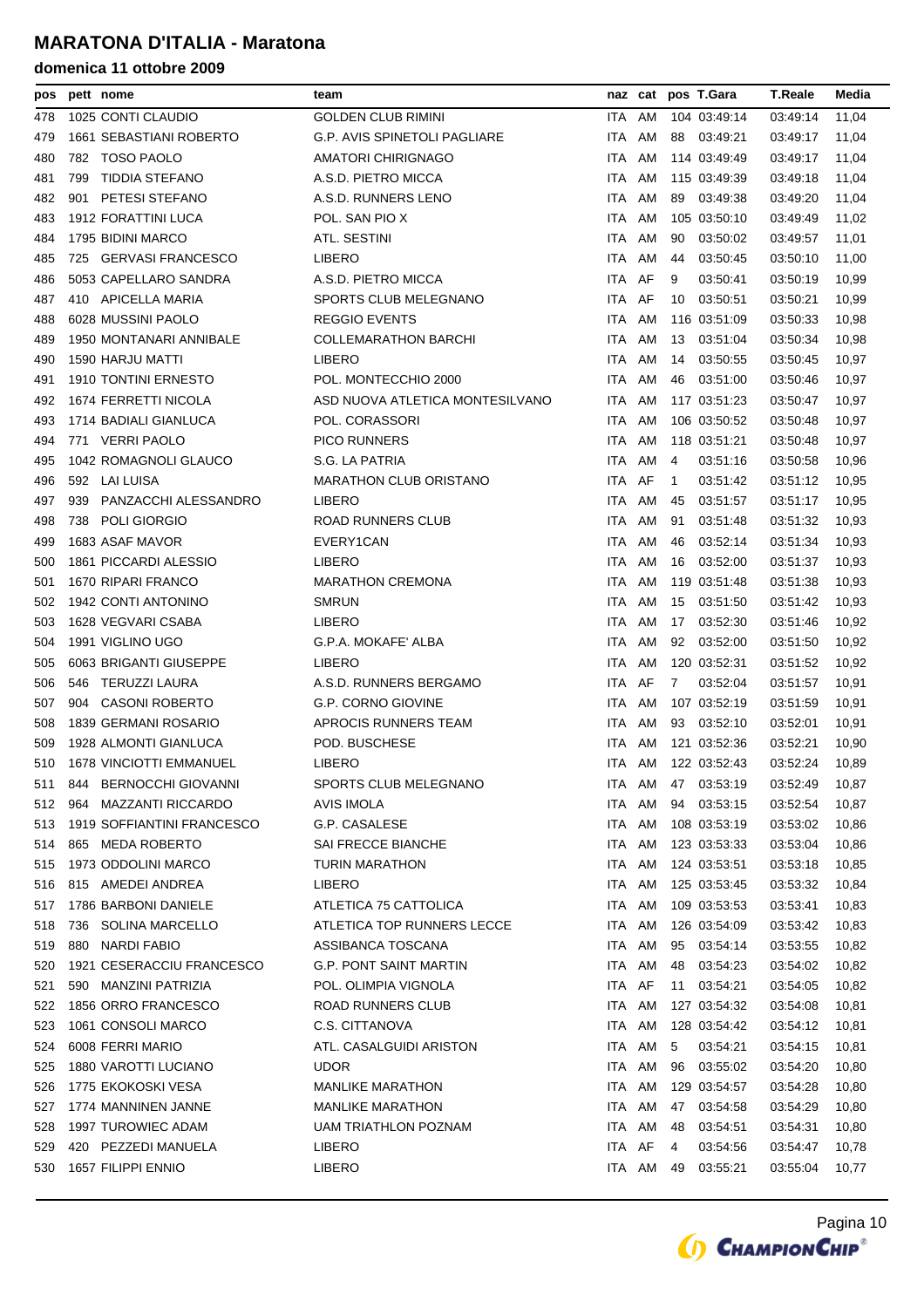# MARATONA D'ITALIA - Maratona

## domenica 11 ottobre 2009

| pos | pett | nome | team | naz | cat | pos | T.Gara | T.Reale | Media |
|---|---|---|---|---|---|---|---|---|---|
| 478 | 1025 | CONTI CLAUDIO | GOLDEN CLUB RIMINI | ITA | AM | 104 | 03:49:14 | 03:49:14 | 11,04 |
| 479 | 1661 | SEBASTIANI ROBERTO | G.P. AVIS SPINETOLI PAGLIARE | ITA | AM | 88 | 03:49:21 | 03:49:17 | 11,04 |
| 480 | 782 | TOSO PAOLO | AMATORI CHIRIGNAGO | ITA | AM | 114 | 03:49:49 | 03:49:17 | 11,04 |
| 481 | 799 | TIDDIA STEFANO | A.S.D. PIETRO MICCA | ITA | AM | 115 | 03:49:39 | 03:49:18 | 11,04 |
| 482 | 901 | PETESI STEFANO | A.S.D. RUNNERS LENO | ITA | AM | 89 | 03:49:38 | 03:49:20 | 11,04 |
| 483 | 1912 | FORATTINI LUCA | POL. SAN PIO X | ITA | AM | 105 | 03:50:10 | 03:49:49 | 11,02 |
| 484 | 1795 | BIDINI MARCO | ATL. SESTINI | ITA | AM | 90 | 03:50:02 | 03:49:57 | 11,01 |
| 485 | 725 | GERVASI FRANCESCO | LIBERO | ITA | AM | 44 | 03:50:45 | 03:50:10 | 11,00 |
| 486 | 5053 | CAPELLARO SANDRA | A.S.D. PIETRO MICCA | ITA | AF | 9 | 03:50:41 | 03:50:19 | 10,99 |
| 487 | 410 | APICELLA MARIA | SPORTS CLUB MELEGNANO | ITA | AF | 10 | 03:50:51 | 03:50:21 | 10,99 |
| 488 | 6028 | MUSSINI PAOLO | REGGIO EVENTS | ITA | AM | 116 | 03:51:09 | 03:50:33 | 10,98 |
| 489 | 1950 | MONTANARI ANNIBALE | COLLEMARATHON BARCHI | ITA | AM | 13 | 03:51:04 | 03:50:34 | 10,98 |
| 490 | 1590 | HARJU MATTI | LIBERO | ITA | AM | 14 | 03:50:55 | 03:50:45 | 10,97 |
| 491 | 1910 | TONTINI ERNESTO | POL. MONTECCHIO 2000 | ITA | AM | 46 | 03:51:00 | 03:50:46 | 10,97 |
| 492 | 1674 | FERRETTI NICOLA | ASD NUOVA ATLETICA MONTESILVANO | ITA | AM | 117 | 03:51:23 | 03:50:47 | 10,97 |
| 493 | 1714 | BADIALI GIANLUCA | POL. CORASSORI | ITA | AM | 106 | 03:50:52 | 03:50:48 | 10,97 |
| 494 | 771 | VERRI PAOLO | PICO RUNNERS | ITA | AM | 118 | 03:51:21 | 03:50:48 | 10,97 |
| 495 | 1042 | ROMAGNOLI GLAUCO | S.G. LA PATRIA | ITA | AM | 4 | 03:51:16 | 03:50:58 | 10,96 |
| 496 | 592 | LAI LUISA | MARATHON CLUB ORISTANO | ITA | AF | 1 | 03:51:42 | 03:51:12 | 10,95 |
| 497 | 939 | PANZACCHI ALESSANDRO | LIBERO | ITA | AM | 45 | 03:51:57 | 03:51:17 | 10,95 |
| 498 | 738 | POLI GIORGIO | ROAD RUNNERS CLUB | ITA | AM | 91 | 03:51:48 | 03:51:32 | 10,93 |
| 499 | 1683 | ASAF MAVOR | EVERY1CAN | ITA | AM | 46 | 03:52:14 | 03:51:34 | 10,93 |
| 500 | 1861 | PICCARDI ALESSIO | LIBERO | ITA | AM | 16 | 03:52:00 | 03:51:37 | 10,93 |
| 501 | 1670 | RIPARI FRANCO | MARATHON CREMONA | ITA | AM | 119 | 03:51:48 | 03:51:38 | 10,93 |
| 502 | 1942 | CONTI ANTONINO | SMRUN | ITA | AM | 15 | 03:51:50 | 03:51:42 | 10,93 |
| 503 | 1628 | VEGVARI CSABA | LIBERO | ITA | AM | 17 | 03:52:30 | 03:51:46 | 10,92 |
| 504 | 1991 | VIGLINO UGO | G.P.A. MOKAFE' ALBA | ITA | AM | 92 | 03:52:00 | 03:51:50 | 10,92 |
| 505 | 6063 | BRIGANTI GIUSEPPE | LIBERO | ITA | AM | 120 | 03:52:31 | 03:51:52 | 10,92 |
| 506 | 546 | TERUZZI LAURA | A.S.D. RUNNERS BERGAMO | ITA | AF | 7 | 03:52:04 | 03:51:57 | 10,91 |
| 507 | 904 | CASONI ROBERTO | G.P. CORNO GIOVINE | ITA | AM | 107 | 03:52:19 | 03:51:59 | 10,91 |
| 508 | 1839 | GERMANI ROSARIO | APROCIS RUNNERS TEAM | ITA | AM | 93 | 03:52:10 | 03:52:01 | 10,91 |
| 509 | 1928 | ALMONTI GIANLUCA | POD. BUSCHESE | ITA | AM | 121 | 03:52:36 | 03:52:21 | 10,90 |
| 510 | 1678 | VINCIOTTI EMMANUEL | LIBERO | ITA | AM | 122 | 03:52:43 | 03:52:24 | 10,89 |
| 511 | 844 | BERNOCCHI GIOVANNI | SPORTS CLUB MELEGNANO | ITA | AM | 47 | 03:53:19 | 03:52:49 | 10,87 |
| 512 | 964 | MAZZANTI RICCARDO | AVIS IMOLA | ITA | AM | 94 | 03:53:15 | 03:52:54 | 10,87 |
| 513 | 1919 | SOFFIANTINI FRANCESCO | G.P. CASALESE | ITA | AM | 108 | 03:53:19 | 03:53:02 | 10,86 |
| 514 | 865 | MEDA ROBERTO | SAI FRECCE BIANCHE | ITA | AM | 123 | 03:53:33 | 03:53:04 | 10,86 |
| 515 | 1973 | ODDOLINI MARCO | TURIN MARATHON | ITA | AM | 124 | 03:53:51 | 03:53:18 | 10,85 |
| 516 | 815 | AMEDEI ANDREA | LIBERO | ITA | AM | 125 | 03:53:45 | 03:53:32 | 10,84 |
| 517 | 1786 | BARBONI DANIELE | ATLETICA 75 CATTOLICA | ITA | AM | 109 | 03:53:53 | 03:53:41 | 10,83 |
| 518 | 736 | SOLINA MARCELLO | ATLETICA TOP RUNNERS LECCE | ITA | AM | 126 | 03:54:09 | 03:53:42 | 10,83 |
| 519 | 880 | NARDI FABIO | ASSIBANCA TOSCANA | ITA | AM | 95 | 03:54:14 | 03:53:55 | 10,82 |
| 520 | 1921 | CESERACCIU FRANCESCO | G.P. PONT SAINT MARTIN | ITA | AM | 48 | 03:54:23 | 03:54:02 | 10,82 |
| 521 | 590 | MANZINI PATRIZIA | POL. OLIMPIA VIGNOLA | ITA | AF | 11 | 03:54:21 | 03:54:05 | 10,82 |
| 522 | 1856 | ORRO FRANCESCO | ROAD RUNNERS CLUB | ITA | AM | 127 | 03:54:32 | 03:54:08 | 10,81 |
| 523 | 1061 | CONSOLI MARCO | C.S. CITTANOVA | ITA | AM | 128 | 03:54:42 | 03:54:12 | 10,81 |
| 524 | 6008 | FERRI MARIO | ATL. CASALGUIDI ARISTON | ITA | AM | 5 | 03:54:21 | 03:54:15 | 10,81 |
| 525 | 1880 | VAROTTI LUCIANO | UDOR | ITA | AM | 96 | 03:55:02 | 03:54:20 | 10,80 |
| 526 | 1775 | EKOKOSKI VESA | MANLIKE MARATHON | ITA | AM | 129 | 03:54:57 | 03:54:28 | 10,80 |
| 527 | 1774 | MANNINEN JANNE | MANLIKE MARATHON | ITA | AM | 47 | 03:54:58 | 03:54:29 | 10,80 |
| 528 | 1997 | TUROWIEC ADAM | UAM TRIATHLON POZNAM | ITA | AM | 48 | 03:54:51 | 03:54:31 | 10,80 |
| 529 | 420 | PEZZEDI MANUELA | LIBERO | ITA | AF | 4 | 03:54:56 | 03:54:47 | 10,78 |
| 530 | 1657 | FILIPPI ENNIO | LIBERO | ITA | AM | 49 | 03:55:21 | 03:55:04 | 10,77 |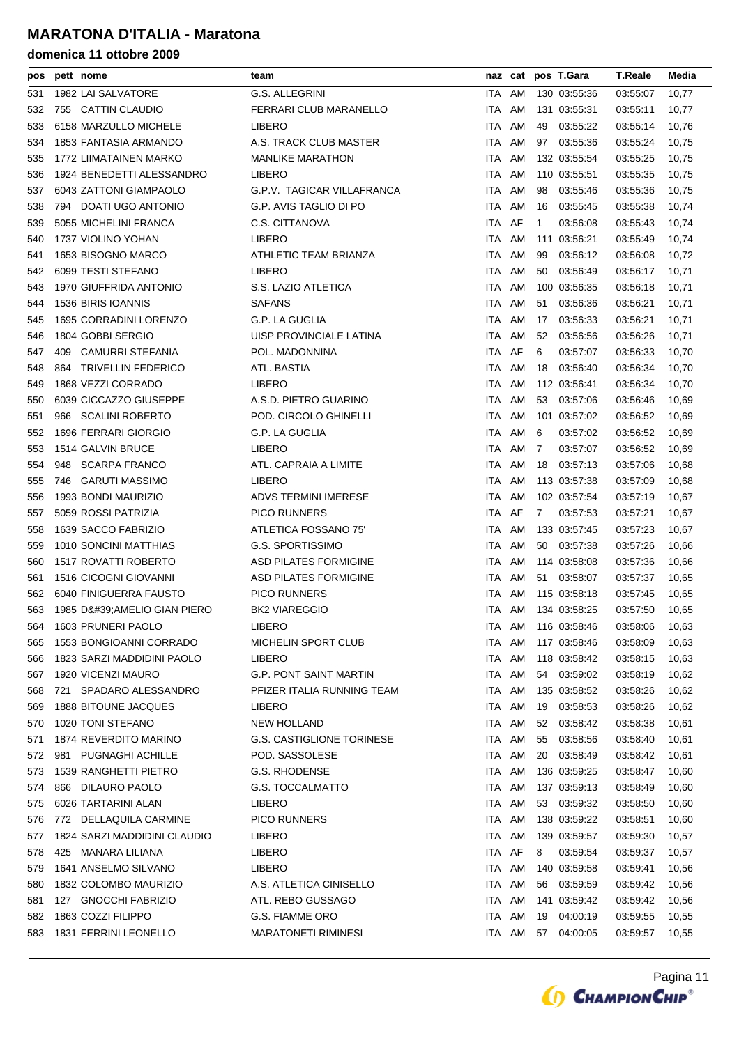# MARATONA D'ITALIA - Maratona

## domenica 11 ottobre 2009

| pos | pett | nome | team | naz | cat | pos | T.Gara | T.Reale | Media |
|---|---|---|---|---|---|---|---|---|---|
| 531 | 1982 | LAI SALVATORE | G.S. ALLEGRINI | ITA | AM | 130 | 03:55:36 | 03:55:07 | 10,77 |
| 532 | 755 | CATTIN CLAUDIO | FERRARI CLUB MARANELLO | ITA | AM | 131 | 03:55:31 | 03:55:11 | 10,77 |
| 533 | 6158 | MARZULLO MICHELE | LIBERO | ITA | AM | 49 | 03:55:22 | 03:55:14 | 10,76 |
| 534 | 1853 | FANTASIA ARMANDO | A.S. TRACK CLUB MASTER | ITA | AM | 97 | 03:55:36 | 03:55:24 | 10,75 |
| 535 | 1772 | LIIMATAINEN MARKO | MANLIKE MARATHON | ITA | AM | 132 | 03:55:54 | 03:55:25 | 10,75 |
| 536 | 1924 | BENEDETTI ALESSANDRO | LIBERO | ITA | AM | 110 | 03:55:51 | 03:55:35 | 10,75 |
| 537 | 6043 | ZATTONI GIAMPAOLO | G.P.V. TAGICAR VILLAFRANCA | ITA | AM | 98 | 03:55:46 | 03:55:36 | 10,75 |
| 538 | 794 | DOATI UGO ANTONIO | G.P. AVIS TAGLIO DI PO | ITA | AM | 16 | 03:55:45 | 03:55:38 | 10,74 |
| 539 | 5055 | MICHELINI FRANCA | C.S. CITTANOVA | ITA | AF | 1 | 03:56:08 | 03:55:43 | 10,74 |
| 540 | 1737 | VIOLINO YOHAN | LIBERO | ITA | AM | 111 | 03:56:21 | 03:55:49 | 10,74 |
| 541 | 1653 | BISOGNO MARCO | ATHLETIC TEAM BRIANZA | ITA | AM | 99 | 03:56:12 | 03:56:08 | 10,72 |
| 542 | 6099 | TESTI STEFANO | LIBERO | ITA | AM | 50 | 03:56:49 | 03:56:17 | 10,71 |
| 543 | 1970 | GIUFFRIDA ANTONIO | S.S. LAZIO ATLETICA | ITA | AM | 100 | 03:56:35 | 03:56:18 | 10,71 |
| 544 | 1536 | BIRIS IOANNIS | SAFANS | ITA | AM | 51 | 03:56:36 | 03:56:21 | 10,71 |
| 545 | 1695 | CORRADINI LORENZO | G.P. LA GUGLIA | ITA | AM | 17 | 03:56:33 | 03:56:21 | 10,71 |
| 546 | 1804 | GOBBI SERGIO | UISP PROVINCIALE LATINA | ITA | AM | 52 | 03:56:56 | 03:56:26 | 10,71 |
| 547 | 409 | CAMURRI STEFANIA | POL. MADONNINA | ITA | AF | 6 | 03:57:07 | 03:56:33 | 10,70 |
| 548 | 864 | TRIVELLIN FEDERICO | ATL. BASTIA | ITA | AM | 18 | 03:56:40 | 03:56:34 | 10,70 |
| 549 | 1868 | VEZZI CORRADO | LIBERO | ITA | AM | 112 | 03:56:41 | 03:56:34 | 10,70 |
| 550 | 6039 | CICCAZZO GIUSEPPE | A.S.D. PIETRO GUARINO | ITA | AM | 53 | 03:57:06 | 03:56:46 | 10,69 |
| 551 | 966 | SCALINI ROBERTO | POD. CIRCOLO GHINELLI | ITA | AM | 101 | 03:57:02 | 03:56:52 | 10,69 |
| 552 | 1696 | FERRARI GIORGIO | G.P. LA GUGLIA | ITA | AM | 6 | 03:57:02 | 03:56:52 | 10,69 |
| 553 | 1514 | GALVIN BRUCE | LIBERO | ITA | AM | 7 | 03:57:07 | 03:56:52 | 10,69 |
| 554 | 948 | SCARPA FRANCO | ATL. CAPRAIA A LIMITE | ITA | AM | 18 | 03:57:13 | 03:57:06 | 10,68 |
| 555 | 746 | GARUTI MASSIMO | LIBERO | ITA | AM | 113 | 03:57:38 | 03:57:09 | 10,68 |
| 556 | 1993 | BONDI MAURIZIO | ADVS TERMINI IMERESE | ITA | AM | 102 | 03:57:54 | 03:57:19 | 10,67 |
| 557 | 5059 | ROSSI PATRIZIA | PICO RUNNERS | ITA | AF | 7 | 03:57:53 | 03:57:21 | 10,67 |
| 558 | 1639 | SACCO FABRIZIO | ATLETICA FOSSANO 75' | ITA | AM | 133 | 03:57:45 | 03:57:23 | 10,67 |
| 559 | 1010 | SONCINI MATTHIAS | G.S. SPORTISSIMO | ITA | AM | 50 | 03:57:38 | 03:57:26 | 10,66 |
| 560 | 1517 | ROVATTI ROBERTO | ASD PILATES FORMIGINE | ITA | AM | 114 | 03:58:08 | 03:57:36 | 10,66 |
| 561 | 1516 | CICOGNI GIOVANNI | ASD PILATES FORMIGINE | ITA | AM | 51 | 03:58:07 | 03:57:37 | 10,65 |
| 562 | 6040 | FINIGUERRA FAUSTO | PICO RUNNERS | ITA | AM | 115 | 03:58:18 | 03:57:45 | 10,65 |
| 563 | 1985 | D&#39;AMELIO GIAN PIERO | BK2 VIAREGGIO | ITA | AM | 134 | 03:58:25 | 03:57:50 | 10,65 |
| 564 | 1603 | PRUNERI PAOLO | LIBERO | ITA | AM | 116 | 03:58:46 | 03:58:06 | 10,63 |
| 565 | 1553 | BONGIOANNI CORRADO | MICHELIN SPORT CLUB | ITA | AM | 117 | 03:58:46 | 03:58:09 | 10,63 |
| 566 | 1823 | SARZI MADDIDINI PAOLO | LIBERO | ITA | AM | 118 | 03:58:42 | 03:58:15 | 10,63 |
| 567 | 1920 | VICENZI MAURO | G.P. PONT SAINT MARTIN | ITA | AM | 54 | 03:59:02 | 03:58:19 | 10,62 |
| 568 | 721 | SPADARO ALESSANDRO | PFIZER ITALIA RUNNING TEAM | ITA | AM | 135 | 03:58:52 | 03:58:26 | 10,62 |
| 569 | 1888 | BITOUNE JACQUES | LIBERO | ITA | AM | 19 | 03:58:53 | 03:58:26 | 10,62 |
| 570 | 1020 | TONI STEFANO | NEW HOLLAND | ITA | AM | 52 | 03:58:42 | 03:58:38 | 10,61 |
| 571 | 1874 | REVERDITO MARINO | G.S. CASTIGLIONE TORINESE | ITA | AM | 55 | 03:58:56 | 03:58:40 | 10,61 |
| 572 | 981 | PUGNAGHI ACHILLE | POD. SASSOLESE | ITA | AM | 20 | 03:58:49 | 03:58:42 | 10,61 |
| 573 | 1539 | RANGHETTI PIETRO | G.S. RHODENSE | ITA | AM | 136 | 03:59:25 | 03:58:47 | 10,60 |
| 574 | 866 | DILAURO PAOLO | G.S. TOCCALMATTO | ITA | AM | 137 | 03:59:13 | 03:58:49 | 10,60 |
| 575 | 6026 | TARTARINI ALAN | LIBERO | ITA | AM | 53 | 03:59:32 | 03:58:50 | 10,60 |
| 576 | 772 | DELLAQUILA CARMINE | PICO RUNNERS | ITA | AM | 138 | 03:59:22 | 03:58:51 | 10,60 |
| 577 | 1824 | SARZI MADDIDINI CLAUDIO | LIBERO | ITA | AM | 139 | 03:59:57 | 03:59:30 | 10,57 |
| 578 | 425 | MANARA LILIANA | LIBERO | ITA | AF | 8 | 03:59:54 | 03:59:37 | 10,57 |
| 579 | 1641 | ANSELMO SILVANO | LIBERO | ITA | AM | 140 | 03:59:58 | 03:59:41 | 10,56 |
| 580 | 1832 | COLOMBO MAURIZIO | A.S. ATLETICA CINISELLO | ITA | AM | 56 | 03:59:59 | 03:59:42 | 10,56 |
| 581 | 127 | GNOCCHI FABRIZIO | ATL. REBO GUSSAGO | ITA | AM | 141 | 03:59:42 | 03:59:42 | 10,56 |
| 582 | 1863 | COZZI FILIPPO | G.S. FIAMME ORO | ITA | AM | 19 | 04:00:19 | 03:59:55 | 10,55 |
| 583 | 1831 | FERRINI LEONELLO | MARATONETI RIMINESI | ITA | AM | 57 | 04:00:05 | 03:59:57 | 10,55 |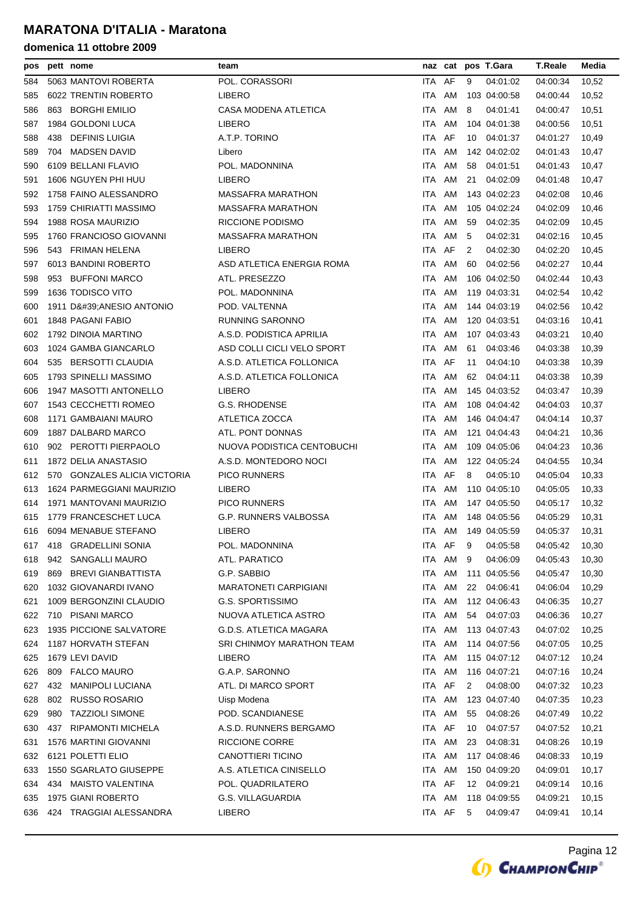# MARATONA D'ITALIA - Maratona

## domenica 11 ottobre 2009

| pos | pett | nome | team | naz | cat | pos | T.Gara | T.Reale | Media |
|---|---|---|---|---|---|---|---|---|---|
| 584 | 5063 | MANTOVI ROBERTA | POL. CORASSORI | ITA | AF | 9 | 04:01:02 | 04:00:34 | 10,52 |
| 585 | 6022 | TRENTIN ROBERTO | LIBERO | ITA | AM | 103 | 04:00:58 | 04:00:44 | 10,52 |
| 586 | 863 | BORGHI EMILIO | CASA MODENA ATLETICA | ITA | AM | 8 | 04:01:41 | 04:00:47 | 10,51 |
| 587 | 1984 | GOLDONI LUCA | LIBERO | ITA | AM | 104 | 04:01:38 | 04:00:56 | 10,51 |
| 588 | 438 | DEFINIS LUIGIA | A.T.P. TORINO | ITA | AF | 10 | 04:01:37 | 04:01:27 | 10,49 |
| 589 | 704 | MADSEN DAVID | Libero | ITA | AM | 142 | 04:02:02 | 04:01:43 | 10,47 |
| 590 | 6109 | BELLANI FLAVIO | POL. MADONNINA | ITA | AM | 58 | 04:01:51 | 04:01:43 | 10,47 |
| 591 | 1606 | NGUYEN PHI HUU | LIBERO | ITA | AM | 21 | 04:02:09 | 04:01:48 | 10,47 |
| 592 | 1758 | FAINO ALESSANDRO | MASSAFRA MARATHON | ITA | AM | 143 | 04:02:23 | 04:02:08 | 10,46 |
| 593 | 1759 | CHIRIATTI MASSIMO | MASSAFRA MARATHON | ITA | AM | 105 | 04:02:24 | 04:02:09 | 10,46 |
| 594 | 1988 | ROSA MAURIZIO | RICCIONE PODISMO | ITA | AM | 59 | 04:02:35 | 04:02:09 | 10,45 |
| 595 | 1760 | FRANCIOSO GIOVANNI | MASSAFRA MARATHON | ITA | AM | 5 | 04:02:31 | 04:02:16 | 10,45 |
| 596 | 543 | FRIMAN HELENA | LIBERO | ITA | AF | 2 | 04:02:30 | 04:02:20 | 10,45 |
| 597 | 6013 | BANDINI ROBERTO | ASD ATLETICA ENERGIA ROMA | ITA | AM | 60 | 04:02:56 | 04:02:27 | 10,44 |
| 598 | 953 | BUFFONI MARCO | ATL. PRESEZZO | ITA | AM | 106 | 04:02:50 | 04:02:44 | 10,43 |
| 599 | 1636 | TODISCO VITO | POL. MADONNINA | ITA | AM | 119 | 04:03:31 | 04:02:54 | 10,42 |
| 600 | 1911 | D&#39;ANESIO ANTONIO | POD. VALTENNA | ITA | AM | 144 | 04:03:19 | 04:02:56 | 10,42 |
| 601 | 1848 | PAGANI FABIO | RUNNING SARONNO | ITA | AM | 120 | 04:03:51 | 04:03:16 | 10,41 |
| 602 | 1792 | DINOIA MARTINO | A.S.D. PODISTICA APRILIA | ITA | AM | 107 | 04:03:43 | 04:03:21 | 10,40 |
| 603 | 1024 | GAMBA GIANCARLO | ASD COLLI CICLI VELO SPORT | ITA | AM | 61 | 04:03:46 | 04:03:38 | 10,39 |
| 604 | 535 | BERSOTTI CLAUDIA | A.S.D. ATLETICA FOLLONICA | ITA | AF | 11 | 04:04:10 | 04:03:38 | 10,39 |
| 605 | 1793 | SPINELLI MASSIMO | A.S.D. ATLETICA FOLLONICA | ITA | AM | 62 | 04:04:11 | 04:03:38 | 10,39 |
| 606 | 1947 | MASOTTI ANTONELLO | LIBERO | ITA | AM | 145 | 04:03:52 | 04:03:47 | 10,39 |
| 607 | 1543 | CECCHETTI ROMEO | G.S. RHODENSE | ITA | AM | 108 | 04:04:42 | 04:04:03 | 10,37 |
| 608 | 1171 | GAMBAIANI MAURO | ATLETICA ZOCCA | ITA | AM | 146 | 04:04:47 | 04:04:14 | 10,37 |
| 609 | 1887 | DALBARD MARCO | ATL. PONT DONNAS | ITA | AM | 121 | 04:04:43 | 04:04:21 | 10,36 |
| 610 | 902 | PEROTTI PIERPAOLO | NUOVA PODISTICA CENTOBUCHI | ITA | AM | 109 | 04:05:06 | 04:04:23 | 10,36 |
| 611 | 1872 | DELIA ANASTASIO | A.S.D. MONTEDORO NOCI | ITA | AM | 122 | 04:05:24 | 04:04:55 | 10,34 |
| 612 | 570 | GONZALES ALICIA VICTORIA | PICO RUNNERS | ITA | AF | 8 | 04:05:10 | 04:05:04 | 10,33 |
| 613 | 1624 | PARMEGGIANI MAURIZIO | LIBERO | ITA | AM | 110 | 04:05:10 | 04:05:05 | 10,33 |
| 614 | 1971 | MANTOVANI MAURIZIO | PICO RUNNERS | ITA | AM | 147 | 04:05:50 | 04:05:17 | 10,32 |
| 615 | 1779 | FRANCESCHET LUCA | G.P. RUNNERS VALBOSSA | ITA | AM | 148 | 04:05:56 | 04:05:29 | 10,31 |
| 616 | 6094 | MENABUE STEFANO | LIBERO | ITA | AM | 149 | 04:05:59 | 04:05:37 | 10,31 |
| 617 | 418 | GRADELLINI SONIA | POL. MADONNINA | ITA | AF | 9 | 04:05:58 | 04:05:42 | 10,30 |
| 618 | 942 | SANGALLI MAURO | ATL. PARATICO | ITA | AM | 9 | 04:06:09 | 04:05:43 | 10,30 |
| 619 | 869 | BREVI GIANBATTISTA | G.P. SABBIO | ITA | AM | 111 | 04:05:56 | 04:05:47 | 10,30 |
| 620 | 1032 | GIOVANARDI IVANO | MARATONETI CARPIGIANI | ITA | AM | 22 | 04:06:41 | 04:06:04 | 10,29 |
| 621 | 1009 | BERGONZINI CLAUDIO | G.S. SPORTISSIMO | ITA | AM | 112 | 04:06:43 | 04:06:35 | 10,27 |
| 622 | 710 | PISANI MARCO | NUOVA ATLETICA ASTRO | ITA | AM | 54 | 04:07:03 | 04:06:36 | 10,27 |
| 623 | 1935 | PICCIONE SALVATORE | G.D.S. ATLETICA MAGARA | ITA | AM | 113 | 04:07:43 | 04:07:02 | 10,25 |
| 624 | 1187 | HORVATH STEFAN | SRI CHINMOY MARATHON TEAM | ITA | AM | 114 | 04:07:56 | 04:07:05 | 10,25 |
| 625 | 1679 | LEVI DAVID | LIBERO | ITA | AM | 115 | 04:07:12 | 04:07:12 | 10,24 |
| 626 | 809 | FALCO MAURO | G.A.P. SARONNO | ITA | AM | 116 | 04:07:21 | 04:07:16 | 10,24 |
| 627 | 432 | MANIPOLI LUCIANA | ATL. DI MARCO SPORT | ITA | AF | 2 | 04:08:00 | 04:07:32 | 10,23 |
| 628 | 802 | RUSSO ROSARIO | Uisp Modena | ITA | AM | 123 | 04:07:40 | 04:07:35 | 10,23 |
| 629 | 980 | TAZZIOLI SIMONE | POD. SCANDIANESE | ITA | AM | 55 | 04:08:26 | 04:07:49 | 10,22 |
| 630 | 437 | RIPAMONTI MICHELA | A.S.D. RUNNERS BERGAMO | ITA | AF | 10 | 04:07:57 | 04:07:52 | 10,21 |
| 631 | 1576 | MARTINI GIOVANNI | RICCIONE CORRE | ITA | AM | 23 | 04:08:31 | 04:08:26 | 10,19 |
| 632 | 6121 | POLETTI ELIO | CANOTTIERI TICINO | ITA | AM | 117 | 04:08:46 | 04:08:33 | 10,19 |
| 633 | 1550 | SGARLATO GIUSEPPE | A.S. ATLETICA CINISELLO | ITA | AM | 150 | 04:09:20 | 04:09:01 | 10,17 |
| 634 | 434 | MAISTO VALENTINA | POL. QUADRILATERO | ITA | AF | 12 | 04:09:21 | 04:09:14 | 10,16 |
| 635 | 1975 | GIANI ROBERTO | G.S. VILLAGUARDIA | ITA | AM | 118 | 04:09:55 | 04:09:21 | 10,15 |
| 636 | 424 | TRAGGIAI ALESSANDRA | LIBERO | ITA | AF | 5 | 04:09:47 | 04:09:41 | 10,14 |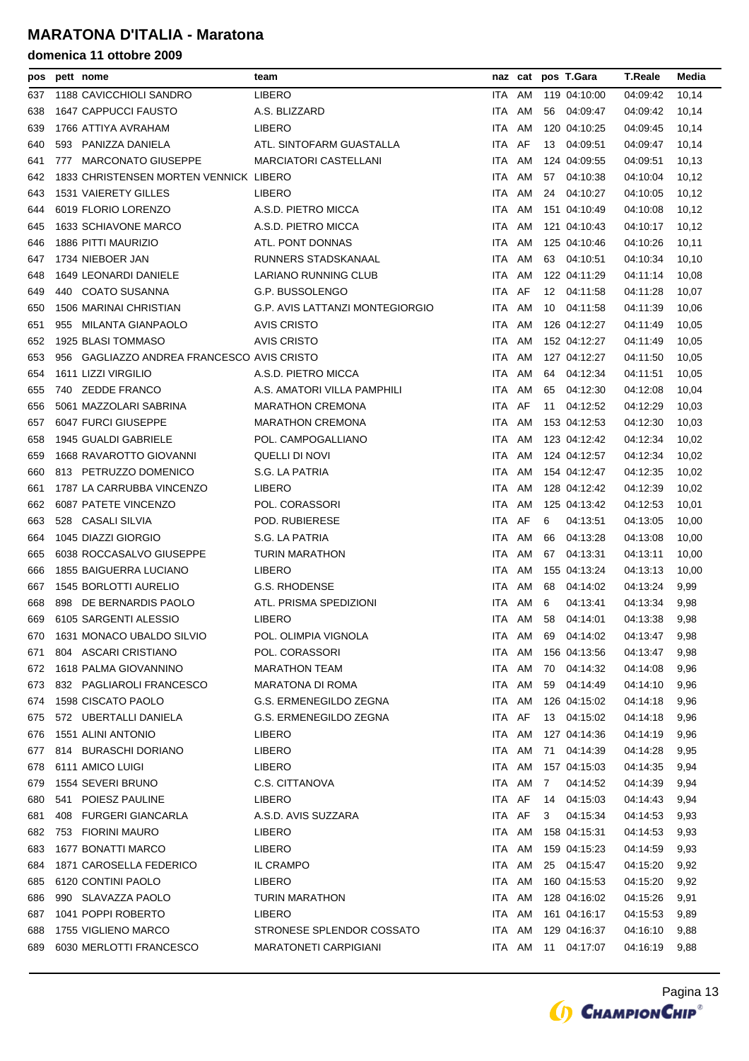# MARATONA D'ITALIA - Maratona

## domenica 11 ottobre 2009

| pos | pett | nome | team | naz | cat | pos | T.Gara | T.Reale | Media |
|---|---|---|---|---|---|---|---|---|---|
| 637 | 1188 | CAVICCHIOLI SANDRO | LIBERO | ITA | AM | 119 | 04:10:00 | 04:09:42 | 10,14 |
| 638 | 1647 | CAPPUCCI FAUSTO | A.S. BLIZZARD | ITA | AM | 56 | 04:09:47 | 04:09:42 | 10,14 |
| 639 | 1766 | ATTIYA AVRAHAM | LIBERO | ITA | AM | 120 | 04:10:25 | 04:09:45 | 10,14 |
| 640 | 593 | PANIZZA DANIELA | ATL. SINTOFARM GUASTALLA | ITA | AF | 13 | 04:09:51 | 04:09:47 | 10,14 |
| 641 | 777 | MARCONATO GIUSEPPE | MARCIATORI CASTELLANI | ITA | AM | 124 | 04:09:55 | 04:09:51 | 10,13 |
| 642 | 1833 | CHRISTENSEN MORTEN VENNICK | LIBERO | ITA | AM | 57 | 04:10:38 | 04:10:04 | 10,12 |
| 643 | 1531 | VAIERETY GILLES | LIBERO | ITA | AM | 24 | 04:10:27 | 04:10:05 | 10,12 |
| 644 | 6019 | FLORIO LORENZO | A.S.D. PIETRO MICCA | ITA | AM | 151 | 04:10:49 | 04:10:08 | 10,12 |
| 645 | 1633 | SCHIAVONE MARCO | A.S.D. PIETRO MICCA | ITA | AM | 121 | 04:10:43 | 04:10:17 | 10,12 |
| 646 | 1886 | PITTI MAURIZIO | ATL. PONT DONNAS | ITA | AM | 125 | 04:10:46 | 04:10:26 | 10,11 |
| 647 | 1734 | NIEBOER JAN | RUNNERS STADSKANAAL | ITA | AM | 63 | 04:10:51 | 04:10:34 | 10,10 |
| 648 | 1649 | LEONARDI DANIELE | LARIANO RUNNING CLUB | ITA | AM | 122 | 04:11:29 | 04:11:14 | 10,08 |
| 649 | 440 | COATO SUSANNA | G.P. BUSSOLENGO | ITA | AF | 12 | 04:11:58 | 04:11:28 | 10,07 |
| 650 | 1506 | MARINAI CHRISTIAN | G.P. AVIS LATTANZI MONTEGIORGIO | ITA | AM | 10 | 04:11:58 | 04:11:39 | 10,06 |
| 651 | 955 | MILANTA GIANPAOLO | AVIS CRISTO | ITA | AM | 126 | 04:12:27 | 04:11:49 | 10,05 |
| 652 | 1925 | BLASI TOMMASO | AVIS CRISTO | ITA | AM | 152 | 04:12:27 | 04:11:49 | 10,05 |
| 653 | 956 | GAGLIAZZO ANDREA FRANCESCO | AVIS CRISTO | ITA | AM | 127 | 04:12:27 | 04:11:50 | 10,05 |
| 654 | 1611 | LIZZI VIRGILIO | A.S.D. PIETRO MICCA | ITA | AM | 64 | 04:12:34 | 04:11:51 | 10,05 |
| 655 | 740 | ZEDDE FRANCO | A.S. AMATORI VILLA PAMPHILI | ITA | AM | 65 | 04:12:30 | 04:12:08 | 10,04 |
| 656 | 5061 | MAZZOLARI SABRINA | MARATHON CREMONA | ITA | AF | 11 | 04:12:52 | 04:12:29 | 10,03 |
| 657 | 6047 | FURCI GIUSEPPE | MARATHON CREMONA | ITA | AM | 153 | 04:12:53 | 04:12:30 | 10,03 |
| 658 | 1945 | GUALDI GABRIELE | POL. CAMPOGALLIANO | ITA | AM | 123 | 04:12:42 | 04:12:34 | 10,02 |
| 659 | 1668 | RAVAROTTO GIOVANNI | QUELLI DI NOVI | ITA | AM | 124 | 04:12:57 | 04:12:34 | 10,02 |
| 660 | 813 | PETRUZZO DOMENICO | S.G. LA PATRIA | ITA | AM | 154 | 04:12:47 | 04:12:35 | 10,02 |
| 661 | 1787 | LA CARRUBBA VINCENZO | LIBERO | ITA | AM | 128 | 04:12:42 | 04:12:39 | 10,02 |
| 662 | 6087 | PATETE VINCENZO | POL. CORASSORI | ITA | AM | 125 | 04:13:42 | 04:12:53 | 10,01 |
| 663 | 528 | CASALI SILVIA | POD. RUBIERESE | ITA | AF | 6 | 04:13:51 | 04:13:05 | 10,00 |
| 664 | 1045 | DIAZZI GIORGIO | S.G. LA PATRIA | ITA | AM | 66 | 04:13:28 | 04:13:08 | 10,00 |
| 665 | 6038 | ROCCASALVO GIUSEPPE | TURIN MARATHON | ITA | AM | 67 | 04:13:31 | 04:13:11 | 10,00 |
| 666 | 1855 | BAIGUERRA LUCIANO | LIBERO | ITA | AM | 155 | 04:13:24 | 04:13:13 | 10,00 |
| 667 | 1545 | BORLOTTI AURELIO | G.S. RHODENSE | ITA | AM | 68 | 04:14:02 | 04:13:24 | 9,99 |
| 668 | 898 | DE BERNARDIS PAOLO | ATL. PRISMA SPEDIZIONI | ITA | AM | 6 | 04:13:41 | 04:13:34 | 9,98 |
| 669 | 6105 | SARGENTI ALESSIO | LIBERO | ITA | AM | 58 | 04:14:01 | 04:13:38 | 9,98 |
| 670 | 1631 | MONACO UBALDO SILVIO | POL. OLIMPIA VIGNOLA | ITA | AM | 69 | 04:14:02 | 04:13:47 | 9,98 |
| 671 | 804 | ASCARI CRISTIANO | POL. CORASSORI | ITA | AM | 156 | 04:13:56 | 04:13:47 | 9,98 |
| 672 | 1618 | PALMA GIOVANNINO | MARATHON TEAM | ITA | AM | 70 | 04:14:32 | 04:14:08 | 9,96 |
| 673 | 832 | PAGLIAROLI FRANCESCO | MARATONA DI ROMA | ITA | AM | 59 | 04:14:49 | 04:14:10 | 9,96 |
| 674 | 1598 | CISCATO PAOLO | G.S. ERMENEGILDO ZEGNA | ITA | AM | 126 | 04:15:02 | 04:14:18 | 9,96 |
| 675 | 572 | UBERTALLI DANIELA | G.S. ERMENEGILDO ZEGNA | ITA | AF | 13 | 04:15:02 | 04:14:18 | 9,96 |
| 676 | 1551 | ALINI ANTONIO | LIBERO | ITA | AM | 127 | 04:14:36 | 04:14:19 | 9,96 |
| 677 | 814 | BURASCHI DORIANO | LIBERO | ITA | AM | 71 | 04:14:39 | 04:14:28 | 9,95 |
| 678 | 6111 | AMICO LUIGI | LIBERO | ITA | AM | 157 | 04:15:03 | 04:14:35 | 9,94 |
| 679 | 1554 | SEVERI BRUNO | C.S. CITTANOVA | ITA | AM | 7 | 04:14:52 | 04:14:39 | 9,94 |
| 680 | 541 | POIESZ PAULINE | LIBERO | ITA | AF | 14 | 04:15:03 | 04:14:43 | 9,94 |
| 681 | 408 | FURGERI GIANCARLA | A.S.D. AVIS SUZZARA | ITA | AF | 3 | 04:15:34 | 04:14:53 | 9,93 |
| 682 | 753 | FIORINI MAURO | LIBERO | ITA | AM | 158 | 04:15:31 | 04:14:53 | 9,93 |
| 683 | 1677 | BONATTI MARCO | LIBERO | ITA | AM | 159 | 04:15:23 | 04:14:59 | 9,93 |
| 684 | 1871 | CAROSELLA FEDERICO | IL CRAMPO | ITA | AM | 25 | 04:15:47 | 04:15:20 | 9,92 |
| 685 | 6120 | CONTINI PAOLO | LIBERO | ITA | AM | 160 | 04:15:53 | 04:15:20 | 9,92 |
| 686 | 990 | SLAVAZZA PAOLO | TURIN MARATHON | ITA | AM | 128 | 04:16:02 | 04:15:26 | 9,91 |
| 687 | 1041 | POPPI ROBERTO | LIBERO | ITA | AM | 161 | 04:16:17 | 04:15:53 | 9,89 |
| 688 | 1755 | VIGLIENO MARCO | STRONESE SPLENDOR COSSATO | ITA | AM | 129 | 04:16:37 | 04:16:10 | 9,88 |
| 689 | 6030 | MERLOTTI FRANCESCO | MARATONETI CARPIGIANI | ITA | AM | 11 | 04:17:07 | 04:16:19 | 9,88 |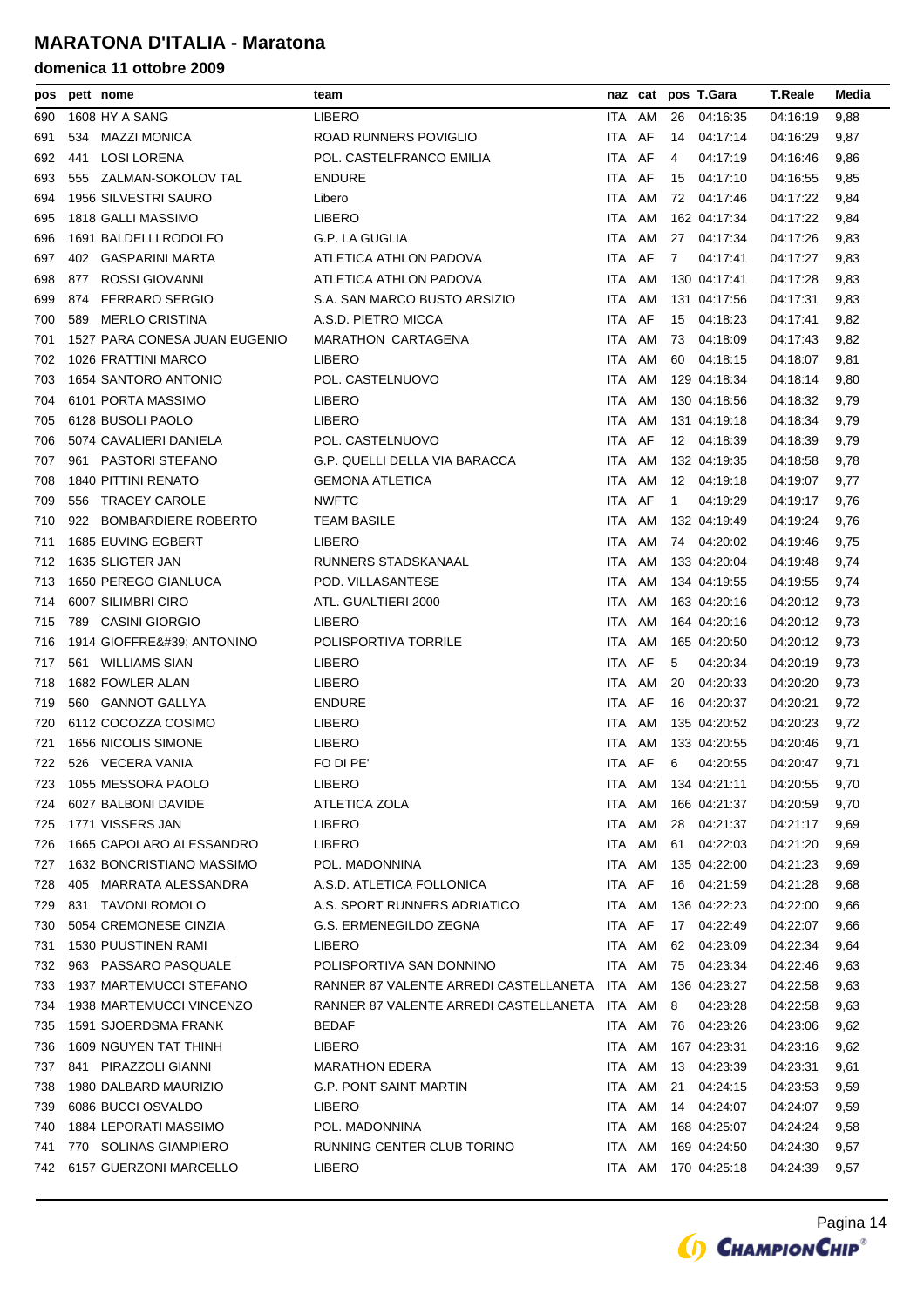# MARATONA D'ITALIA - Maratona

## domenica 11 ottobre 2009

| pos | pett | nome | team | naz | cat | pos | T.Gara | T.Reale | Media |
|---|---|---|---|---|---|---|---|---|---|
| 690 | 1608 | HY A SANG | LIBERO | ITA | AM | 26 | 04:16:35 | 04:16:19 | 9,88 |
| 691 | 534 | MAZZI MONICA | ROAD RUNNERS POVIGLIO | ITA | AF | 14 | 04:17:14 | 04:16:29 | 9,87 |
| 692 | 441 | LOSI LORENA | POL. CASTELFRANCO EMILIA | ITA | AF | 4 | 04:17:19 | 04:16:46 | 9,86 |
| 693 | 555 | ZALMAN-SOKOLOV TAL | ENDURE | ITA | AF | 15 | 04:17:10 | 04:16:55 | 9,85 |
| 694 | 1956 | SILVESTRI SAURO | Libero | ITA | AM | 72 | 04:17:46 | 04:17:22 | 9,84 |
| 695 | 1818 | GALLI MASSIMO | LIBERO | ITA | AM | 162 | 04:17:34 | 04:17:22 | 9,84 |
| 696 | 1691 | BALDELLI RODOLFO | G.P. LA GUGLIA | ITA | AM | 27 | 04:17:34 | 04:17:26 | 9,83 |
| 697 | 402 | GASPARINI MARTA | ATLETICA ATHLON PADOVA | ITA | AF | 7 | 04:17:41 | 04:17:27 | 9,83 |
| 698 | 877 | ROSSI GIOVANNI | ATLETICA ATHLON PADOVA | ITA | AM | 130 | 04:17:41 | 04:17:28 | 9,83 |
| 699 | 874 | FERRARO SERGIO | S.A. SAN MARCO BUSTO ARSIZIO | ITA | AM | 131 | 04:17:56 | 04:17:31 | 9,83 |
| 700 | 589 | MERLO CRISTINA | A.S.D. PIETRO MICCA | ITA | AF | 15 | 04:18:23 | 04:17:41 | 9,82 |
| 701 | 1527 | PARA CONESA JUAN EUGENIO | MARATHON CARTAGENA | ITA | AM | 73 | 04:18:09 | 04:17:43 | 9,82 |
| 702 | 1026 | FRATTINI MARCO | LIBERO | ITA | AM | 60 | 04:18:15 | 04:18:07 | 9,81 |
| 703 | 1654 | SANTORO ANTONIO | POL. CASTELNUOVO | ITA | AM | 129 | 04:18:34 | 04:18:14 | 9,80 |
| 704 | 6101 | PORTA MASSIMO | LIBERO | ITA | AM | 130 | 04:18:56 | 04:18:32 | 9,79 |
| 705 | 6128 | BUSOLI PAOLO | LIBERO | ITA | AM | 131 | 04:19:18 | 04:18:34 | 9,79 |
| 706 | 5074 | CAVALIERI DANIELA | POL. CASTELNUOVO | ITA | AF | 12 | 04:18:39 | 04:18:39 | 9,79 |
| 707 | 961 | PASTORI STEFANO | G.P. QUELLI DELLA VIA BARACCA | ITA | AM | 132 | 04:19:35 | 04:18:58 | 9,78 |
| 708 | 1840 | PITTINI RENATO | GEMONA ATLETICA | ITA | AM | 12 | 04:19:18 | 04:19:07 | 9,77 |
| 709 | 556 | TRACEY CAROLE | NWFTC | ITA | AF | 1 | 04:19:29 | 04:19:17 | 9,76 |
| 710 | 922 | BOMBARDIERE ROBERTO | TEAM BASILE | ITA | AM | 132 | 04:19:49 | 04:19:24 | 9,76 |
| 711 | 1685 | EUVING EGBERT | LIBERO | ITA | AM | 74 | 04:20:02 | 04:19:46 | 9,75 |
| 712 | 1635 | SLIGTER JAN | RUNNERS STADSKANAAL | ITA | AM | 133 | 04:20:04 | 04:19:48 | 9,74 |
| 713 | 1650 | PEREGO GIANLUCA | POD. VILLASANTESE | ITA | AM | 134 | 04:19:55 | 04:19:55 | 9,74 |
| 714 | 6007 | SILIMBRI CIRO | ATL. GUALTIERI 2000 | ITA | AM | 163 | 04:20:16 | 04:20:12 | 9,73 |
| 715 | 789 | CASINI GIORGIO | LIBERO | ITA | AM | 164 | 04:20:16 | 04:20:12 | 9,73 |
| 716 | 1914 | GIOFFRE&#39; ANTONINO | POLISPORTIVA TORRILE | ITA | AM | 165 | 04:20:50 | 04:20:12 | 9,73 |
| 717 | 561 | WILLIAMS SIAN | LIBERO | ITA | AF | 5 | 04:20:34 | 04:20:19 | 9,73 |
| 718 | 1682 | FOWLER ALAN | LIBERO | ITA | AM | 20 | 04:20:33 | 04:20:20 | 9,73 |
| 719 | 560 | GANNOT GALLYA | ENDURE | ITA | AF | 16 | 04:20:37 | 04:20:21 | 9,72 |
| 720 | 6112 | COCOZZA COSIMO | LIBERO | ITA | AM | 135 | 04:20:52 | 04:20:23 | 9,72 |
| 721 | 1656 | NICOLIS SIMONE | LIBERO | ITA | AM | 133 | 04:20:55 | 04:20:46 | 9,71 |
| 722 | 526 | VECERA VANIA | FO DI PE' | ITA | AF | 6 | 04:20:55 | 04:20:47 | 9,71 |
| 723 | 1055 | MESSORA PAOLO | LIBERO | ITA | AM | 134 | 04:21:11 | 04:20:55 | 9,70 |
| 724 | 6027 | BALBONI DAVIDE | ATLETICA ZOLA | ITA | AM | 166 | 04:21:37 | 04:20:59 | 9,70 |
| 725 | 1771 | VISSERS JAN | LIBERO | ITA | AM | 28 | 04:21:37 | 04:21:17 | 9,69 |
| 726 | 1665 | CAPOLARO ALESSANDRO | LIBERO | ITA | AM | 61 | 04:22:03 | 04:21:20 | 9,69 |
| 727 | 1632 | BONCRISTIANO MASSIMO | POL. MADONNINA | ITA | AM | 135 | 04:22:00 | 04:21:23 | 9,69 |
| 728 | 405 | MARRATA ALESSANDRA | A.S.D. ATLETICA FOLLONICA | ITA | AF | 16 | 04:21:59 | 04:21:28 | 9,68 |
| 729 | 831 | TAVONI ROMOLO | A.S. SPORT RUNNERS ADRIATICO | ITA | AM | 136 | 04:22:23 | 04:22:00 | 9,66 |
| 730 | 5054 | CREMONESE CINZIA | G.S. ERMENEGILDO ZEGNA | ITA | AF | 17 | 04:22:49 | 04:22:07 | 9,66 |
| 731 | 1530 | PUUSTINEN RAMI | LIBERO | ITA | AM | 62 | 04:23:09 | 04:22:34 | 9,64 |
| 732 | 963 | PASSARO PASQUALE | POLISPORTIVA SAN DONNINO | ITA | AM | 75 | 04:23:34 | 04:22:46 | 9,63 |
| 733 | 1937 | MARTEMUCCI STEFANO | RANNER 87 VALENTE ARREDI CASTELLANETA | ITA | AM | 136 | 04:23:27 | 04:22:58 | 9,63 |
| 734 | 1938 | MARTEMUCCI VINCENZO | RANNER 87 VALENTE ARREDI CASTELLANETA | ITA | AM | 8 | 04:23:28 | 04:22:58 | 9,63 |
| 735 | 1591 | SJOERDSMA FRANK | BEDAF | ITA | AM | 76 | 04:23:26 | 04:23:06 | 9,62 |
| 736 | 1609 | NGUYEN TAT THINH | LIBERO | ITA | AM | 167 | 04:23:31 | 04:23:16 | 9,62 |
| 737 | 841 | PIRAZZOLI GIANNI | MARATHON EDERA | ITA | AM | 13 | 04:23:39 | 04:23:31 | 9,61 |
| 738 | 1980 | DALBARD MAURIZIO | G.P. PONT SAINT MARTIN | ITA | AM | 21 | 04:24:15 | 04:23:53 | 9,59 |
| 739 | 6086 | BUCCI OSVALDO | LIBERO | ITA | AM | 14 | 04:24:07 | 04:24:07 | 9,59 |
| 740 | 1884 | LEPORATI MASSIMO | POL. MADONNINA | ITA | AM | 168 | 04:25:07 | 04:24:24 | 9,58 |
| 741 | 770 | SOLINAS GIAMPIERO | RUNNING CENTER CLUB TORINO | ITA | AM | 169 | 04:24:50 | 04:24:30 | 9,57 |
| 742 | 6157 | GUERZONI MARCELLO | LIBERO | ITA | AM | 170 | 04:25:18 | 04:24:39 | 9,57 |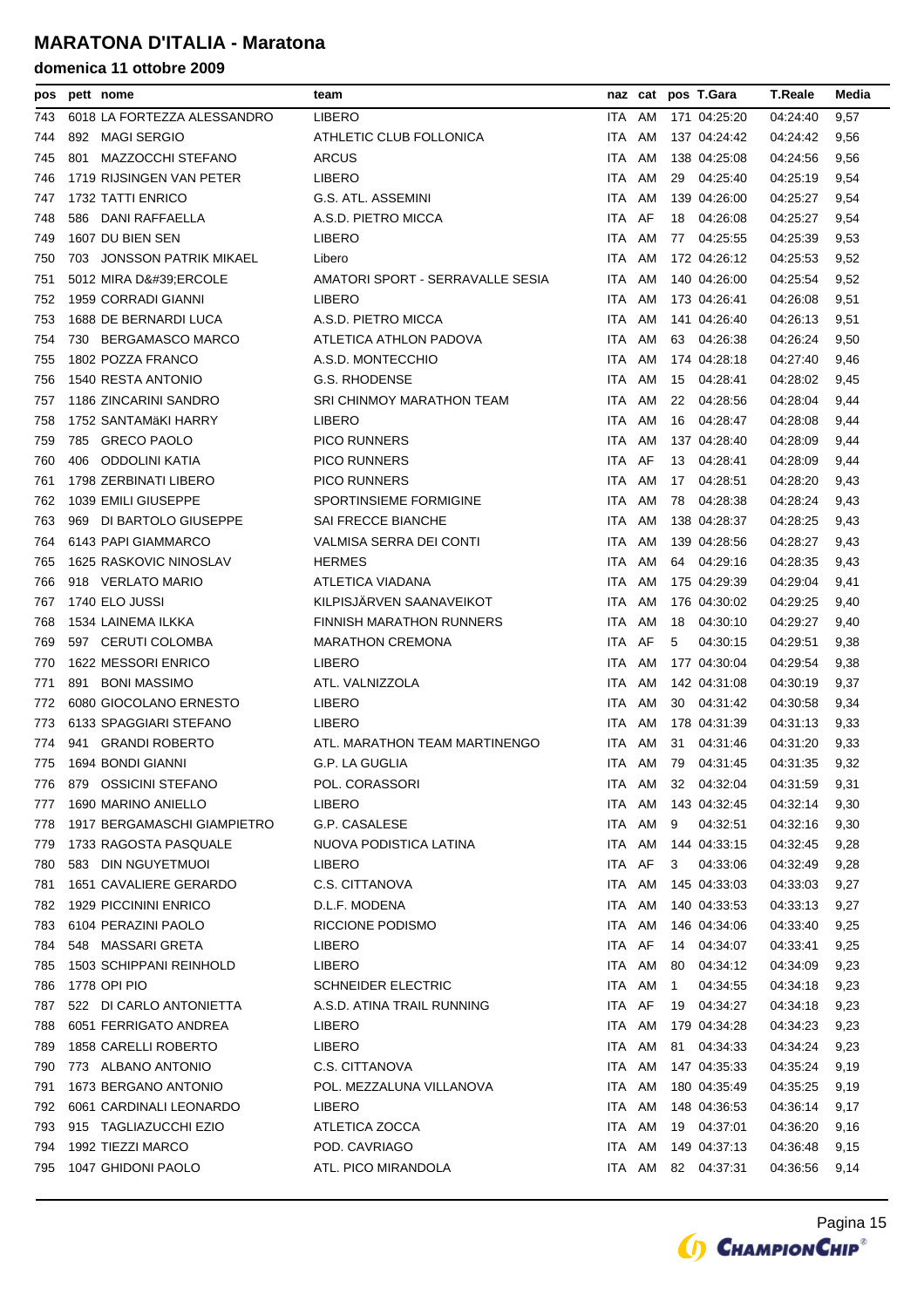# MARATONA D'ITALIA - Maratona

## domenica 11 ottobre 2009

| pos | pett | nome | team | naz | cat | pos | T.Gara | T.Reale | Media |
|---|---|---|---|---|---|---|---|---|---|
| 743 | 6018 | LA FORTEZZA ALESSANDRO | LIBERO | ITA | AM | 171 | 04:25:20 | 04:24:40 | 9,57 |
| 744 | 892 | MAGI SERGIO | ATHLETIC CLUB FOLLONICA | ITA | AM | 137 | 04:24:42 | 04:24:42 | 9,56 |
| 745 | 801 | MAZZOCCHI STEFANO | ARCUS | ITA | AM | 138 | 04:25:08 | 04:24:56 | 9,56 |
| 746 | 1719 | RIJSINGEN VAN PETER | LIBERO | ITA | AM | 29 | 04:25:40 | 04:25:19 | 9,54 |
| 747 | 1732 | TATTI ENRICO | G.S. ATL. ASSEMINI | ITA | AM | 139 | 04:26:00 | 04:25:27 | 9,54 |
| 748 | 586 | DANI RAFFAELLA | A.S.D. PIETRO MICCA | ITA | AF | 18 | 04:26:08 | 04:25:27 | 9,54 |
| 749 | 1607 | DU BIEN SEN | LIBERO | ITA | AM | 77 | 04:25:55 | 04:25:39 | 9,53 |
| 750 | 703 | JONSSON PATRIK MIKAEL | Libero | ITA | AM | 172 | 04:26:12 | 04:25:53 | 9,52 |
| 751 | 5012 | MIRA D&#39;ERCOLE | AMATORI SPORT - SERRAVALLE SESIA | ITA | AM | 140 | 04:26:00 | 04:25:54 | 9,52 |
| 752 | 1959 | CORRADI GIANNI | LIBERO | ITA | AM | 173 | 04:26:41 | 04:26:08 | 9,51 |
| 753 | 1688 | DE BERNARDI LUCA | A.S.D. PIETRO MICCA | ITA | AM | 141 | 04:26:40 | 04:26:13 | 9,51 |
| 754 | 730 | BERGAMASCO MARCO | ATLETICA ATHLON PADOVA | ITA | AM | 63 | 04:26:38 | 04:26:24 | 9,50 |
| 755 | 1802 | POZZA FRANCO | A.S.D. MONTECCHIO | ITA | AM | 174 | 04:28:18 | 04:27:40 | 9,46 |
| 756 | 1540 | RESTA ANTONIO | G.S. RHODENSE | ITA | AM | 15 | 04:28:41 | 04:28:02 | 9,45 |
| 757 | 1186 | ZINCARINI SANDRO | SRI CHINMOY MARATHON TEAM | ITA | AM | 22 | 04:28:56 | 04:28:04 | 9,44 |
| 758 | 1752 | SANTAMäKI HARRY | LIBERO | ITA | AM | 16 | 04:28:47 | 04:28:08 | 9,44 |
| 759 | 785 | GRECO PAOLO | PICO RUNNERS | ITA | AM | 137 | 04:28:40 | 04:28:09 | 9,44 |
| 760 | 406 | ODDOLINI KATIA | PICO RUNNERS | ITA | AF | 13 | 04:28:41 | 04:28:09 | 9,44 |
| 761 | 1798 | ZERBINATI LIBERO | PICO RUNNERS | ITA | AM | 17 | 04:28:51 | 04:28:20 | 9,43 |
| 762 | 1039 | EMILI GIUSEPPE | SPORTINSIEME FORMIGINE | ITA | AM | 78 | 04:28:38 | 04:28:24 | 9,43 |
| 763 | 969 | DI BARTOLO GIUSEPPE | SAI FRECCE BIANCHE | ITA | AM | 138 | 04:28:37 | 04:28:25 | 9,43 |
| 764 | 6143 | PAPI GIAMMARCO | VALMISA SERRA DEI CONTI | ITA | AM | 139 | 04:28:56 | 04:28:27 | 9,43 |
| 765 | 1625 | RASKOVIC NINOSLAV | HERMES | ITA | AM | 64 | 04:29:16 | 04:28:35 | 9,43 |
| 766 | 918 | VERLATO MARIO | ATLETICA VIADANA | ITA | AM | 175 | 04:29:39 | 04:29:04 | 9,41 |
| 767 | 1740 | ELO JUSSI | KILPISJÄRVEN SAANAVEIKOT | ITA | AM | 176 | 04:30:02 | 04:29:25 | 9,40 |
| 768 | 1534 | LAINEMA ILKKA | FINNISH MARATHON RUNNERS | ITA | AM | 18 | 04:30:10 | 04:29:27 | 9,40 |
| 769 | 597 | CERUTI COLOMBA | MARATHON CREMONA | ITA | AF | 5 | 04:30:15 | 04:29:51 | 9,38 |
| 770 | 1622 | MESSORI ENRICO | LIBERO | ITA | AM | 177 | 04:30:04 | 04:29:54 | 9,38 |
| 771 | 891 | BONI MASSIMO | ATL. VALNIZZOLA | ITA | AM | 142 | 04:31:08 | 04:30:19 | 9,37 |
| 772 | 6080 | GIOCOLANO ERNESTO | LIBERO | ITA | AM | 30 | 04:31:42 | 04:30:58 | 9,34 |
| 773 | 6133 | SPAGGIARI STEFANO | LIBERO | ITA | AM | 178 | 04:31:39 | 04:31:13 | 9,33 |
| 774 | 941 | GRANDI ROBERTO | ATL. MARATHON TEAM MARTINENGO | ITA | AM | 31 | 04:31:46 | 04:31:20 | 9,33 |
| 775 | 1694 | BONDI GIANNI | G.P. LA GUGLIA | ITA | AM | 79 | 04:31:45 | 04:31:35 | 9,32 |
| 776 | 879 | OSSICINI STEFANO | POL. CORASSORI | ITA | AM | 32 | 04:32:04 | 04:31:59 | 9,31 |
| 777 | 1690 | MARINO ANIELLO | LIBERO | ITA | AM | 143 | 04:32:45 | 04:32:14 | 9,30 |
| 778 | 1917 | BERGAMASCHI GIAMPIETRO | G.P. CASALESE | ITA | AM | 9 | 04:32:51 | 04:32:16 | 9,30 |
| 779 | 1733 | RAGOSTA PASQUALE | NUOVA PODISTICA LATINA | ITA | AM | 144 | 04:33:15 | 04:32:45 | 9,28 |
| 780 | 583 | DIN NGUYETMUOI | LIBERO | ITA | AF | 3 | 04:33:06 | 04:32:49 | 9,28 |
| 781 | 1651 | CAVALIERE GERARDO | C.S. CITTANOVA | ITA | AM | 145 | 04:33:53 | 04:33:03 | 9,27 |
| 782 | 1929 | PICCININI ENRICO | D.L.F. MODENA | ITA | AM | 140 | 04:33:53 | 04:33:13 | 9,27 |
| 783 | 6104 | PERAZINI PAOLO | RICCIONE PODISMO | ITA | AM | 146 | 04:34:06 | 04:33:40 | 9,25 |
| 784 | 548 | MASSARI GRETA | LIBERO | ITA | AF | 14 | 04:34:07 | 04:33:41 | 9,25 |
| 785 | 1503 | SCHIPPANI REINHOLD | LIBERO | ITA | AM | 80 | 04:34:12 | 04:34:09 | 9,23 |
| 786 | 1778 | OPI PIO | SCHNEIDER ELECTRIC | ITA | AM | 1 | 04:34:55 | 04:34:18 | 9,23 |
| 787 | 522 | DI CARLO ANTONIETTA | A.S.D. ATINA TRAIL RUNNING | ITA | AF | 19 | 04:34:27 | 04:34:18 | 9,23 |
| 788 | 6051 | FERRIGATO ANDREA | LIBERO | ITA | AM | 179 | 04:34:28 | 04:34:23 | 9,23 |
| 789 | 1858 | CARELLI ROBERTO | LIBERO | ITA | AM | 81 | 04:34:33 | 04:34:24 | 9,23 |
| 790 | 773 | ALBANO ANTONIO | C.S. CITTANOVA | ITA | AM | 147 | 04:35:33 | 04:35:24 | 9,19 |
| 791 | 1673 | BERGANO ANTONIO | POL. MEZZALUNA VILLANOVA | ITA | AM | 180 | 04:35:49 | 04:35:25 | 9,19 |
| 792 | 6061 | CARDINALI LEONARDO | LIBERO | ITA | AM | 148 | 04:36:53 | 04:36:14 | 9,17 |
| 793 | 915 | TAGLIAZUCCHI EZIO | ATLETICA ZOCCA | ITA | AM | 19 | 04:37:01 | 04:36:20 | 9,16 |
| 794 | 1992 | TIEZZI MARCO | POD. CAVRIAGO | ITA | AM | 149 | 04:37:13 | 04:36:48 | 9,15 |
| 795 | 1047 | GHIDONI PAOLO | ATL. PICO MIRANDOLA | ITA | AM | 82 | 04:37:31 | 04:36:56 | 9,14 |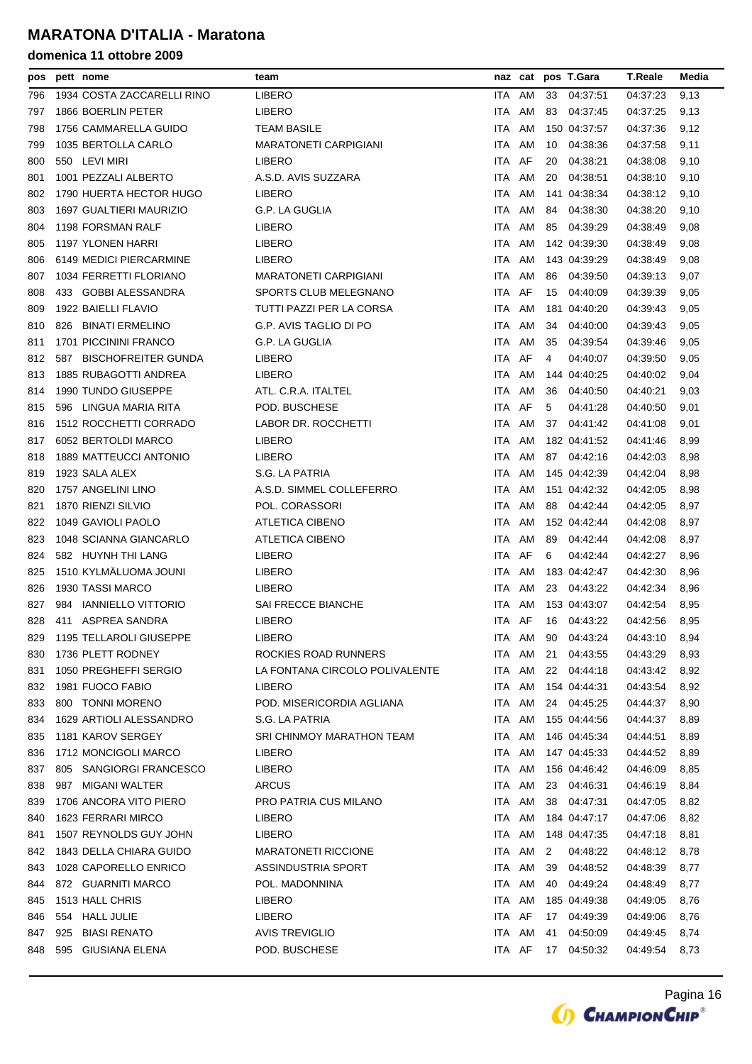# MARATONA D'ITALIA - Maratona

## domenica 11 ottobre 2009

| pos | pett | nome | team | naz | cat | pos | T.Gara | T.Reale | Media |
|---|---|---|---|---|---|---|---|---|---|
| 796 | 1934 | COSTA ZACCARELLI RINO | LIBERO | ITA | AM | 33 | 04:37:51 | 04:37:23 | 9,13 |
| 797 | 1866 | BOERLIN PETER | LIBERO | ITA | AM | 83 | 04:37:45 | 04:37:25 | 9,13 |
| 798 | 1756 | CAMMARELLA GUIDO | TEAM BASILE | ITA | AM | 150 | 04:37:57 | 04:37:36 | 9,12 |
| 799 | 1035 | BERTOLLA CARLO | MARATONETI CARPIGIANI | ITA | AM | 10 | 04:38:36 | 04:37:58 | 9,11 |
| 800 | 550 | LEVI MIRI | LIBERO | ITA | AF | 20 | 04:38:21 | 04:38:08 | 9,10 |
| 801 | 1001 | PEZZALI ALBERTO | A.S.D. AVIS SUZZARA | ITA | AM | 20 | 04:38:51 | 04:38:10 | 9,10 |
| 802 | 1790 | HUERTA HECTOR HUGO | LIBERO | ITA | AM | 141 | 04:38:34 | 04:38:12 | 9,10 |
| 803 | 1697 | GUALTIERI MAURIZIO | G.P. LA GUGLIA | ITA | AM | 84 | 04:38:30 | 04:38:20 | 9,10 |
| 804 | 1198 | FORSMAN RALF | LIBERO | ITA | AM | 85 | 04:39:29 | 04:38:49 | 9,08 |
| 805 | 1197 | YLONEN HARRI | LIBERO | ITA | AM | 142 | 04:39:30 | 04:38:49 | 9,08 |
| 806 | 6149 | MEDICI PIERCARMINE | LIBERO | ITA | AM | 143 | 04:39:29 | 04:38:49 | 9,08 |
| 807 | 1034 | FERRETTI FLORIANO | MARATONETI CARPIGIANI | ITA | AM | 86 | 04:39:50 | 04:39:13 | 9,07 |
| 808 | 433 | GOBBI ALESSANDRA | SPORTS CLUB MELEGNANO | ITA | AF | 15 | 04:40:09 | 04:39:39 | 9,05 |
| 809 | 1922 | BAIELLI FLAVIO | TUTTI PAZZI PER LA CORSA | ITA | AM | 181 | 04:40:20 | 04:39:43 | 9,05 |
| 810 | 826 | BINATI ERMELINO | G.P. AVIS TAGLIO DI PO | ITA | AM | 34 | 04:40:00 | 04:39:43 | 9,05 |
| 811 | 1701 | PICCININI FRANCO | G.P. LA GUGLIA | ITA | AM | 35 | 04:39:54 | 04:39:46 | 9,05 |
| 812 | 587 | BISCHOFREITER GUNDA | LIBERO | ITA | AF | 4 | 04:40:07 | 04:39:50 | 9,05 |
| 813 | 1885 | RUBAGOTTI ANDREA | LIBERO | ITA | AM | 144 | 04:40:25 | 04:40:02 | 9,04 |
| 814 | 1990 | TUNDO GIUSEPPE | ATL. C.R.A. ITALTEL | ITA | AM | 36 | 04:40:50 | 04:40:21 | 9,03 |
| 815 | 596 | LINGUA MARIA RITA | POD. BUSCHESE | ITA | AF | 5 | 04:41:28 | 04:40:50 | 9,01 |
| 816 | 1512 | ROCCHETTI CORRADO | LABOR DR. ROCCHETTI | ITA | AM | 37 | 04:41:42 | 04:41:08 | 9,01 |
| 817 | 6052 | BERTOLDI MARCO | LIBERO | ITA | AM | 182 | 04:41:52 | 04:41:46 | 8,99 |
| 818 | 1889 | MATTEUCCI ANTONIO | LIBERO | ITA | AM | 87 | 04:42:16 | 04:42:03 | 8,98 |
| 819 | 1923 | SALA ALEX | S.G. LA PATRIA | ITA | AM | 145 | 04:42:39 | 04:42:04 | 8,98 |
| 820 | 1757 | ANGELINI LINO | A.S.D. SIMMEL COLLEFERRO | ITA | AM | 151 | 04:42:32 | 04:42:05 | 8,98 |
| 821 | 1870 | RIENZI SILVIO | POL. CORASSORI | ITA | AM | 88 | 04:42:44 | 04:42:05 | 8,97 |
| 822 | 1049 | GAVIOLI PAOLO | ATLETICA CIBENO | ITA | AM | 152 | 04:42:44 | 04:42:08 | 8,97 |
| 823 | 1048 | SCIANNA GIANCARLO | ATLETICA CIBENO | ITA | AM | 89 | 04:42:44 | 04:42:08 | 8,97 |
| 824 | 582 | HUYNH THI LANG | LIBERO | ITA | AF | 6 | 04:42:44 | 04:42:27 | 8,96 |
| 825 | 1510 | KYLMÄLUOMA JOUNI | LIBERO | ITA | AM | 183 | 04:42:47 | 04:42:30 | 8,96 |
| 826 | 1930 | TASSI MARCO | LIBERO | ITA | AM | 23 | 04:43:22 | 04:42:34 | 8,96 |
| 827 | 984 | IANNIELLO VITTORIO | SAI FRECCE BIANCHE | ITA | AM | 153 | 04:43:07 | 04:42:54 | 8,95 |
| 828 | 411 | ASPREA SANDRA | LIBERO | ITA | AF | 16 | 04:43:22 | 04:42:56 | 8,95 |
| 829 | 1195 | TELLAROLI GIUSEPPE | LIBERO | ITA | AM | 90 | 04:43:24 | 04:43:10 | 8,94 |
| 830 | 1736 | PLETT RODNEY | ROCKIES ROAD RUNNERS | ITA | AM | 21 | 04:43:55 | 04:43:29 | 8,93 |
| 831 | 1050 | PREGHEFFI SERGIO | LA FONTANA CIRCOLO POLIVALENTE | ITA | AM | 22 | 04:44:18 | 04:43:42 | 8,92 |
| 832 | 1981 | FUOCO FABIO | LIBERO | ITA | AM | 154 | 04:44:31 | 04:43:54 | 8,92 |
| 833 | 800 | TONNI MORENO | POD. MISERICORDIA AGLIANA | ITA | AM | 24 | 04:45:25 | 04:44:37 | 8,90 |
| 834 | 1629 | ARTIOLI ALESSANDRO | S.G. LA PATRIA | ITA | AM | 155 | 04:44:56 | 04:44:37 | 8,89 |
| 835 | 1181 | KAROV SERGEY | SRI CHINMOY MARATHON TEAM | ITA | AM | 146 | 04:45:34 | 04:44:51 | 8,89 |
| 836 | 1712 | MONCIGOLI MARCO | LIBERO | ITA | AM | 147 | 04:45:33 | 04:44:52 | 8,89 |
| 837 | 805 | SANGIORGI FRANCESCO | LIBERO | ITA | AM | 156 | 04:46:42 | 04:46:09 | 8,85 |
| 838 | 987 | MIGANI WALTER | ARCUS | ITA | AM | 23 | 04:46:31 | 04:46:19 | 8,84 |
| 839 | 1706 | ANCORA VITO PIERO | PRO PATRIA CUS MILANO | ITA | AM | 38 | 04:47:31 | 04:47:05 | 8,82 |
| 840 | 1623 | FERRARI MIRCO | LIBERO | ITA | AM | 184 | 04:47:17 | 04:47:06 | 8,82 |
| 841 | 1507 | REYNOLDS GUY JOHN | LIBERO | ITA | AM | 148 | 04:47:35 | 04:47:18 | 8,81 |
| 842 | 1843 | DELLA CHIARA GUIDO | MARATONETI RICCIONE | ITA | AM | 2 | 04:48:22 | 04:48:12 | 8,78 |
| 843 | 1028 | CAPORELLO ENRICO | ASSINDUSTRIA SPORT | ITA | AM | 39 | 04:48:52 | 04:48:39 | 8,77 |
| 844 | 872 | GUARNITI MARCO | POL. MADONNINA | ITA | AM | 40 | 04:49:24 | 04:48:49 | 8,77 |
| 845 | 1513 | HALL CHRIS | LIBERO | ITA | AM | 185 | 04:49:38 | 04:49:05 | 8,76 |
| 846 | 554 | HALL JULIE | LIBERO | ITA | AF | 17 | 04:49:39 | 04:49:06 | 8,76 |
| 847 | 925 | BIASI RENATO | AVIS TREVIGLIO | ITA | AM | 41 | 04:50:09 | 04:49:45 | 8,74 |
| 848 | 595 | GIUSIANA ELENA | POD. BUSCHESE | ITA | AF | 17 | 04:50:32 | 04:49:54 | 8,73 |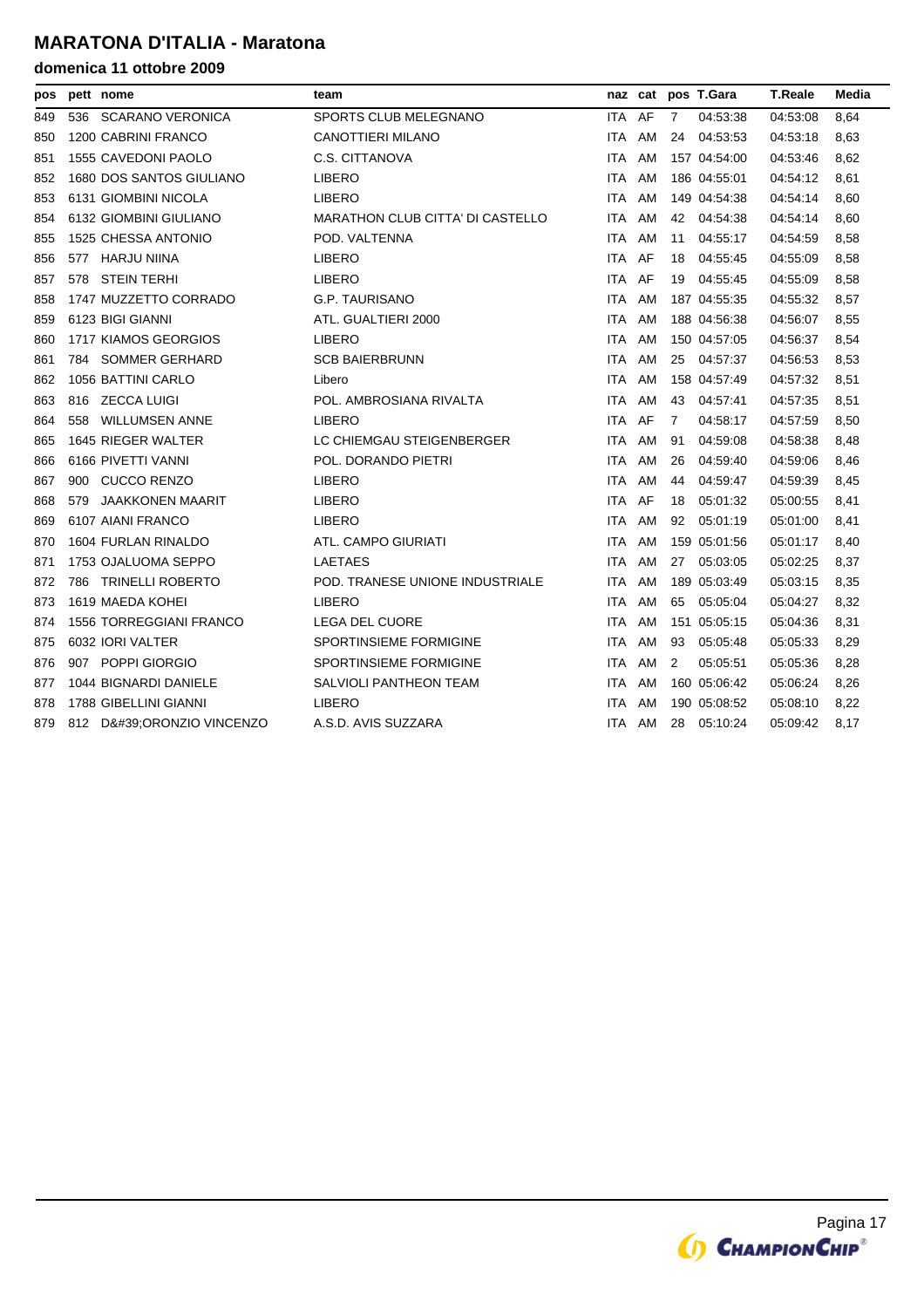# MARATONA D'ITALIA - Maratona

## domenica 11 ottobre 2009

| pos | pett | nome | team | naz | cat | pos | T.Gara | T.Reale | Media |
|---|---|---|---|---|---|---|---|---|---|
| 849 | 536 | SCARANO VERONICA | SPORTS CLUB MELEGNANO | ITA | AF | 7 | 04:53:38 | 04:53:08 | 8,64 |
| 850 | 1200 | CABRINI FRANCO | CANOTTIERI MILANO | ITA | AM | 24 | 04:53:53 | 04:53:18 | 8,63 |
| 851 | 1555 | CAVEDONI PAOLO | C.S. CITTANOVA | ITA | AM | 157 | 04:54:00 | 04:53:46 | 8,62 |
| 852 | 1680 | DOS SANTOS GIULIANO | LIBERO | ITA | AM | 186 | 04:55:01 | 04:54:12 | 8,61 |
| 853 | 6131 | GIOMBINI NICOLA | LIBERO | ITA | AM | 149 | 04:54:38 | 04:54:14 | 8,60 |
| 854 | 6132 | GIOMBINI GIULIANO | MARATHON CLUB CITTA' DI CASTELLO | ITA | AM | 42 | 04:54:38 | 04:54:14 | 8,60 |
| 855 | 1525 | CHESSA ANTONIO | POD. VALTENNA | ITA | AM | 11 | 04:55:17 | 04:54:59 | 8,58 |
| 856 | 577 | HARJU NIINA | LIBERO | ITA | AF | 18 | 04:55:45 | 04:55:09 | 8,58 |
| 857 | 578 | STEIN TERHI | LIBERO | ITA | AF | 19 | 04:55:45 | 04:55:09 | 8,58 |
| 858 | 1747 | MUZZETTO CORRADO | G.P. TAURISANO | ITA | AM | 187 | 04:55:35 | 04:55:32 | 8,57 |
| 859 | 6123 | BIGI GIANNI | ATL. GUALTIERI 2000 | ITA | AM | 188 | 04:56:38 | 04:56:07 | 8,55 |
| 860 | 1717 | KIAMOS GEORGIOS | LIBERO | ITA | AM | 150 | 04:57:05 | 04:56:37 | 8,54 |
| 861 | 784 | SOMMER GERHARD | SCB BAIERBRUNN | ITA | AM | 25 | 04:57:37 | 04:56:53 | 8,53 |
| 862 | 1056 | BATTINI CARLO | Libero | ITA | AM | 158 | 04:57:49 | 04:57:32 | 8,51 |
| 863 | 816 | ZECCA LUIGI | POL. AMBROSIANA RIVALTA | ITA | AM | 43 | 04:57:41 | 04:57:35 | 8,51 |
| 864 | 558 | WILLUMSEN ANNE | LIBERO | ITA | AF | 7 | 04:58:17 | 04:57:59 | 8,50 |
| 865 | 1645 | RIEGER WALTER | LC CHIEMGAU STEIGENBERGER | ITA | AM | 91 | 04:59:08 | 04:58:38 | 8,48 |
| 866 | 6166 | PIVETTI VANNI | POL. DORANDO PIETRI | ITA | AM | 26 | 04:59:40 | 04:59:06 | 8,46 |
| 867 | 900 | CUCCO RENZO | LIBERO | ITA | AM | 44 | 04:59:47 | 04:59:39 | 8,45 |
| 868 | 579 | JAAKKONEN MAARIT | LIBERO | ITA | AF | 18 | 05:01:32 | 05:00:55 | 8,41 |
| 869 | 6107 | AIANI FRANCO | LIBERO | ITA | AM | 92 | 05:01:19 | 05:01:00 | 8,41 |
| 870 | 1604 | FURLAN RINALDO | ATL. CAMPO GIURIATI | ITA | AM | 159 | 05:01:56 | 05:01:17 | 8,40 |
| 871 | 1753 | OJALUOMA SEPPO | LAETAES | ITA | AM | 27 | 05:03:05 | 05:02:25 | 8,37 |
| 872 | 786 | TRINELLI ROBERTO | POD. TRANESE UNIONE INDUSTRIALE | ITA | AM | 189 | 05:03:49 | 05:03:15 | 8,35 |
| 873 | 1619 | MAEDA KOHEI | LIBERO | ITA | AM | 65 | 05:05:04 | 05:04:27 | 8,32 |
| 874 | 1556 | TORREGGIANI FRANCO | LEGA DEL CUORE | ITA | AM | 151 | 05:05:15 | 05:04:36 | 8,31 |
| 875 | 6032 | IORI VALTER | SPORTINSIEME FORMIGINE | ITA | AM | 93 | 05:05:48 | 05:05:33 | 8,29 |
| 876 | 907 | POPPI GIORGIO | SPORTINSIEME FORMIGINE | ITA | AM | 2 | 05:05:51 | 05:05:36 | 8,28 |
| 877 | 1044 | BIGNARDI DANIELE | SALVIOLI PANTHEON TEAM | ITA | AM | 160 | 05:06:42 | 05:06:24 | 8,26 |
| 878 | 1788 | GIBELLINI GIANNI | LIBERO | ITA | AM | 190 | 05:08:52 | 05:08:10 | 8,22 |
| 879 | 812 | D&#39;ORONZIO VINCENZO | A.S.D. AVIS SUZZARA | ITA | AM | 28 | 05:10:24 | 05:09:42 | 8,17 |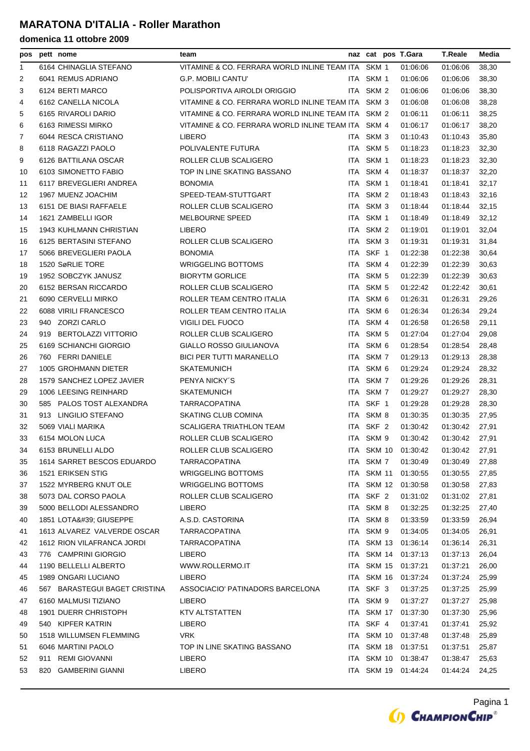# MARATONA D'ITALIA - Roller Marathon

**domenica 11 ottobre 2009**

| pos | pett | nome | team | naz | cat | pos | T.Gara | T.Reale | Media |
|---|---|---|---|---|---|---|---|---|---|
| 1 | 6164 | CHINAGLIA STEFANO | VITAMINE & CO. FERRARA WORLD INLINE TEAM | ITA | SKM | 1 | 01:06:06 | 01:06:06 | 38,30 |
| 2 | 6041 | REMUS ADRIANO | G.P. MOBILI CANTU' | ITA | SKM | 1 | 01:06:06 | 01:06:06 | 38,30 |
| 3 | 6124 | BERTI MARCO | POLISPORTIVA AIROLDI ORIGGIO | ITA | SKM | 2 | 01:06:06 | 01:06:06 | 38,30 |
| 4 | 6162 | CANELLA NICOLA | VITAMINE & CO. FERRARA WORLD INLINE TEAM | ITA | SKM | 3 | 01:06:08 | 01:06:08 | 38,28 |
| 5 | 6165 | RIVAROLI DARIO | VITAMINE & CO. FERRARA WORLD INLINE TEAM | ITA | SKM | 2 | 01:06:11 | 01:06:11 | 38,25 |
| 6 | 6163 | RIMESSI MIRKO | VITAMINE & CO. FERRARA WORLD INLINE TEAM | ITA | SKM | 4 | 01:06:17 | 01:06:17 | 38,20 |
| 7 | 6044 | RESCA CRISTIANO | LIBERO | ITA | SKM | 3 | 01:10:43 | 01:10:43 | 35,80 |
| 8 | 6118 | RAGAZZI PAOLO | POLIVALENTE FUTURA | ITA | SKM | 5 | 01:18:23 | 01:18:23 | 32,30 |
| 9 | 6126 | BATTILANA OSCAR | ROLLER CLUB SCALIGERO | ITA | SKM | 1 | 01:18:23 | 01:18:23 | 32,30 |
| 10 | 6103 | SIMONETTO FABIO | TOP IN LINE SKATING BASSANO | ITA | SKM | 4 | 01:18:37 | 01:18:37 | 32,20 |
| 11 | 6117 | BREVEGLIERI ANDREA | BONOMIA | ITA | SKM | 1 | 01:18:41 | 01:18:41 | 32,17 |
| 12 | 1967 | MUENZ JOACHIM | SPEED-TEAM-STUTTGART | ITA | SKM | 2 | 01:18:43 | 01:18:43 | 32,16 |
| 13 | 6151 | DE BIASI RAFFAELE | ROLLER CLUB SCALIGERO | ITA | SKM | 3 | 01:18:44 | 01:18:44 | 32,15 |
| 14 | 1621 | ZAMBELLI IGOR | MELBOURNE SPEED | ITA | SKM | 1 | 01:18:49 | 01:18:49 | 32,12 |
| 15 | 1943 | KUHLMANN CHRISTIAN | LIBERO | ITA | SKM | 2 | 01:19:01 | 01:19:01 | 32,04 |
| 16 | 6125 | BERTASINI STEFANO | ROLLER CLUB SCALIGERO | ITA | SKM | 3 | 01:19:31 | 01:19:31 | 31,84 |
| 17 | 5066 | BREVEGLIERI PAOLA | BONOMIA | ITA | SKF | 1 | 01:22:38 | 01:22:38 | 30,64 |
| 18 | 1520 | SøRLIE TORE | WRIGGELING BOTTOMS | ITA | SKM | 4 | 01:22:39 | 01:22:39 | 30,63 |
| 19 | 1952 | SOBCZYK JANUSZ | BIORYTM GORLICE | ITA | SKM | 5 | 01:22:39 | 01:22:39 | 30,63 |
| 20 | 6152 | BERSAN RICCARDO | ROLLER CLUB SCALIGERO | ITA | SKM | 5 | 01:22:42 | 01:22:42 | 30,61 |
| 21 | 6090 | CERVELLI MIRKO | ROLLER TEAM CENTRO ITALIA | ITA | SKM | 6 | 01:26:31 | 01:26:31 | 29,26 |
| 22 | 6088 | VIRILI FRANCESCO | ROLLER TEAM CENTRO ITALIA | ITA | SKM | 6 | 01:26:34 | 01:26:34 | 29,24 |
| 23 | 940 | ZORZI CARLO | VIGILI DEL FUOCO | ITA | SKM | 4 | 01:26:58 | 01:26:58 | 29,11 |
| 24 | 919 | BERTOLAZZI VITTORIO | ROLLER CLUB SCALIGERO | ITA | SKM | 5 | 01:27:04 | 01:27:04 | 29,08 |
| 25 | 6169 | SCHIANCHI GIORGIO | GIALLO ROSSO GIULIANOVA | ITA | SKM | 6 | 01:28:54 | 01:28:54 | 28,48 |
| 26 | 760 | FERRI DANIELE | BICI PER TUTTI MARANELLO | ITA | SKM | 7 | 01:29:13 | 01:29:13 | 28,38 |
| 27 | 1005 | GROHMANN DIETER | SKATEMUNICH | ITA | SKM | 6 | 01:29:24 | 01:29:24 | 28,32 |
| 28 | 1579 | SANCHEZ LOPEZ JAVIER | PENYA NICKY´S | ITA | SKM | 7 | 01:29:26 | 01:29:26 | 28,31 |
| 29 | 1006 | LEESING REINHARD | SKATEMUNICH | ITA | SKM | 7 | 01:29:27 | 01:29:27 | 28,30 |
| 30 | 585 | PALOS TOST ALEXANDRA | TARRACOPATINA | ITA | SKF | 1 | 01:29:28 | 01:29:28 | 28,30 |
| 31 | 913 | LINGILIO STEFANO | SKATING CLUB COMINA | ITA | SKM | 8 | 01:30:35 | 01:30:35 | 27,95 |
| 32 | 5069 | VIALI MARIKA | SCALIGERA TRIATHLON TEAM | ITA | SKF | 2 | 01:30:42 | 01:30:42 | 27,91 |
| 33 | 6154 | MOLON LUCA | ROLLER CLUB SCALIGERO | ITA | SKM | 9 | 01:30:42 | 01:30:42 | 27,91 |
| 34 | 6153 | BRUNELLI ALDO | ROLLER CLUB SCALIGERO | ITA | SKM | 10 | 01:30:42 | 01:30:42 | 27,91 |
| 35 | 1614 | SARRET BESCOS EDUARDO | TARRACOPATINA | ITA | SKM | 7 | 01:30:49 | 01:30:49 | 27,88 |
| 36 | 1521 | ERIKSEN STIG | WRIGGELING BOTTOMS | ITA | SKM | 11 | 01:30:55 | 01:30:55 | 27,85 |
| 37 | 1522 | MYRBERG KNUT OLE | WRIGGELING BOTTOMS | ITA | SKM | 12 | 01:30:58 | 01:30:58 | 27,83 |
| 38 | 5073 | DAL CORSO PAOLA | ROLLER CLUB SCALIGERO | ITA | SKF | 2 | 01:31:02 | 01:31:02 | 27,81 |
| 39 | 5000 | BELLODI ALESSANDRO | LIBERO | ITA | SKM | 8 | 01:32:25 | 01:32:25 | 27,40 |
| 40 | 1851 | LOTA&#39; GIUSEPPE | A.S.D. CASTORINA | ITA | SKM | 8 | 01:33:59 | 01:33:59 | 26,94 |
| 41 | 1613 | ALVAREZ VALVERDE OSCAR | TARRACOPATINA | ITA | SKM | 9 | 01:34:05 | 01:34:05 | 26,91 |
| 42 | 1612 | RION VILAFRANCA JORDI | TARRACOPATINA | ITA | SKM | 13 | 01:36:14 | 01:36:14 | 26,31 |
| 43 | 776 | CAMPRINI GIORGIO | LIBERO | ITA | SKM | 14 | 01:37:13 | 01:37:13 | 26,04 |
| 44 | 1190 | BELLELLI ALBERTO | WWW.ROLLERMO.IT | ITA | SKM | 15 | 01:37:21 | 01:37:21 | 26,00 |
| 45 | 1989 | ONGARI LUCIANO | LIBERO | ITA | SKM | 16 | 01:37:24 | 01:37:24 | 25,99 |
| 46 | 567 | BARASTEGUI BAGET CRISTINA | ASSOCIACIO' PATINADORS BARCELONA | ITA | SKF | 3 | 01:37:25 | 01:37:25 | 25,99 |
| 47 | 6160 | MALMUSI TIZIANO | LIBERO | ITA | SKM | 9 | 01:37:27 | 01:37:27 | 25,98 |
| 48 | 1901 | DUERR CHRISTOPH | KTV ALTSTATTEN | ITA | SKM | 17 | 01:37:30 | 01:37:30 | 25,96 |
| 49 | 540 | KIPFER KATRIN | LIBERO | ITA | SKF | 4 | 01:37:41 | 01:37:41 | 25,92 |
| 50 | 1518 | WILLUMSEN FLEMMING | VRK | ITA | SKM | 10 | 01:37:48 | 01:37:48 | 25,89 |
| 51 | 6046 | MARTINI PAOLO | TOP IN LINE SKATING BASSANO | ITA | SKM | 18 | 01:37:51 | 01:37:51 | 25,87 |
| 52 | 911 | REMI GIOVANNI | LIBERO | ITA | SKM | 10 | 01:38:47 | 01:38:47 | 25,63 |
| 53 | 820 | GAMBERINI GIANNI | LIBERO | ITA | SKM | 19 | 01:44:24 | 01:44:24 | 24,25 |

ChampionChip®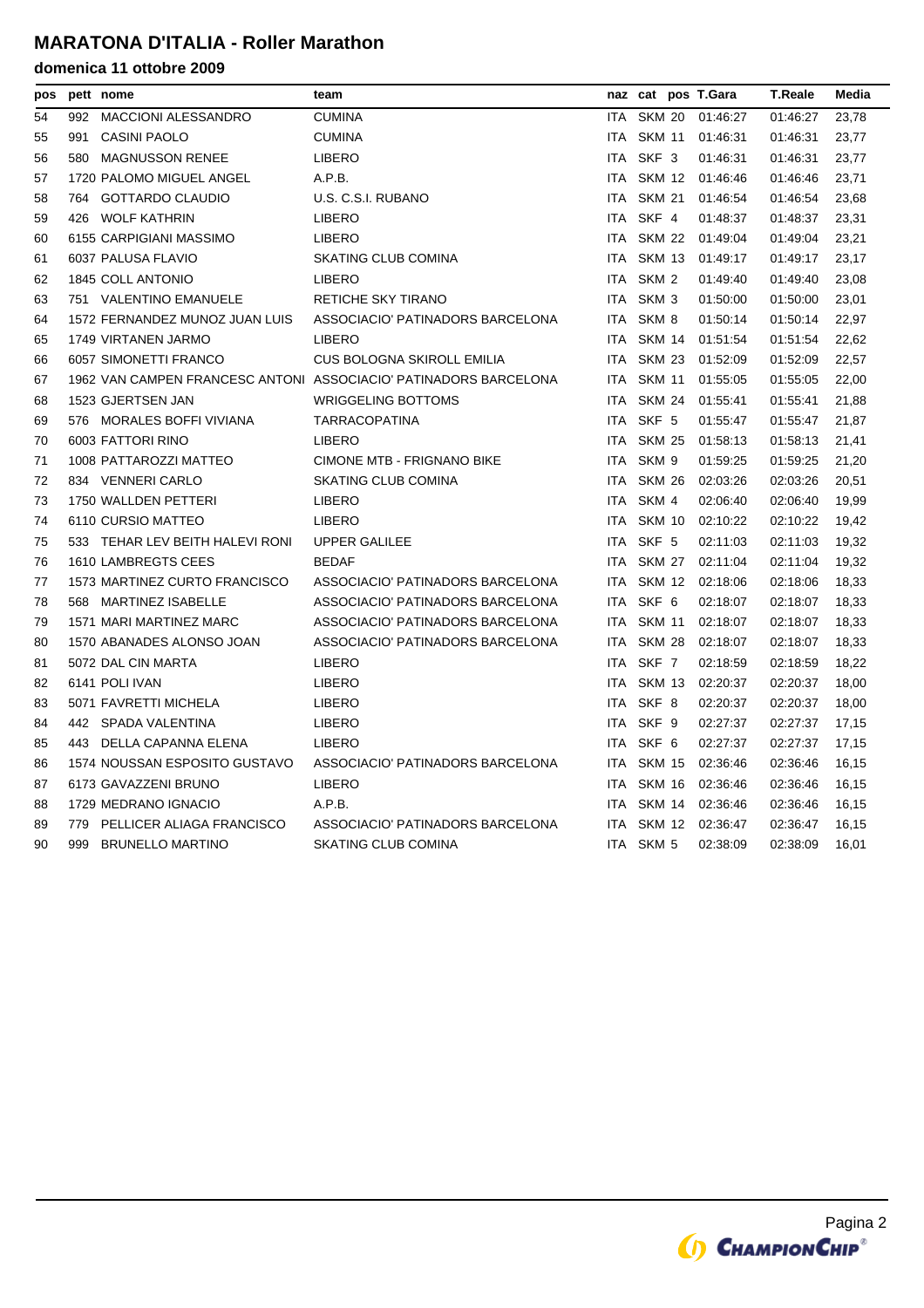# MARATONA D'ITALIA - Roller Marathon

## domenica 11 ottobre 2009

| pos | pett | nome | team | naz | cat | pos | T.Gara | T.Reale | Media |
|---|---|---|---|---|---|---|---|---|---|
| 54 | 992 | MACCIONI ALESSANDRO | CUMINA | ITA | SKM | 20 | 01:46:27 | 01:46:27 | 23,78 |
| 55 | 991 | CASINI PAOLO | CUMINA | ITA | SKM | 11 | 01:46:31 | 01:46:31 | 23,77 |
| 56 | 580 | MAGNUSSON RENEE | LIBERO | ITA | SKF | 3 | 01:46:31 | 01:46:31 | 23,77 |
| 57 | 1720 | PALOMO MIGUEL ANGEL | A.P.B. | ITA | SKM | 12 | 01:46:46 | 01:46:46 | 23,71 |
| 58 | 764 | GOTTARDO CLAUDIO | U.S. C.S.I. RUBANO | ITA | SKM | 21 | 01:46:54 | 01:46:54 | 23,68 |
| 59 | 426 | WOLF KATHRIN | LIBERO | ITA | SKF | 4 | 01:48:37 | 01:48:37 | 23,31 |
| 60 | 6155 | CARPIGIANI MASSIMO | LIBERO | ITA | SKM | 22 | 01:49:04 | 01:49:04 | 23,21 |
| 61 | 6037 | PALUSA FLAVIO | SKATING CLUB COMINA | ITA | SKM | 13 | 01:49:17 | 01:49:17 | 23,17 |
| 62 | 1845 | COLL ANTONIO | LIBERO | ITA | SKM | 2 | 01:49:40 | 01:49:40 | 23,08 |
| 63 | 751 | VALENTINO EMANUELE | RETICHE SKY TIRANO | ITA | SKM | 3 | 01:50:00 | 01:50:00 | 23,01 |
| 64 | 1572 | FERNANDEZ MUNOZ JUAN LUIS | ASSOCIACIO' PATINADORS BARCELONA | ITA | SKM | 8 | 01:50:14 | 01:50:14 | 22,97 |
| 65 | 1749 | VIRTANEN JARMO | LIBERO | ITA | SKM | 14 | 01:51:54 | 01:51:54 | 22,62 |
| 66 | 6057 | SIMONETTI FRANCO | CUS BOLOGNA SKIROLL EMILIA | ITA | SKM | 23 | 01:52:09 | 01:52:09 | 22,57 |
| 67 | 1962 | VAN CAMPEN FRANCESC ANTONI | ASSOCIACIO' PATINADORS BARCELONA | ITA | SKM | 11 | 01:55:05 | 01:55:05 | 22,00 |
| 68 | 1523 | GJERTSEN JAN | WRIGGELING BOTTOMS | ITA | SKM | 24 | 01:55:41 | 01:55:41 | 21,88 |
| 69 | 576 | MORALES BOFFI VIVIANA | TARRACOPATINA | ITA | SKF | 5 | 01:55:47 | 01:55:47 | 21,87 |
| 70 | 6003 | FATTORI RINO | LIBERO | ITA | SKM | 25 | 01:58:13 | 01:58:13 | 21,41 |
| 71 | 1008 | PATTAROZZI MATTEO | CIMONE MTB - FRIGNANO BIKE | ITA | SKM | 9 | 01:59:25 | 01:59:25 | 21,20 |
| 72 | 834 | VENNERI CARLO | SKATING CLUB COMINA | ITA | SKM | 26 | 02:03:26 | 02:03:26 | 20,51 |
| 73 | 1750 | WALLDEN PETTERI | LIBERO | ITA | SKM | 4 | 02:06:40 | 02:06:40 | 19,99 |
| 74 | 6110 | CURSIO MATTEO | LIBERO | ITA | SKM | 10 | 02:10:22 | 02:10:22 | 19,42 |
| 75 | 533 | TEHAR LEV BEITH HALEVI RONI | UPPER GALILEE | ITA | SKF | 5 | 02:11:03 | 02:11:03 | 19,32 |
| 76 | 1610 | LAMBREGTS CEES | BEDAF | ITA | SKM | 27 | 02:11:04 | 02:11:04 | 19,32 |
| 77 | 1573 | MARTINEZ CURTO FRANCISCO | ASSOCIACIO' PATINADORS BARCELONA | ITA | SKM | 12 | 02:18:06 | 02:18:06 | 18,33 |
| 78 | 568 | MARTINEZ ISABELLE | ASSOCIACIO' PATINADORS BARCELONA | ITA | SKF | 6 | 02:18:07 | 02:18:07 | 18,33 |
| 79 | 1571 | MARI MARTINEZ MARC | ASSOCIACIO' PATINADORS BARCELONA | ITA | SKM | 11 | 02:18:07 | 02:18:07 | 18,33 |
| 80 | 1570 | ABANADES ALONSO JOAN | ASSOCIACIO' PATINADORS BARCELONA | ITA | SKM | 28 | 02:18:07 | 02:18:07 | 18,33 |
| 81 | 5072 | DAL CIN MARTA | LIBERO | ITA | SKF | 7 | 02:18:59 | 02:18:59 | 18,22 |
| 82 | 6141 | POLI IVAN | LIBERO | ITA | SKM | 13 | 02:20:37 | 02:20:37 | 18,00 |
| 83 | 5071 | FAVRETTI MICHELA | LIBERO | ITA | SKF | 8 | 02:20:37 | 02:20:37 | 18,00 |
| 84 | 442 | SPADA VALENTINA | LIBERO | ITA | SKF | 9 | 02:27:37 | 02:27:37 | 17,15 |
| 85 | 443 | DELLA CAPANNA ELENA | LIBERO | ITA | SKF | 6 | 02:27:37 | 02:27:37 | 17,15 |
| 86 | 1574 | NOUSSAN ESPOSITO GUSTAVO | ASSOCIACIO' PATINADORS BARCELONA | ITA | SKM | 15 | 02:36:46 | 02:36:46 | 16,15 |
| 87 | 6173 | GAVAZZENI BRUNO | LIBERO | ITA | SKM | 16 | 02:36:46 | 02:36:46 | 16,15 |
| 88 | 1729 | MEDRANO IGNACIO | A.P.B. | ITA | SKM | 14 | 02:36:46 | 02:36:46 | 16,15 |
| 89 | 779 | PELLICER ALIAGA FRANCISCO | ASSOCIACIO' PATINADORS BARCELONA | ITA | SKM | 12 | 02:36:47 | 02:36:47 | 16,15 |
| 90 | 999 | BRUNELLO MARTINO | SKATING CLUB COMINA | ITA | SKM | 5 | 02:38:09 | 02:38:09 | 16,01 |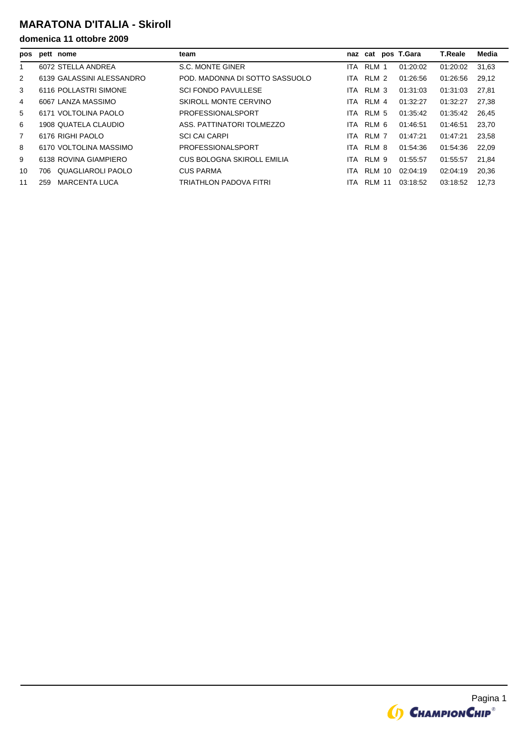# MARATONA D'ITALIA - Skiroll

### domenica 11 ottobre 2009

| pos | pett | nome | team | naz | cat | pos | T.Gara | T.Reale | Media |
|---|---|---|---|---|---|---|---|---|---|
| 1 | 6072 | STELLA ANDREA | S.C. MONTE GINER | ITA | RLM | 1 | 01:20:02 | 01:20:02 | 31,63 |
| 2 | 6139 | GALASSINI ALESSANDRO | POD. MADONNA DI SOTTO SASSUOLO | ITA | RLM | 2 | 01:26:56 | 01:26:56 | 29,12 |
| 3 | 6116 | POLLASTRI SIMONE | SCI FONDO PAVULLESE | ITA | RLM | 3 | 01:31:03 | 01:31:03 | 27,81 |
| 4 | 6067 | LANZA MASSIMO | SKIROLL MONTE CERVINO | ITA | RLM | 4 | 01:32:27 | 01:32:27 | 27,38 |
| 5 | 6171 | VOLTOLINA PAOLO | PROFESSIONALSPORT | ITA | RLM | 5 | 01:35:42 | 01:35:42 | 26,45 |
| 6 | 1908 | QUATELA CLAUDIO | ASS. PATTINATORI TOLMEZZO | ITA | RLM | 6 | 01:46:51 | 01:46:51 | 23,70 |
| 7 | 6176 | RIGHI PAOLO | SCI CAI CARPI | ITA | RLM | 7 | 01:47:21 | 01:47:21 | 23,58 |
| 8 | 6170 | VOLTOLINA MASSIMO | PROFESSIONALSPORT | ITA | RLM | 8 | 01:54:36 | 01:54:36 | 22,09 |
| 9 | 6138 | ROVINA GIAMPIERO | CUS BOLOGNA SKIROLL EMILIA | ITA | RLM | 9 | 01:55:57 | 01:55:57 | 21,84 |
| 10 | 706 | QUAGLIAROLI PAOLO | CUS PARMA | ITA | RLM | 10 | 02:04:19 | 02:04:19 | 20,36 |
| 11 | 259 | MARCENTA LUCA | TRIATHLON PADOVA FITRI | ITA | RLM | 11 | 03:18:52 | 03:18:52 | 12,73 |

ChampionChip